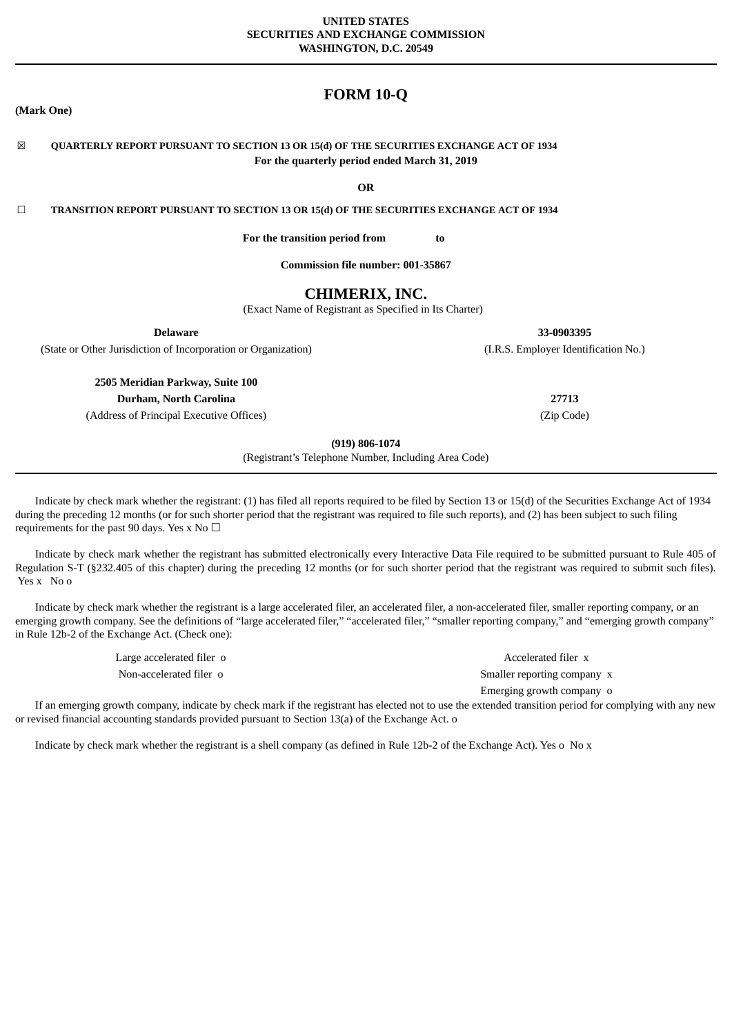**UNITED STATES**
**SECURITIES AND EXCHANGE COMMISSION**
**WASHINGTON, D.C. 20549**

# FORM 10-Q

**(Mark One)**

☒ **QUARTERLY REPORT PURSUANT TO SECTION 13 OR 15(d) OF THE SECURITIES EXCHANGE ACT OF 1934**
**For the quarterly period ended March 31, 2019**

**OR**

☐ **TRANSITION REPORT PURSUANT TO SECTION 13 OR 15(d) OF THE SECURITIES EXCHANGE ACT OF 1934**

**For the transition period from to**

**Commission file number: 001-35867**

## CHIMERIX, INC.

(Exact Name of Registrant as Specified in Its Charter)

| **Delaware** | **33-0903395** |
|---|---|
| (State or Other Jurisdiction of Incorporation or Organization) | (I.R.S. Employer Identification No.) |

| **2505 Meridian Parkway, Suite 100** | |
|---|---|
| **Durham, North Carolina** | **27713** |
| (Address of Principal Executive Offices) | (Zip Code) |

**(919) 806-1074**
(Registrant's Telephone Number, Including Area Code)

Indicate by check mark whether the registrant: (1) has filed all reports required to be filed by Section 13 or 15(d) of the Securities Exchange Act of 1934 during the preceding 12 months (or for such shorter period that the registrant was required to file such reports), and (2) has been subject to such filing requirements for the past 90 days. Yes x No ☐

Indicate by check mark whether the registrant has submitted electronically every Interactive Data File required to be submitted pursuant to Rule 405 of Regulation S-T (§232.405 of this chapter) during the preceding 12 months (or for such shorter period that the registrant was required to submit such files). Yes x No o

Indicate by check mark whether the registrant is a large accelerated filer, an accelerated filer, a non-accelerated filer, smaller reporting company, or an emerging growth company. See the definitions of "large accelerated filer," "accelerated filer," "smaller reporting company," and "emerging growth company" in Rule 12b-2 of the Exchange Act. (Check one):

| | |
|---|---|
| Large accelerated filer o | Accelerated filer x |
| Non-accelerated filer o | Smaller reporting company x |
| | Emerging growth company o |

If an emerging growth company, indicate by check mark if the registrant has elected not to use the extended transition period for complying with any new or revised financial accounting standards provided pursuant to Section 13(a) of the Exchange Act. o

Indicate by check mark whether the registrant is a shell company (as defined in Rule 12b-2 of the Exchange Act). Yes o No x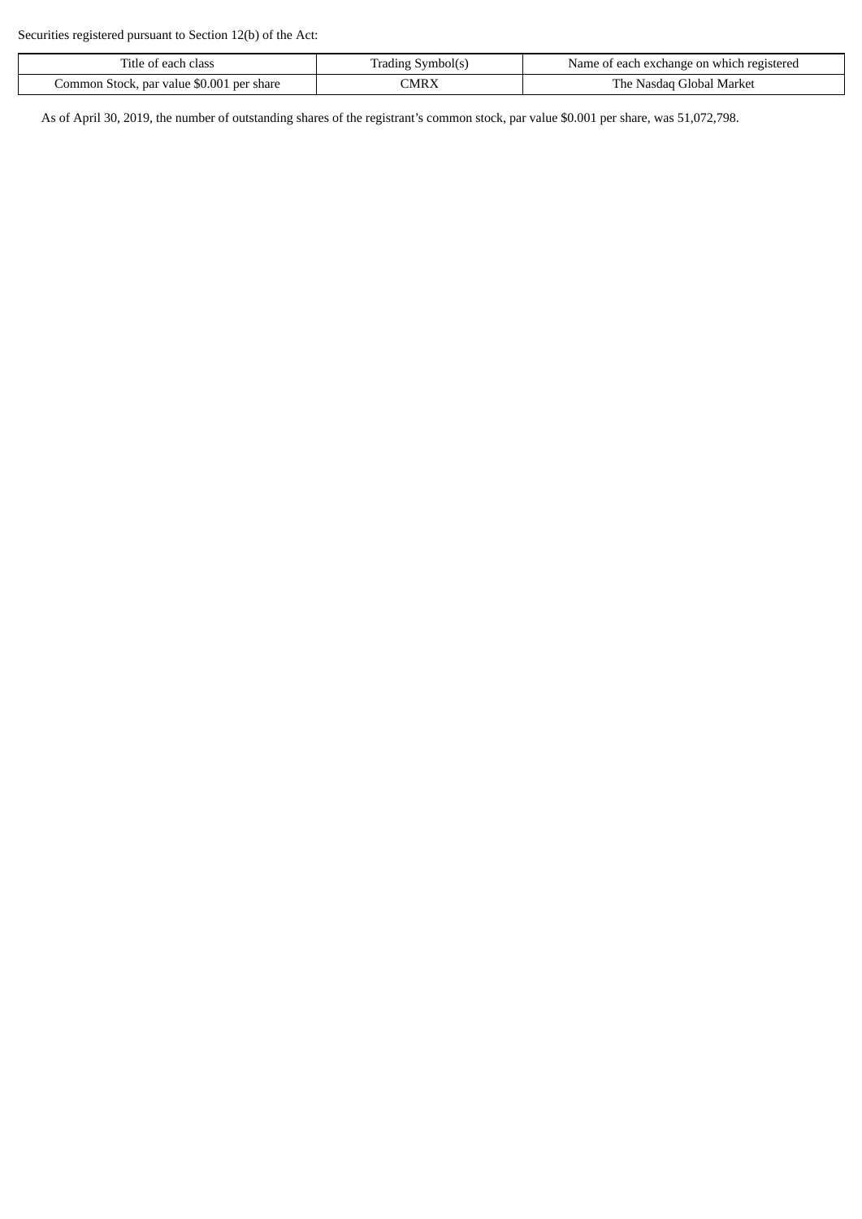Securities registered pursuant to Section 12(b) of the Act:

| Title of each class | Trading Symbol(s) | Name of each exchange on which registered |
| --- | --- | --- |
| Common Stock, par value $0.001 per share | CMRX | The Nasdaq Global Market |

As of April 30, 2019, the number of outstanding shares of the registrant's common stock, par value $0.001 per share, was 51,072,798.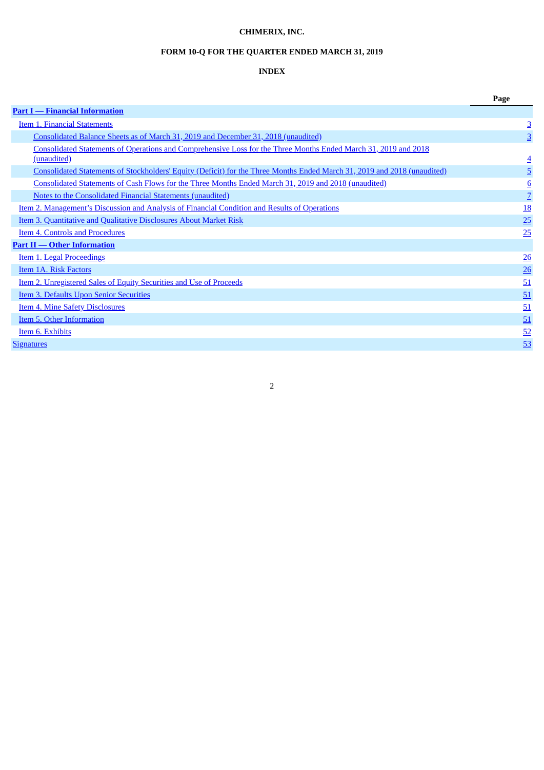**CHIMERIX, INC.**

**FORM 10-Q FOR THE QUARTER ENDED MARCH 31, 2019**

**INDEX**

| | Page |
|---|---|
| **Part I — Financial Information** | |
| Item 1. Financial Statements | 3 |
| Consolidated Balance Sheets as of March 31, 2019 and December 31, 2018 (unaudited) | 3 |
| Consolidated Statements of Operations and Comprehensive Loss for the Three Months Ended March 31, 2019 and 2018 (unaudited) | 4 |
| Consolidated Statements of Stockholders' Equity (Deficit) for the Three Months Ended March 31, 2019 and 2018 (unaudited) | 5 |
| Consolidated Statements of Cash Flows for the Three Months Ended March 31, 2019 and 2018 (unaudited) | 6 |
| Notes to the Consolidated Financial Statements (unaudited) | 7 |
| Item 2. Management's Discussion and Analysis of Financial Condition and Results of Operations | 18 |
| Item 3. Quantitative and Qualitative Disclosures About Market Risk | 25 |
| Item 4. Controls and Procedures | 25 |
| **Part II — Other Information** | |
| Item 1. Legal Proceedings | 26 |
| Item 1A. Risk Factors | 26 |
| Item 2. Unregistered Sales of Equity Securities and Use of Proceeds | 51 |
| Item 3. Defaults Upon Senior Securities | 51 |
| Item 4. Mine Safety Disclosures | 51 |
| Item 5. Other Information | 51 |
| Item 6. Exhibits | 52 |
| Signatures | 53 |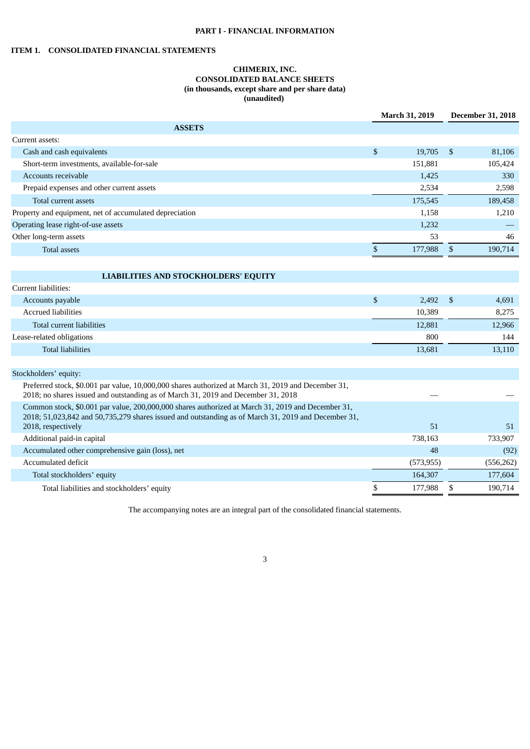# PART I - FINANCIAL INFORMATION

## ITEM 1. CONSOLIDATED FINANCIAL STATEMENTS

### CHIMERIX, INC.
### CONSOLIDATED BALANCE SHEETS
### (in thousands, except share and per share data)
### (unaudited)

| | March 31, 2019 | December 31, 2018 |
|---|---|---|
| **ASSETS** | | |
| Current assets: | | |
| Cash and cash equivalents | $ 19,705 | $ 81,106 |
| Short-term investments, available-for-sale | 151,881 | 105,424 |
| Accounts receivable | 1,425 | 330 |
| Prepaid expenses and other current assets | 2,534 | 2,598 |
| Total current assets | 175,545 | 189,458 |
| Property and equipment, net of accumulated depreciation | 1,158 | 1,210 |
| Operating lease right-of-use assets | 1,232 | — |
| Other long-term assets | 53 | 46 |
| Total assets | $ 177,988 | $ 190,714 |
| **LIABILITIES AND STOCKHOLDERS' EQUITY** | | |
| Current liabilities: | | |
| Accounts payable | $ 2,492 | $ 4,691 |
| Accrued liabilities | 10,389 | 8,275 |
| Total current liabilities | 12,881 | 12,966 |
| Lease-related obligations | 800 | 144 |
| Total liabilities | 13,681 | 13,110 |
| Stockholders' equity: | | |
| Preferred stock, $0.001 par value, 10,000,000 shares authorized at March 31, 2019 and December 31, 2018; no shares issued and outstanding as of March 31, 2019 and December 31, 2018 | — | — |
| Common stock, $0.001 par value, 200,000,000 shares authorized at March 31, 2019 and December 31, 2018; 51,023,842 and 50,735,279 shares issued and outstanding as of March 31, 2019 and December 31, 2018, respectively | 51 | 51 |
| Additional paid-in capital | 738,163 | 733,907 |
| Accumulated other comprehensive gain (loss), net | 48 | (92) |
| Accumulated deficit | (573,955) | (556,262) |
| Total stockholders' equity | 164,307 | 177,604 |
| Total liabilities and stockholders' equity | $ 177,988 | $ 190,714 |

The accompanying notes are an integral part of the consolidated financial statements.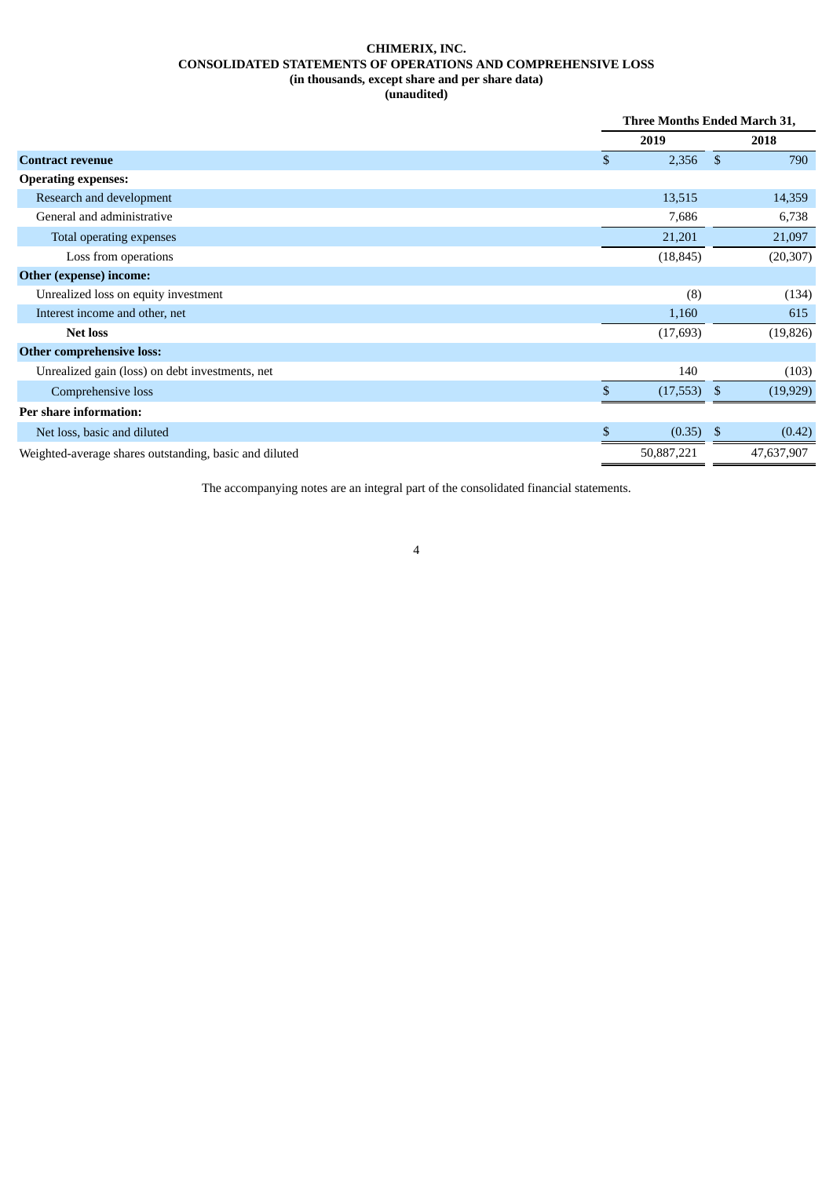**CHIMERIX, INC.**
**CONSOLIDATED STATEMENTS OF OPERATIONS AND COMPREHENSIVE LOSS**
**(in thousands, except share and per share data)**
**(unaudited)**

| | Three Months Ended March 31, | |
|---|---|---|
| | **2019** | **2018** |
| **Contract revenue** | $ 2,356 | $ 790 |
| **Operating expenses:** | | |
| Research and development | 13,515 | 14,359 |
| General and administrative | 7,686 | 6,738 |
| Total operating expenses | 21,201 | 21,097 |
| Loss from operations | (18,845) | (20,307) |
| **Other (expense) income:** | | |
| Unrealized loss on equity investment | (8) | (134) |
| Interest income and other, net | 1,160 | 615 |
| **Net loss** | (17,693) | (19,826) |
| **Other comprehensive loss:** | | |
| Unrealized gain (loss) on debt investments, net | 140 | (103) |
| Comprehensive loss | $ (17,553) | $ (19,929) |
| **Per share information:** | | |
| Net loss, basic and diluted | $ (0.35) | $ (0.42) |
| Weighted-average shares outstanding, basic and diluted | 50,887,221 | 47,637,907 |

The accompanying notes are an integral part of the consolidated financial statements.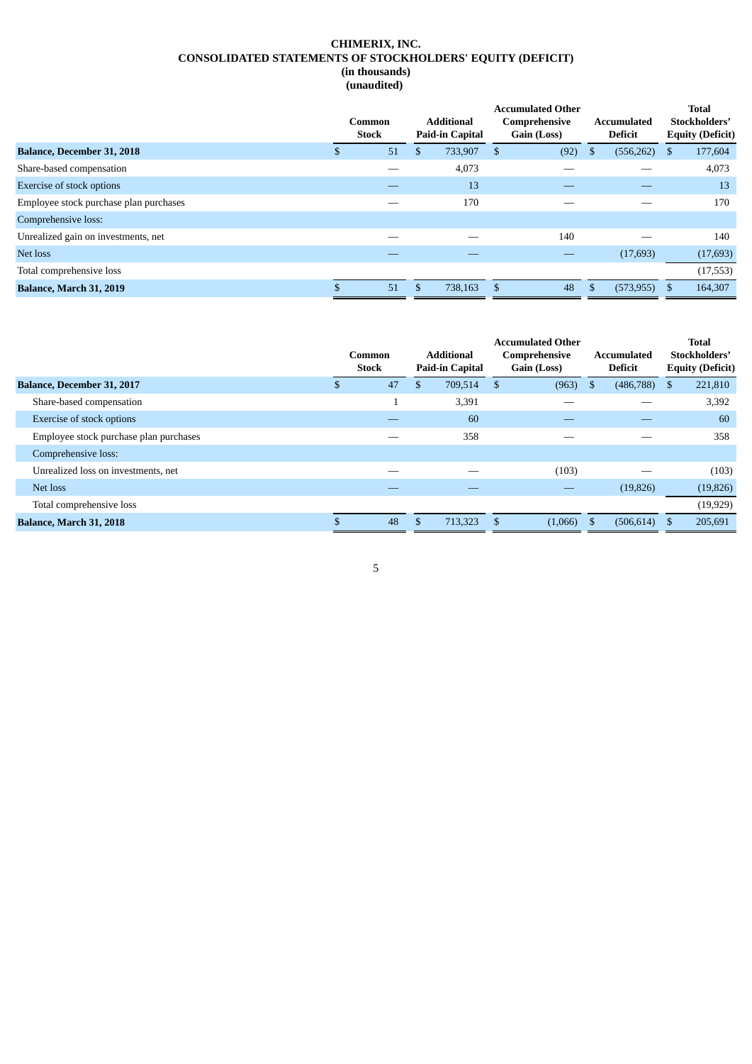# CHIMERIX, INC.
## CONSOLIDATED STATEMENTS OF STOCKHOLDERS' EQUITY (DEFICIT)
### (in thousands)
### (unaudited)

| | Common Stock | Additional Paid-in Capital | Accumulated Other Comprehensive Gain (Loss) | Accumulated Deficit | Total Stockholders' Equity (Deficit) |
|---|---|---|---|---|---|
| **Balance, December 31, 2018** | $ 51 | $ 733,907 | $ (92) | $ (556,262) | $ 177,604 |
| Share-based compensation | — | 4,073 | — | — | 4,073 |
| Exercise of stock options | — | 13 | — | — | 13 |
| Employee stock purchase plan purchases | — | 170 | — | — | 170 |
| Comprehensive loss: | | | | | |
| Unrealized gain on investments, net | — | — | 140 | — | 140 |
| Net loss | — | — | — | (17,693) | (17,693) |
| Total comprehensive loss | | | | | (17,553) |
| **Balance, March 31, 2019** | $ 51 | $ 738,163 | $ 48 | $ (573,955) | $ 164,307 |

| | Common Stock | Additional Paid-in Capital | Accumulated Other Comprehensive Gain (Loss) | Accumulated Deficit | Total Stockholders' Equity (Deficit) |
|---|---|---|---|---|---|
| **Balance, December 31, 2017** | $ 47 | $ 709,514 | $ (963) | $ (486,788) | $ 221,810 |
| Share-based compensation | 1 | 3,391 | — | — | 3,392 |
| Exercise of stock options | — | 60 | — | — | 60 |
| Employee stock purchase plan purchases | — | 358 | — | — | 358 |
| Comprehensive loss: | | | | | |
| Unrealized loss on investments, net | — | — | (103) | — | (103) |
| Net loss | — | — | — | (19,826) | (19,826) |
| Total comprehensive loss | | | | | (19,929) |
| **Balance, March 31, 2018** | $ 48 | $ 713,323 | $ (1,066) | $ (506,614) | $ 205,691 |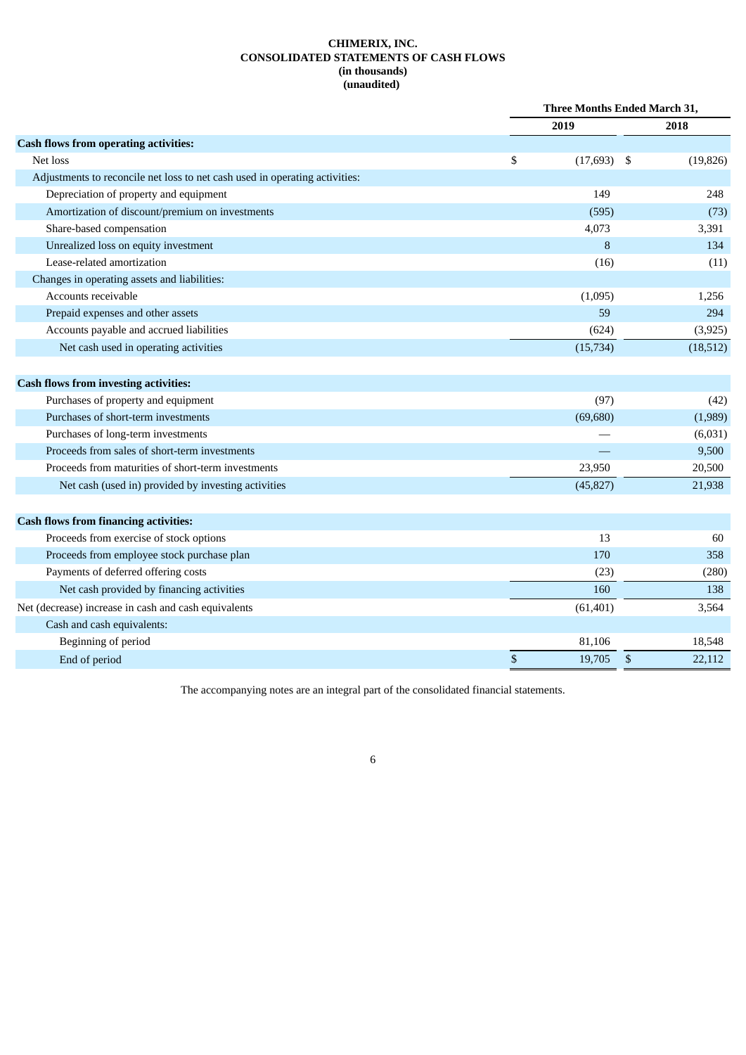**CHIMERIX, INC.**
**CONSOLIDATED STATEMENTS OF CASH FLOWS**
**(in thousands)**
**(unaudited)**

| | Three Months Ended March 31, | |
|---|---|---|
| | 2019 | 2018 |
| **Cash flows from operating activities:** | | |
| Net loss | $ (17,693) | $ (19,826) |
| Adjustments to reconcile net loss to net cash used in operating activities: | | |
| Depreciation of property and equipment | 149 | 248 |
| Amortization of discount/premium on investments | (595) | (73) |
| Share-based compensation | 4,073 | 3,391 |
| Unrealized loss on equity investment | 8 | 134 |
| Lease-related amortization | (16) | (11) |
| Changes in operating assets and liabilities: | | |
| Accounts receivable | (1,095) | 1,256 |
| Prepaid expenses and other assets | 59 | 294 |
| Accounts payable and accrued liabilities | (624) | (3,925) |
| Net cash used in operating activities | (15,734) | (18,512) |
| **Cash flows from investing activities:** | | |
| Purchases of property and equipment | (97) | (42) |
| Purchases of short-term investments | (69,680) | (1,989) |
| Purchases of long-term investments | — | (6,031) |
| Proceeds from sales of short-term investments | — | 9,500 |
| Proceeds from maturities of short-term investments | 23,950 | 20,500 |
| Net cash (used in) provided by investing activities | (45,827) | 21,938 |
| **Cash flows from financing activities:** | | |
| Proceeds from exercise of stock options | 13 | 60 |
| Proceeds from employee stock purchase plan | 170 | 358 |
| Payments of deferred offering costs | (23) | (280) |
| Net cash provided by financing activities | 160 | 138 |
| Net (decrease) increase in cash and cash equivalents | (61,401) | 3,564 |
| Cash and cash equivalents: | | |
| Beginning of period | 81,106 | 18,548 |
| End of period | $ 19,705 | $ 22,112 |

The accompanying notes are an integral part of the consolidated financial statements.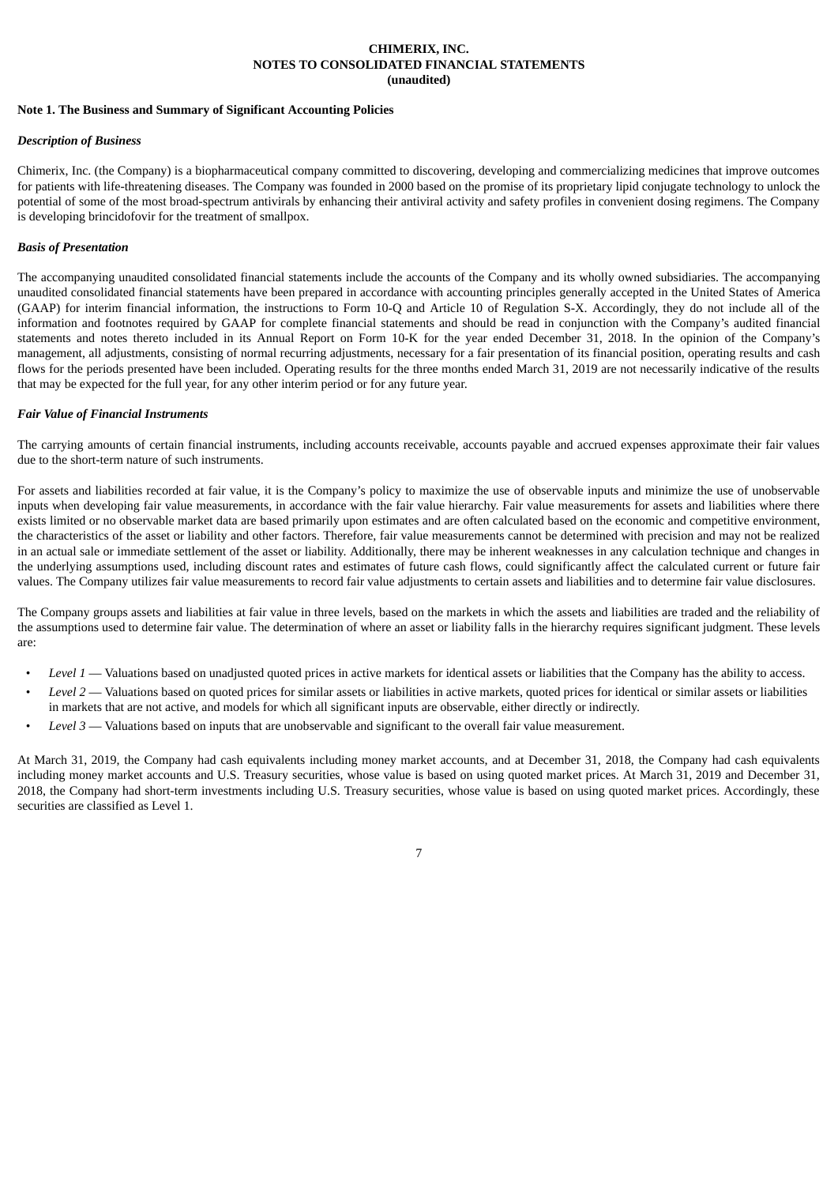**CHIMERIX, INC.**
**NOTES TO CONSOLIDATED FINANCIAL STATEMENTS**
**(unaudited)**

**Note 1. The Business and Summary of Significant Accounting Policies**

***Description of Business***

Chimerix, Inc. (the Company) is a biopharmaceutical company committed to discovering, developing and commercializing medicines that improve outcomes for patients with life-threatening diseases. The Company was founded in 2000 based on the promise of its proprietary lipid conjugate technology to unlock the potential of some of the most broad-spectrum antivirals by enhancing their antiviral activity and safety profiles in convenient dosing regimens. The Company is developing brincidofovir for the treatment of smallpox.

***Basis of Presentation***

The accompanying unaudited consolidated financial statements include the accounts of the Company and its wholly owned subsidiaries. The accompanying unaudited consolidated financial statements have been prepared in accordance with accounting principles generally accepted in the United States of America (GAAP) for interim financial information, the instructions to Form 10-Q and Article 10 of Regulation S-X. Accordingly, they do not include all of the information and footnotes required by GAAP for complete financial statements and should be read in conjunction with the Company's audited financial statements and notes thereto included in its Annual Report on Form 10-K for the year ended December 31, 2018. In the opinion of the Company's management, all adjustments, consisting of normal recurring adjustments, necessary for a fair presentation of its financial position, operating results and cash flows for the periods presented have been included. Operating results for the three months ended March 31, 2019 are not necessarily indicative of the results that may be expected for the full year, for any other interim period or for any future year.

***Fair Value of Financial Instruments***

The carrying amounts of certain financial instruments, including accounts receivable, accounts payable and accrued expenses approximate their fair values due to the short-term nature of such instruments.

For assets and liabilities recorded at fair value, it is the Company's policy to maximize the use of observable inputs and minimize the use of unobservable inputs when developing fair value measurements, in accordance with the fair value hierarchy. Fair value measurements for assets and liabilities where there exists limited or no observable market data are based primarily upon estimates and are often calculated based on the economic and competitive environment, the characteristics of the asset or liability and other factors. Therefore, fair value measurements cannot be determined with precision and may not be realized in an actual sale or immediate settlement of the asset or liability. Additionally, there may be inherent weaknesses in any calculation technique and changes in the underlying assumptions used, including discount rates and estimates of future cash flows, could significantly affect the calculated current or future fair values. The Company utilizes fair value measurements to record fair value adjustments to certain assets and liabilities and to determine fair value disclosures.

The Company groups assets and liabilities at fair value in three levels, based on the markets in which the assets and liabilities are traded and the reliability of the assumptions used to determine fair value. The determination of where an asset or liability falls in the hierarchy requires significant judgment. These levels are:

- *Level 1* — Valuations based on unadjusted quoted prices in active markets for identical assets or liabilities that the Company has the ability to access.
- *Level 2* — Valuations based on quoted prices for similar assets or liabilities in active markets, quoted prices for identical or similar assets or liabilities in markets that are not active, and models for which all significant inputs are observable, either directly or indirectly.
- *Level 3* — Valuations based on inputs that are unobservable and significant to the overall fair value measurement.

At March 31, 2019, the Company had cash equivalents including money market accounts, and at December 31, 2018, the Company had cash equivalents including money market accounts and U.S. Treasury securities, whose value is based on using quoted market prices. At March 31, 2019 and December 31, 2018, the Company had short-term investments including U.S. Treasury securities, whose value is based on using quoted market prices. Accordingly, these securities are classified as Level 1.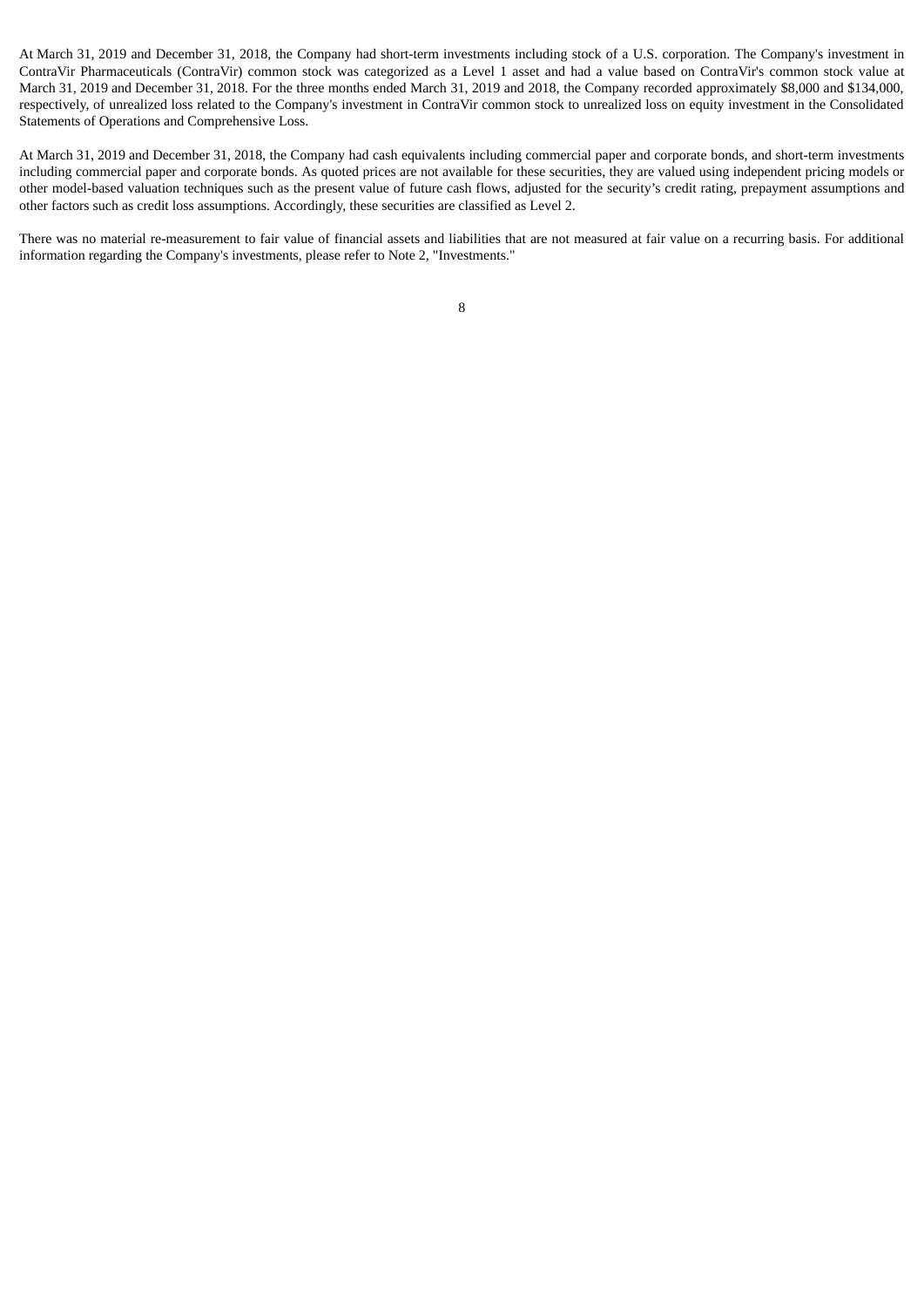At March 31, 2019 and December 31, 2018, the Company had short-term investments including stock of a U.S. corporation. The Company's investment in ContraVir Pharmaceuticals (ContraVir) common stock was categorized as a Level 1 asset and had a value based on ContraVir's common stock value at March 31, 2019 and December 31, 2018. For the three months ended March 31, 2019 and 2018, the Company recorded approximately $8,000 and $134,000, respectively, of unrealized loss related to the Company's investment in ContraVir common stock to unrealized loss on equity investment in the Consolidated Statements of Operations and Comprehensive Loss.

At March 31, 2019 and December 31, 2018, the Company had cash equivalents including commercial paper and corporate bonds, and short-term investments including commercial paper and corporate bonds. As quoted prices are not available for these securities, they are valued using independent pricing models or other model-based valuation techniques such as the present value of future cash flows, adjusted for the security's credit rating, prepayment assumptions and other factors such as credit loss assumptions. Accordingly, these securities are classified as Level 2.

There was no material re-measurement to fair value of financial assets and liabilities that are not measured at fair value on a recurring basis. For additional information regarding the Company's investments, please refer to Note 2, "Investments."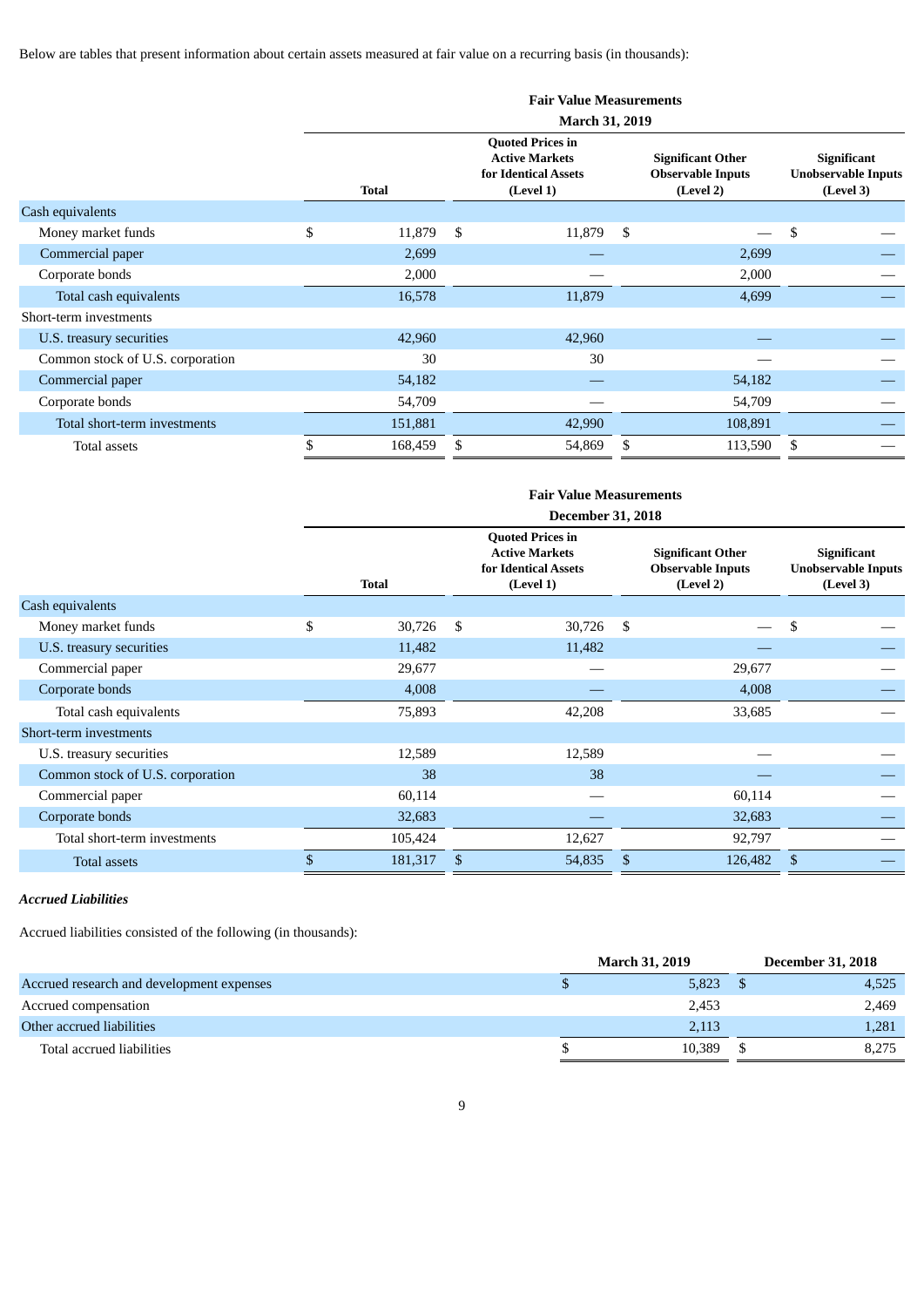Below are tables that present information about certain assets measured at fair value on a recurring basis (in thousands):

| | Fair Value Measurements March 31, 2019 | | | |
|---|---|---|---|---|
| | Total | Quoted Prices in Active Markets for Identical Assets (Level 1) | Significant Other Observable Inputs (Level 2) | Significant Unobservable Inputs (Level 3) |
| Cash equivalents | | | | |
| Money market funds | $ 11,879 | $ 11,879 | $ — | $ — |
| Commercial paper | 2,699 | — | 2,699 | — |
| Corporate bonds | 2,000 | — | 2,000 | — |
| Total cash equivalents | 16,578 | 11,879 | 4,699 | — |
| Short-term investments | | | | |
| U.S. treasury securities | 42,960 | 42,960 | — | — |
| Common stock of U.S. corporation | 30 | 30 | — | — |
| Commercial paper | 54,182 | — | 54,182 | — |
| Corporate bonds | 54,709 | — | 54,709 | — |
| Total short-term investments | 151,881 | 42,990 | 108,891 | — |
| Total assets | $ 168,459 | $ 54,869 | $ 113,590 | $ — |

| | Fair Value Measurements December 31, 2018 | | | |
|---|---|---|---|---|
| | Total | Quoted Prices in Active Markets for Identical Assets (Level 1) | Significant Other Observable Inputs (Level 2) | Significant Unobservable Inputs (Level 3) |
| Cash equivalents | | | | |
| Money market funds | $ 30,726 | $ 30,726 | $ — | $ — |
| U.S. treasury securities | 11,482 | 11,482 | — | — |
| Commercial paper | 29,677 | — | 29,677 | — |
| Corporate bonds | 4,008 | — | 4,008 | — |
| Total cash equivalents | 75,893 | 42,208 | 33,685 | — |
| Short-term investments | | | | |
| U.S. treasury securities | 12,589 | 12,589 | — | — |
| Common stock of U.S. corporation | 38 | 38 | — | — |
| Commercial paper | 60,114 | — | 60,114 | — |
| Corporate bonds | 32,683 | — | 32,683 | — |
| Total short-term investments | 105,424 | 12,627 | 92,797 | — |
| Total assets | $ 181,317 | $ 54,835 | $ 126,482 | $ — |

***Accrued Liabilities***

Accrued liabilities consisted of the following (in thousands):

| | March 31, 2019 | December 31, 2018 |
|---|---|---|
| Accrued research and development expenses | $ 5,823 | $ 4,525 |
| Accrued compensation | 2,453 | 2,469 |
| Other accrued liabilities | 2,113 | 1,281 |
| Total accrued liabilities | $ 10,389 | $ 8,275 |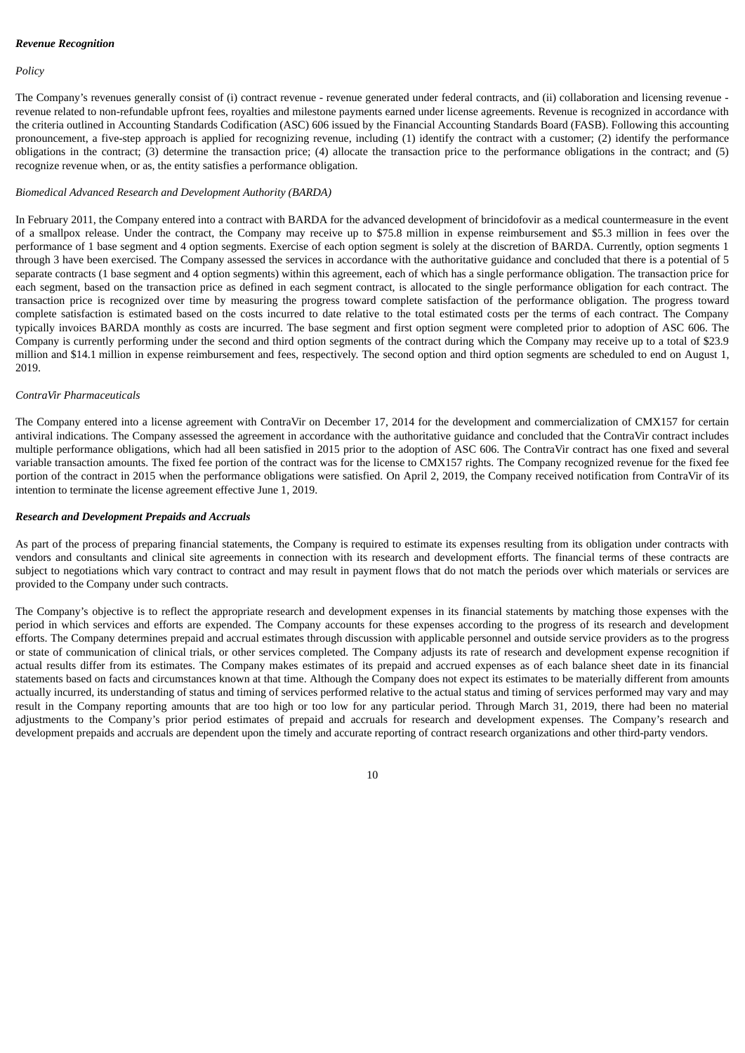***Revenue Recognition***

*Policy*

The Company's revenues generally consist of (i) contract revenue - revenue generated under federal contracts, and (ii) collaboration and licensing revenue - revenue related to non-refundable upfront fees, royalties and milestone payments earned under license agreements. Revenue is recognized in accordance with the criteria outlined in Accounting Standards Codification (ASC) 606 issued by the Financial Accounting Standards Board (FASB). Following this accounting pronouncement, a five-step approach is applied for recognizing revenue, including (1) identify the contract with a customer; (2) identify the performance obligations in the contract; (3) determine the transaction price; (4) allocate the transaction price to the performance obligations in the contract; and (5) recognize revenue when, or as, the entity satisfies a performance obligation.

*Biomedical Advanced Research and Development Authority (BARDA)*

In February 2011, the Company entered into a contract with BARDA for the advanced development of brincidofovir as a medical countermeasure in the event of a smallpox release. Under the contract, the Company may receive up to $75.8 million in expense reimbursement and $5.3 million in fees over the performance of 1 base segment and 4 option segments. Exercise of each option segment is solely at the discretion of BARDA. Currently, option segments 1 through 3 have been exercised. The Company assessed the services in accordance with the authoritative guidance and concluded that there is a potential of 5 separate contracts (1 base segment and 4 option segments) within this agreement, each of which has a single performance obligation. The transaction price for each segment, based on the transaction price as defined in each segment contract, is allocated to the single performance obligation for each contract. The transaction price is recognized over time by measuring the progress toward complete satisfaction of the performance obligation. The progress toward complete satisfaction is estimated based on the costs incurred to date relative to the total estimated costs per the terms of each contract. The Company typically invoices BARDA monthly as costs are incurred. The base segment and first option segment were completed prior to adoption of ASC 606. The Company is currently performing under the second and third option segments of the contract during which the Company may receive up to a total of $23.9 million and $14.1 million in expense reimbursement and fees, respectively. The second option and third option segments are scheduled to end on August 1, 2019.

*ContraVir Pharmaceuticals*

The Company entered into a license agreement with ContraVir on December 17, 2014 for the development and commercialization of CMX157 for certain antiviral indications. The Company assessed the agreement in accordance with the authoritative guidance and concluded that the ContraVir contract includes multiple performance obligations, which had all been satisfied in 2015 prior to the adoption of ASC 606. The ContraVir contract has one fixed and several variable transaction amounts. The fixed fee portion of the contract was for the license to CMX157 rights. The Company recognized revenue for the fixed fee portion of the contract in 2015 when the performance obligations were satisfied. On April 2, 2019, the Company received notification from ContraVir of its intention to terminate the license agreement effective June 1, 2019.

***Research and Development Prepaids and Accruals***

As part of the process of preparing financial statements, the Company is required to estimate its expenses resulting from its obligation under contracts with vendors and consultants and clinical site agreements in connection with its research and development efforts. The financial terms of these contracts are subject to negotiations which vary contract to contract and may result in payment flows that do not match the periods over which materials or services are provided to the Company under such contracts.

The Company's objective is to reflect the appropriate research and development expenses in its financial statements by matching those expenses with the period in which services and efforts are expended. The Company accounts for these expenses according to the progress of its research and development efforts. The Company determines prepaid and accrual estimates through discussion with applicable personnel and outside service providers as to the progress or state of communication of clinical trials, or other services completed. The Company adjusts its rate of research and development expense recognition if actual results differ from its estimates. The Company makes estimates of its prepaid and accrued expenses as of each balance sheet date in its financial statements based on facts and circumstances known at that time. Although the Company does not expect its estimates to be materially different from amounts actually incurred, its understanding of status and timing of services performed relative to the actual status and timing of services performed may vary and may result in the Company reporting amounts that are too high or too low for any particular period. Through March 31, 2019, there had been no material adjustments to the Company's prior period estimates of prepaid and accruals for research and development expenses. The Company's research and development prepaids and accruals are dependent upon the timely and accurate reporting of contract research organizations and other third-party vendors.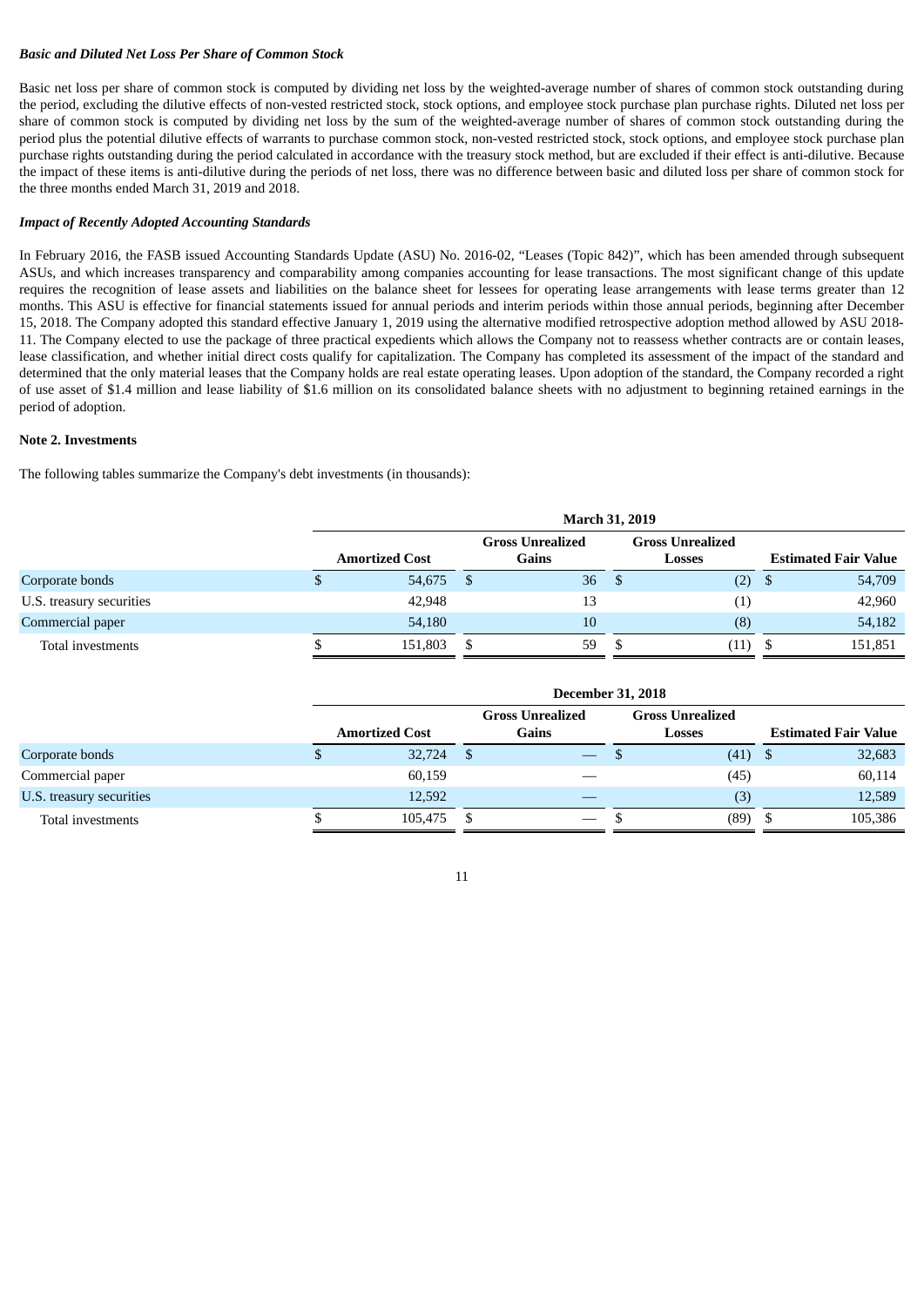***Basic and Diluted Net Loss Per Share of Common Stock***

Basic net loss per share of common stock is computed by dividing net loss by the weighted-average number of shares of common stock outstanding during the period, excluding the dilutive effects of non-vested restricted stock, stock options, and employee stock purchase plan purchase rights. Diluted net loss per share of common stock is computed by dividing net loss by the sum of the weighted-average number of shares of common stock outstanding during the period plus the potential dilutive effects of warrants to purchase common stock, non-vested restricted stock, stock options, and employee stock purchase plan purchase rights outstanding during the period calculated in accordance with the treasury stock method, but are excluded if their effect is anti-dilutive. Because the impact of these items is anti-dilutive during the periods of net loss, there was no difference between basic and diluted loss per share of common stock for the three months ended March 31, 2019 and 2018.

***Impact of Recently Adopted Accounting Standards***

In February 2016, the FASB issued Accounting Standards Update (ASU) No. 2016-02, "Leases (Topic 842)", which has been amended through subsequent ASUs, and which increases transparency and comparability among companies accounting for lease transactions. The most significant change of this update requires the recognition of lease assets and liabilities on the balance sheet for lessees for operating lease arrangements with lease terms greater than 12 months. This ASU is effective for financial statements issued for annual periods and interim periods within those annual periods, beginning after December 15, 2018. The Company adopted this standard effective January 1, 2019 using the alternative modified retrospective adoption method allowed by ASU 2018-11. The Company elected to use the package of three practical expedients which allows the Company not to reassess whether contracts are or contain leases, lease classification, and whether initial direct costs qualify for capitalization. The Company has completed its assessment of the impact of the standard and determined that the only material leases that the Company holds are real estate operating leases. Upon adoption of the standard, the Company recorded a right of use asset of $1.4 million and lease liability of $1.6 million on its consolidated balance sheets with no adjustment to beginning retained earnings in the period of adoption.

**Note 2. Investments**

The following tables summarize the Company's debt investments (in thousands):

| | March 31, 2019 | | | |
|---|---|---|---|---|
| | Amortized Cost | Gross Unrealized Gains | Gross Unrealized Losses | Estimated Fair Value |
| Corporate bonds | $ 54,675 | $ 36 | $ (2) | $ 54,709 |
| U.S. treasury securities | 42,948 | 13 | (1) | 42,960 |
| Commercial paper | 54,180 | 10 | (8) | 54,182 |
| Total investments | $ 151,803 | $ 59 | $ (11) | $ 151,851 |

| | December 31, 2018 | | | |
|---|---|---|---|---|
| | Amortized Cost | Gross Unrealized Gains | Gross Unrealized Losses | Estimated Fair Value |
| Corporate bonds | $ 32,724 | $ — | $ (41) | $ 32,683 |
| Commercial paper | 60,159 | — | (45) | 60,114 |
| U.S. treasury securities | 12,592 | — | (3) | 12,589 |
| Total investments | $ 105,475 | $ — | $ (89) | $ 105,386 |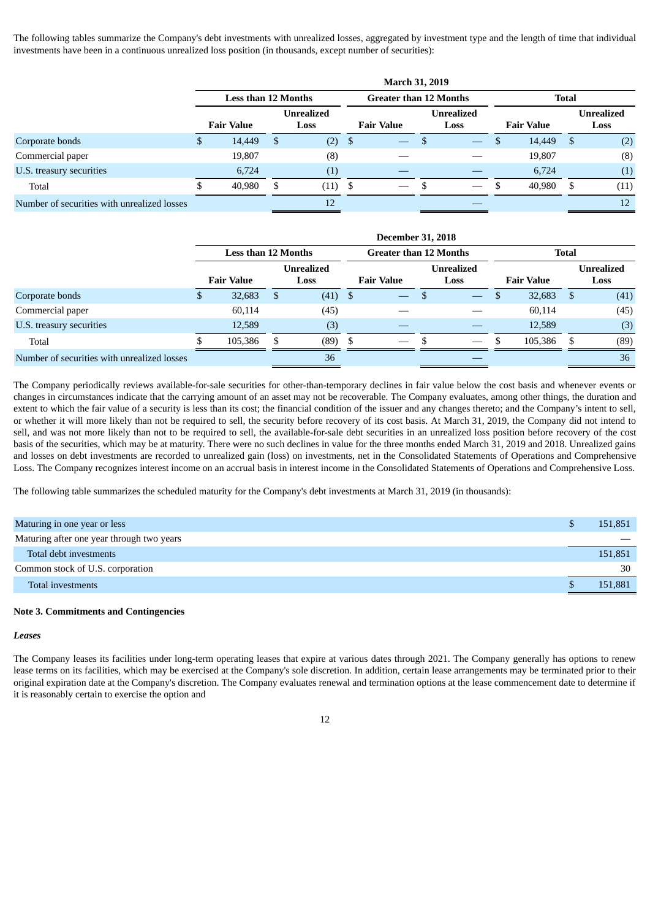The following tables summarize the Company's debt investments with unrealized losses, aggregated by investment type and the length of time that individual investments have been in a continuous unrealized loss position (in thousands, except number of securities):

| | March 31, 2019 | | | | | |
|---|---|---|---|---|---|---|
| | Less than 12 Months | | Greater than 12 Months | | Total | |
| | Fair Value | Unrealized Loss | Fair Value | Unrealized Loss | Fair Value | Unrealized Loss |
| Corporate bonds | $ 14,449 | $ (2) | $ — | $ — | $ 14,449 | $ (2) |
| Commercial paper | 19,807 | (8) | — | — | 19,807 | (8) |
| U.S. treasury securities | 6,724 | (1) | — | — | 6,724 | (1) |
| Total | $ 40,980 | $ (11) | $ — | $ — | $ 40,980 | $ (11) |
| Number of securities with unrealized losses | | 12 | | — | | 12 |

| | December 31, 2018 | | | | | |
|---|---|---|---|---|---|---|
| | Less than 12 Months | | Greater than 12 Months | | Total | |
| | Fair Value | Unrealized Loss | Fair Value | Unrealized Loss | Fair Value | Unrealized Loss |
| Corporate bonds | $ 32,683 | $ (41) | $ — | $ — | $ 32,683 | $ (41) |
| Commercial paper | 60,114 | (45) | — | — | 60,114 | (45) |
| U.S. treasury securities | 12,589 | (3) | — | — | 12,589 | (3) |
| Total | $ 105,386 | $ (89) | $ — | $ — | $ 105,386 | $ (89) |
| Number of securities with unrealized losses | | 36 | | — | | 36 |

The Company periodically reviews available-for-sale securities for other-than-temporary declines in fair value below the cost basis and whenever events or changes in circumstances indicate that the carrying amount of an asset may not be recoverable. The Company evaluates, among other things, the duration and extent to which the fair value of a security is less than its cost; the financial condition of the issuer and any changes thereto; and the Company's intent to sell, or whether it will more likely than not be required to sell, the security before recovery of its cost basis. At March 31, 2019, the Company did not intend to sell, and was not more likely than not to be required to sell, the available-for-sale debt securities in an unrealized loss position before recovery of the cost basis of the securities, which may be at maturity. There were no such declines in value for the three months ended March 31, 2019 and 2018. Unrealized gains and losses on debt investments are recorded to unrealized gain (loss) on investments, net in the Consolidated Statements of Operations and Comprehensive Loss. The Company recognizes interest income on an accrual basis in interest income in the Consolidated Statements of Operations and Comprehensive Loss.

The following table summarizes the scheduled maturity for the Company's debt investments at March 31, 2019 (in thousands):

| | |
|---|---|
| Maturing in one year or less | $ 151,851 |
| Maturing after one year through two years | — |
| Total debt investments | 151,851 |
| Common stock of U.S. corporation | 30 |
| Total investments | $ 151,881 |

**Note 3. Commitments and Contingencies**

***Leases***

The Company leases its facilities under long-term operating leases that expire at various dates through 2021. The Company generally has options to renew lease terms on its facilities, which may be exercised at the Company's sole discretion. In addition, certain lease arrangements may be terminated prior to their original expiration date at the Company's discretion. The Company evaluates renewal and termination options at the lease commencement date to determine if it is reasonably certain to exercise the option and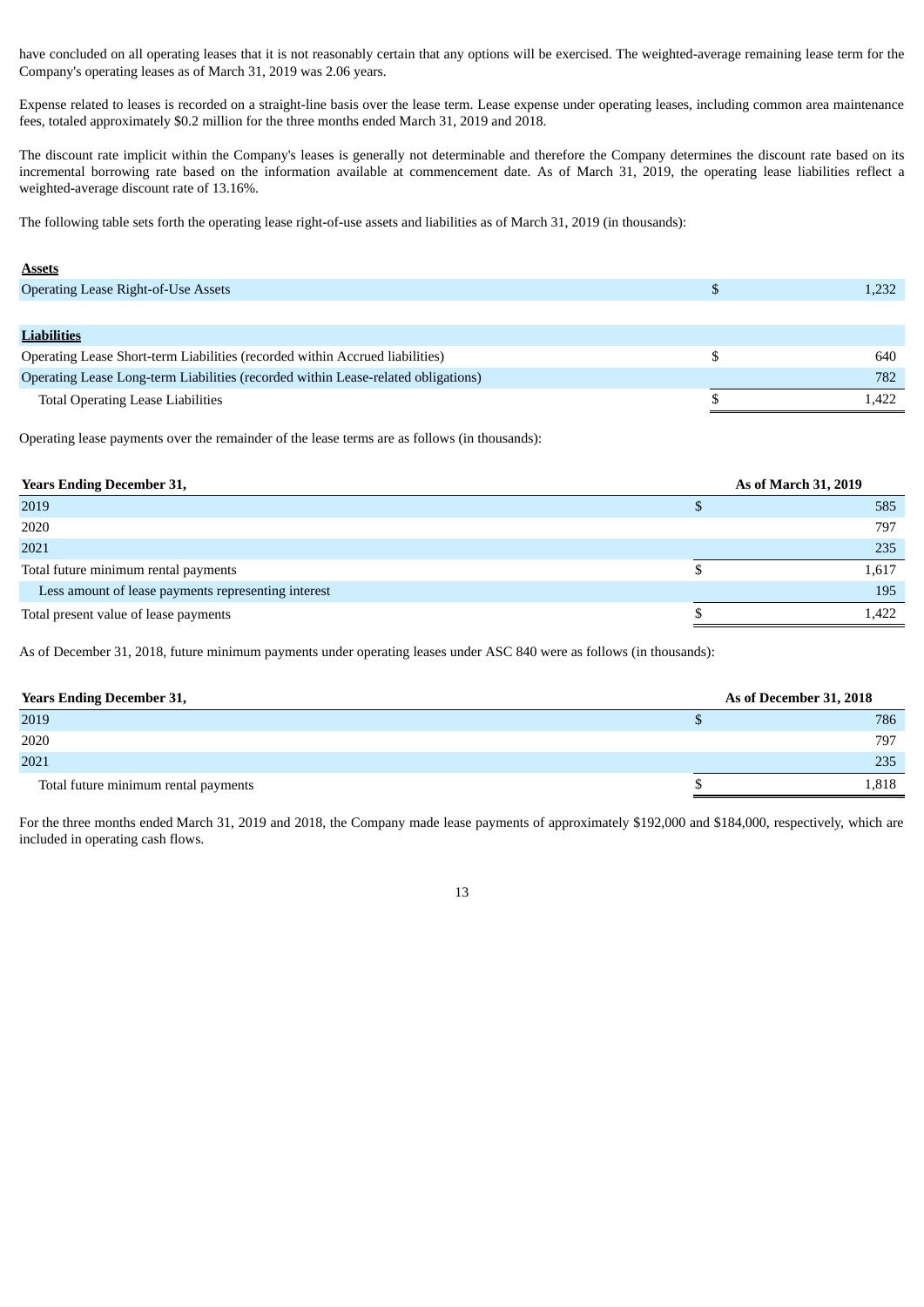have concluded on all operating leases that it is not reasonably certain that any options will be exercised. The weighted-average remaining lease term for the Company's operating leases as of March 31, 2019 was 2.06 years.

Expense related to leases is recorded on a straight-line basis over the lease term. Lease expense under operating leases, including common area maintenance fees, totaled approximately $0.2 million for the three months ended March 31, 2019 and 2018.

The discount rate implicit within the Company's leases is generally not determinable and therefore the Company determines the discount rate based on its incremental borrowing rate based on the information available at commencement date. As of March 31, 2019, the operating lease liabilities reflect a weighted-average discount rate of 13.16%.

The following table sets forth the operating lease right-of-use assets and liabilities as of March 31, 2019 (in thousands):

| | | |
|---|---|---|
| **Assets** | | |
| Operating Lease Right-of-Use Assets | $ | 1,232 |
| | | |
| **Liabilities** | | |
| Operating Lease Short-term Liabilities (recorded within Accrued liabilities) | $ | 640 |
| Operating Lease Long-term Liabilities (recorded within Lease-related obligations) | | 782 |
| Total Operating Lease Liabilities | $ | 1,422 |

Operating lease payments over the remainder of the lease terms are as follows (in thousands):

| Years Ending December 31, | As of March 31, 2019 | |
|---|---|---|
| 2019 | $ | 585 |
| 2020 | | 797 |
| 2021 | | 235 |
| Total future minimum rental payments | $ | 1,617 |
| Less amount of lease payments representing interest | | 195 |
| Total present value of lease payments | $ | 1,422 |

As of December 31, 2018, future minimum payments under operating leases under ASC 840 were as follows (in thousands):

| Years Ending December 31, | As of December 31, 2018 | |
|---|---|---|
| 2019 | $ | 786 |
| 2020 | | 797 |
| 2021 | | 235 |
| Total future minimum rental payments | $ | 1,818 |

For the three months ended March 31, 2019 and 2018, the Company made lease payments of approximately $192,000 and $184,000, respectively, which are included in operating cash flows.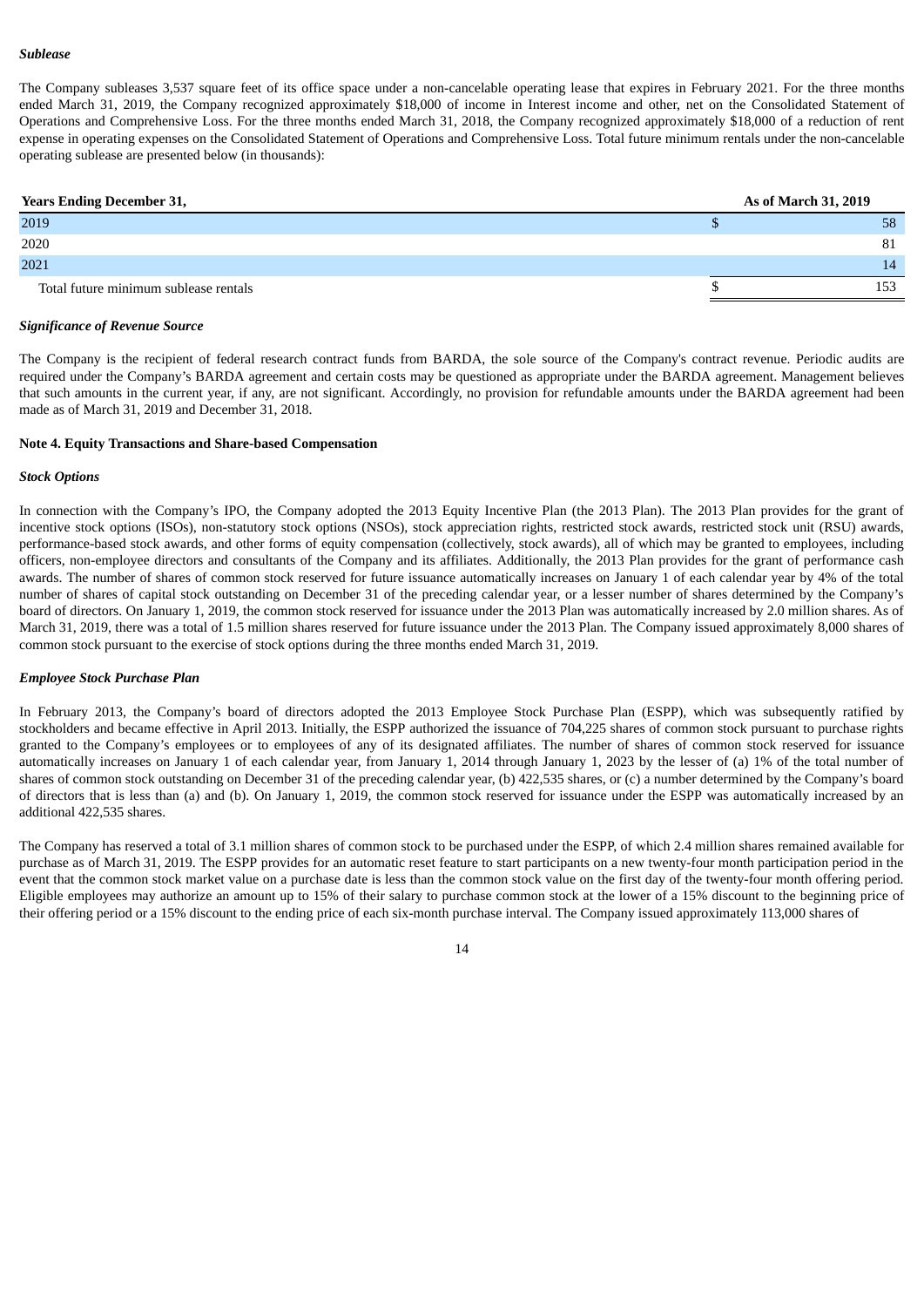***Sublease***

The Company subleases 3,537 square feet of its office space under a non-cancelable operating lease that expires in February 2021. For the three months ended March 31, 2019, the Company recognized approximately $18,000 of income in Interest income and other, net on the Consolidated Statement of Operations and Comprehensive Loss. For the three months ended March 31, 2018, the Company recognized approximately $18,000 of a reduction of rent expense in operating expenses on the Consolidated Statement of Operations and Comprehensive Loss. Total future minimum rentals under the non-cancelable operating sublease are presented below (in thousands):

| Years Ending December 31, | As of March 31, 2019 |
|---|---|
| 2019 | $ 58 |
| 2020 | 81 |
| 2021 | 14 |
| Total future minimum sublease rentals | $ 153 |

***Significance of Revenue Source***

The Company is the recipient of federal research contract funds from BARDA, the sole source of the Company's contract revenue. Periodic audits are required under the Company's BARDA agreement and certain costs may be questioned as appropriate under the BARDA agreement. Management believes that such amounts in the current year, if any, are not significant. Accordingly, no provision for refundable amounts under the BARDA agreement had been made as of March 31, 2019 and December 31, 2018.

**Note 4. Equity Transactions and Share-based Compensation**

***Stock Options***

In connection with the Company's IPO, the Company adopted the 2013 Equity Incentive Plan (the 2013 Plan). The 2013 Plan provides for the grant of incentive stock options (ISOs), non-statutory stock options (NSOs), stock appreciation rights, restricted stock awards, restricted stock unit (RSU) awards, performance-based stock awards, and other forms of equity compensation (collectively, stock awards), all of which may be granted to employees, including officers, non-employee directors and consultants of the Company and its affiliates. Additionally, the 2013 Plan provides for the grant of performance cash awards. The number of shares of common stock reserved for future issuance automatically increases on January 1 of each calendar year by 4% of the total number of shares of capital stock outstanding on December 31 of the preceding calendar year, or a lesser number of shares determined by the Company's board of directors. On January 1, 2019, the common stock reserved for issuance under the 2013 Plan was automatically increased by 2.0 million shares. As of March 31, 2019, there was a total of 1.5 million shares reserved for future issuance under the 2013 Plan. The Company issued approximately 8,000 shares of common stock pursuant to the exercise of stock options during the three months ended March 31, 2019.

***Employee Stock Purchase Plan***

In February 2013, the Company's board of directors adopted the 2013 Employee Stock Purchase Plan (ESPP), which was subsequently ratified by stockholders and became effective in April 2013. Initially, the ESPP authorized the issuance of 704,225 shares of common stock pursuant to purchase rights granted to the Company's employees or to employees of any of its designated affiliates. The number of shares of common stock reserved for issuance automatically increases on January 1 of each calendar year, from January 1, 2014 through January 1, 2023 by the lesser of (a) 1% of the total number of shares of common stock outstanding on December 31 of the preceding calendar year, (b) 422,535 shares, or (c) a number determined by the Company's board of directors that is less than (a) and (b). On January 1, 2019, the common stock reserved for issuance under the ESPP was automatically increased by an additional 422,535 shares.

The Company has reserved a total of 3.1 million shares of common stock to be purchased under the ESPP, of which 2.4 million shares remained available for purchase as of March 31, 2019. The ESPP provides for an automatic reset feature to start participants on a new twenty-four month participation period in the event that the common stock market value on a purchase date is less than the common stock value on the first day of the twenty-four month offering period. Eligible employees may authorize an amount up to 15% of their salary to purchase common stock at the lower of a 15% discount to the beginning price of their offering period or a 15% discount to the ending price of each six-month purchase interval. The Company issued approximately 113,000 shares of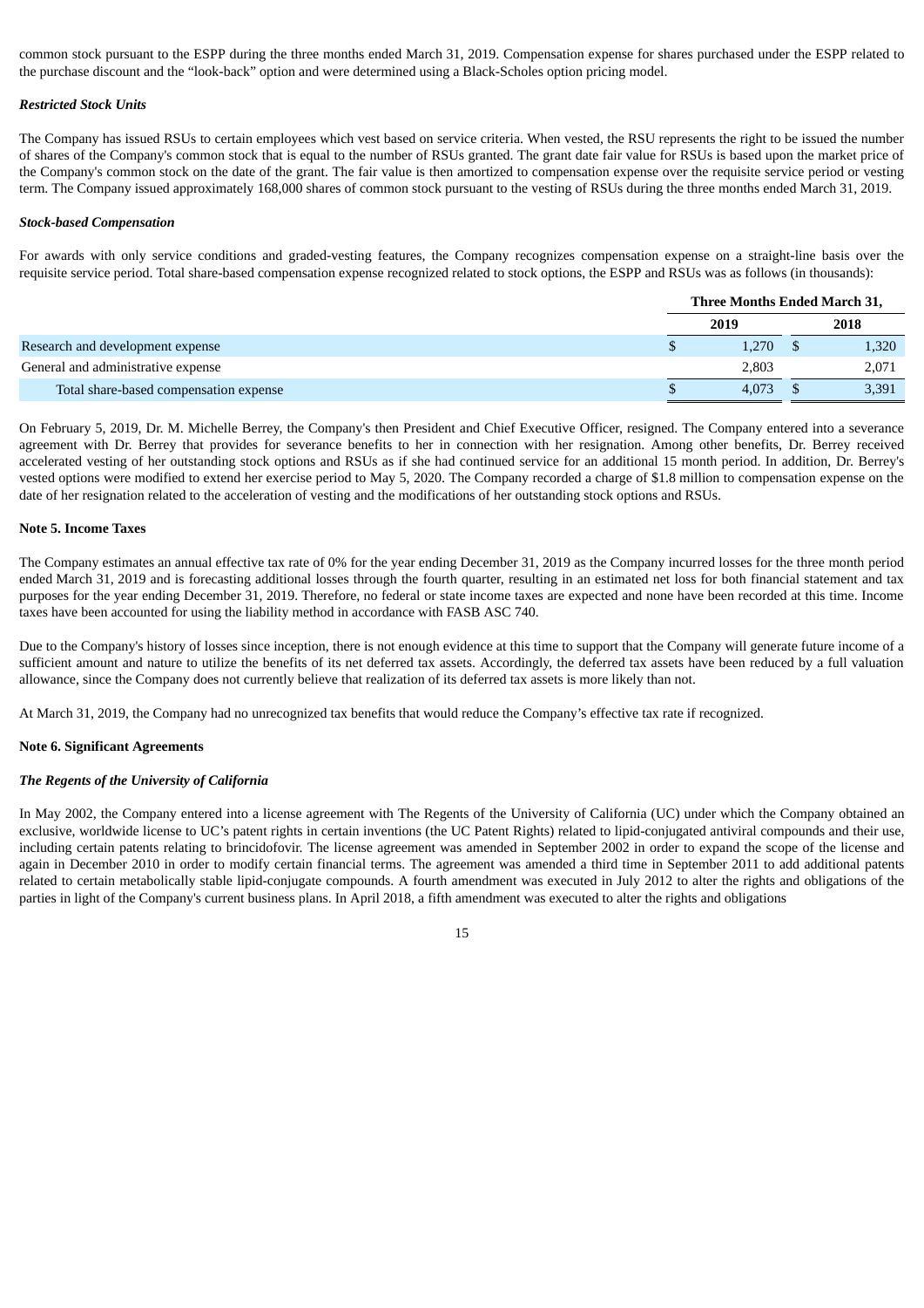common stock pursuant to the ESPP during the three months ended March 31, 2019. Compensation expense for shares purchased under the ESPP related to the purchase discount and the "look-back" option and were determined using a Black-Scholes option pricing model.

***Restricted Stock Units***

The Company has issued RSUs to certain employees which vest based on service criteria. When vested, the RSU represents the right to be issued the number of shares of the Company's common stock that is equal to the number of RSUs granted. The grant date fair value for RSUs is based upon the market price of the Company's common stock on the date of the grant. The fair value is then amortized to compensation expense over the requisite service period or vesting term. The Company issued approximately 168,000 shares of common stock pursuant to the vesting of RSUs during the three months ended March 31, 2019.

***Stock-based Compensation***

For awards with only service conditions and graded-vesting features, the Company recognizes compensation expense on a straight-line basis over the requisite service period. Total share-based compensation expense recognized related to stock options, the ESPP and RSUs was as follows (in thousands):

| | Three Months Ended March 31, | |
|---|---|---|
| | 2019 | 2018 |
| Research and development expense | $ 1,270 | $ 1,320 |
| General and administrative expense | 2,803 | 2,071 |
| Total share-based compensation expense | $ 4,073 | $ 3,391 |

On February 5, 2019, Dr. M. Michelle Berrey, the Company's then President and Chief Executive Officer, resigned. The Company entered into a severance agreement with Dr. Berrey that provides for severance benefits to her in connection with her resignation. Among other benefits, Dr. Berrey received accelerated vesting of her outstanding stock options and RSUs as if she had continued service for an additional 15 month period. In addition, Dr. Berrey's vested options were modified to extend her exercise period to May 5, 2020. The Company recorded a charge of $1.8 million to compensation expense on the date of her resignation related to the acceleration of vesting and the modifications of her outstanding stock options and RSUs.

**Note 5. Income Taxes**

The Company estimates an annual effective tax rate of 0% for the year ending December 31, 2019 as the Company incurred losses for the three month period ended March 31, 2019 and is forecasting additional losses through the fourth quarter, resulting in an estimated net loss for both financial statement and tax purposes for the year ending December 31, 2019. Therefore, no federal or state income taxes are expected and none have been recorded at this time. Income taxes have been accounted for using the liability method in accordance with FASB ASC 740.

Due to the Company's history of losses since inception, there is not enough evidence at this time to support that the Company will generate future income of a sufficient amount and nature to utilize the benefits of its net deferred tax assets. Accordingly, the deferred tax assets have been reduced by a full valuation allowance, since the Company does not currently believe that realization of its deferred tax assets is more likely than not.

At March 31, 2019, the Company had no unrecognized tax benefits that would reduce the Company's effective tax rate if recognized.

**Note 6. Significant Agreements**

***The Regents of the University of California***

In May 2002, the Company entered into a license agreement with The Regents of the University of California (UC) under which the Company obtained an exclusive, worldwide license to UC's patent rights in certain inventions (the UC Patent Rights) related to lipid-conjugated antiviral compounds and their use, including certain patents relating to brincidofovir. The license agreement was amended in September 2002 in order to expand the scope of the license and again in December 2010 in order to modify certain financial terms. The agreement was amended a third time in September 2011 to add additional patents related to certain metabolically stable lipid-conjugate compounds. A fourth amendment was executed in July 2012 to alter the rights and obligations of the parties in light of the Company's current business plans. In April 2018, a fifth amendment was executed to alter the rights and obligations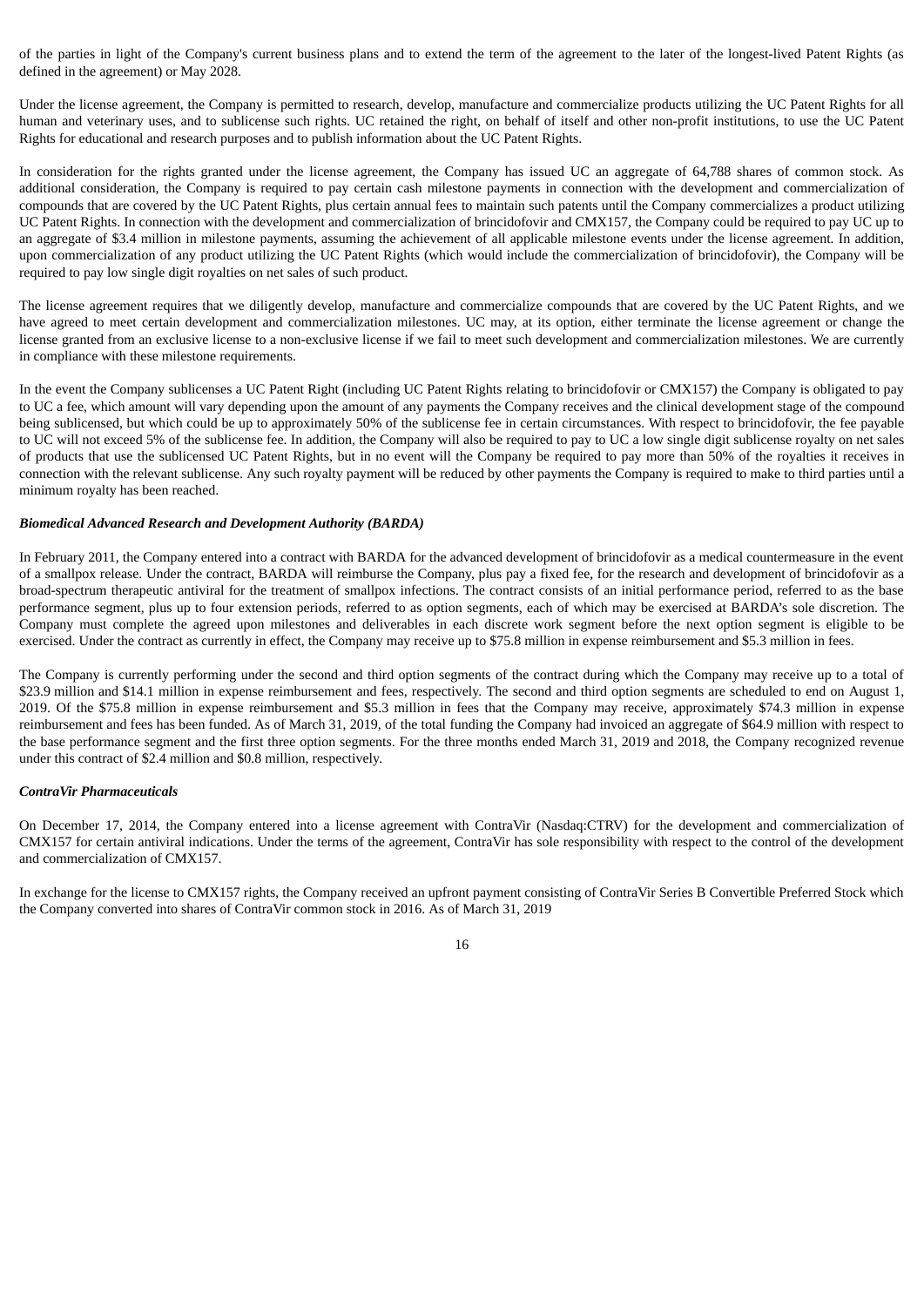of the parties in light of the Company's current business plans and to extend the term of the agreement to the later of the longest-lived Patent Rights (as defined in the agreement) or May 2028.

Under the license agreement, the Company is permitted to research, develop, manufacture and commercialize products utilizing the UC Patent Rights for all human and veterinary uses, and to sublicense such rights. UC retained the right, on behalf of itself and other non-profit institutions, to use the UC Patent Rights for educational and research purposes and to publish information about the UC Patent Rights.

In consideration for the rights granted under the license agreement, the Company has issued UC an aggregate of 64,788 shares of common stock. As additional consideration, the Company is required to pay certain cash milestone payments in connection with the development and commercialization of compounds that are covered by the UC Patent Rights, plus certain annual fees to maintain such patents until the Company commercializes a product utilizing UC Patent Rights. In connection with the development and commercialization of brincidofovir and CMX157, the Company could be required to pay UC up to an aggregate of $3.4 million in milestone payments, assuming the achievement of all applicable milestone events under the license agreement. In addition, upon commercialization of any product utilizing the UC Patent Rights (which would include the commercialization of brincidofovir), the Company will be required to pay low single digit royalties on net sales of such product.

The license agreement requires that we diligently develop, manufacture and commercialize compounds that are covered by the UC Patent Rights, and we have agreed to meet certain development and commercialization milestones. UC may, at its option, either terminate the license agreement or change the license granted from an exclusive license to a non-exclusive license if we fail to meet such development and commercialization milestones. We are currently in compliance with these milestone requirements.

In the event the Company sublicenses a UC Patent Right (including UC Patent Rights relating to brincidofovir or CMX157) the Company is obligated to pay to UC a fee, which amount will vary depending upon the amount of any payments the Company receives and the clinical development stage of the compound being sublicensed, but which could be up to approximately 50% of the sublicense fee in certain circumstances. With respect to brincidofovir, the fee payable to UC will not exceed 5% of the sublicense fee. In addition, the Company will also be required to pay to UC a low single digit sublicense royalty on net sales of products that use the sublicensed UC Patent Rights, but in no event will the Company be required to pay more than 50% of the royalties it receives in connection with the relevant sublicense. Any such royalty payment will be reduced by other payments the Company is required to make to third parties until a minimum royalty has been reached.

***Biomedical Advanced Research and Development Authority (BARDA)***

In February 2011, the Company entered into a contract with BARDA for the advanced development of brincidofovir as a medical countermeasure in the event of a smallpox release. Under the contract, BARDA will reimburse the Company, plus pay a fixed fee, for the research and development of brincidofovir as a broad-spectrum therapeutic antiviral for the treatment of smallpox infections. The contract consists of an initial performance period, referred to as the base performance segment, plus up to four extension periods, referred to as option segments, each of which may be exercised at BARDA's sole discretion. The Company must complete the agreed upon milestones and deliverables in each discrete work segment before the next option segment is eligible to be exercised. Under the contract as currently in effect, the Company may receive up to $75.8 million in expense reimbursement and $5.3 million in fees.

The Company is currently performing under the second and third option segments of the contract during which the Company may receive up to a total of $23.9 million and $14.1 million in expense reimbursement and fees, respectively. The second and third option segments are scheduled to end on August 1, 2019. Of the $75.8 million in expense reimbursement and $5.3 million in fees that the Company may receive, approximately $74.3 million in expense reimbursement and fees has been funded. As of March 31, 2019, of the total funding the Company had invoiced an aggregate of $64.9 million with respect to the base performance segment and the first three option segments. For the three months ended March 31, 2019 and 2018, the Company recognized revenue under this contract of $2.4 million and $0.8 million, respectively.

***ContraVir Pharmaceuticals***

On December 17, 2014, the Company entered into a license agreement with ContraVir (Nasdaq:CTRV) for the development and commercialization of CMX157 for certain antiviral indications. Under the terms of the agreement, ContraVir has sole responsibility with respect to the control of the development and commercialization of CMX157.

In exchange for the license to CMX157 rights, the Company received an upfront payment consisting of ContraVir Series B Convertible Preferred Stock which the Company converted into shares of ContraVir common stock in 2016. As of March 31, 2019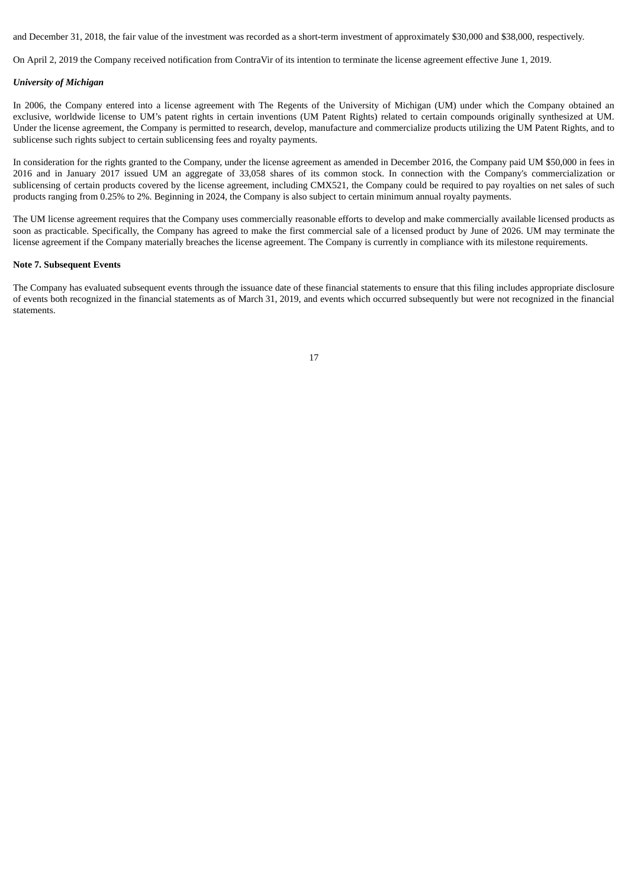and December 31, 2018, the fair value of the investment was recorded as a short-term investment of approximately $30,000 and $38,000, respectively.

On April 2, 2019 the Company received notification from ContraVir of its intention to terminate the license agreement effective June 1, 2019.

***University of Michigan***

In 2006, the Company entered into a license agreement with The Regents of the University of Michigan (UM) under which the Company obtained an exclusive, worldwide license to UM's patent rights in certain inventions (UM Patent Rights) related to certain compounds originally synthesized at UM. Under the license agreement, the Company is permitted to research, develop, manufacture and commercialize products utilizing the UM Patent Rights, and to sublicense such rights subject to certain sublicensing fees and royalty payments.

In consideration for the rights granted to the Company, under the license agreement as amended in December 2016, the Company paid UM $50,000 in fees in 2016 and in January 2017 issued UM an aggregate of 33,058 shares of its common stock. In connection with the Company's commercialization or sublicensing of certain products covered by the license agreement, including CMX521, the Company could be required to pay royalties on net sales of such products ranging from 0.25% to 2%. Beginning in 2024, the Company is also subject to certain minimum annual royalty payments.

The UM license agreement requires that the Company uses commercially reasonable efforts to develop and make commercially available licensed products as soon as practicable. Specifically, the Company has agreed to make the first commercial sale of a licensed product by June of 2026. UM may terminate the license agreement if the Company materially breaches the license agreement. The Company is currently in compliance with its milestone requirements.

**Note 7. Subsequent Events**

The Company has evaluated subsequent events through the issuance date of these financial statements to ensure that this filing includes appropriate disclosure of events both recognized in the financial statements as of March 31, 2019, and events which occurred subsequently but were not recognized in the financial statements.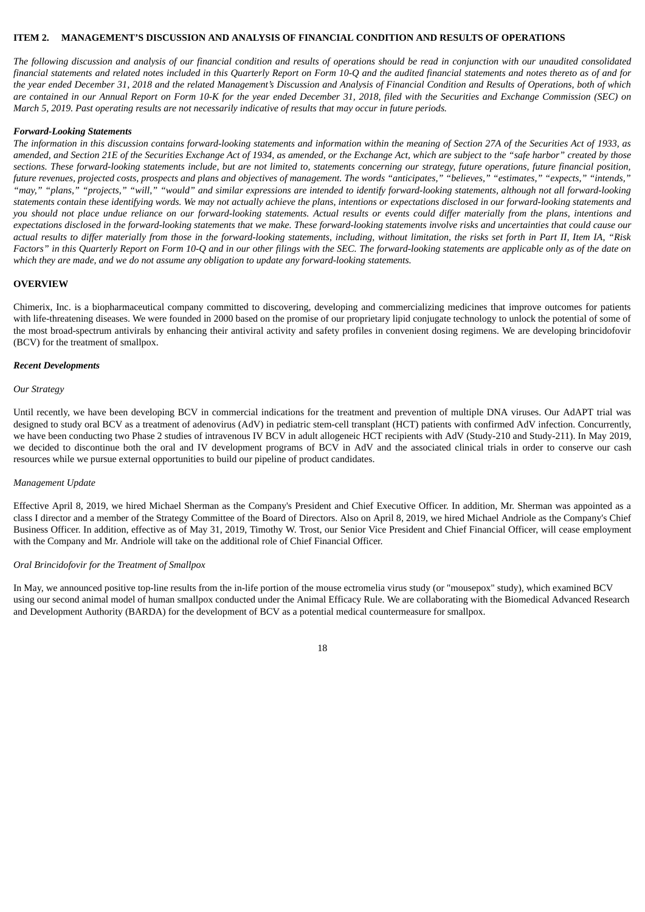## ITEM 2. MANAGEMENT'S DISCUSSION AND ANALYSIS OF FINANCIAL CONDITION AND RESULTS OF OPERATIONS

*The following discussion and analysis of our financial condition and results of operations should be read in conjunction with our unaudited consolidated financial statements and related notes included in this Quarterly Report on Form 10-Q and the audited financial statements and notes thereto as of and for the year ended December 31, 2018 and the related Management's Discussion and Analysis of Financial Condition and Results of Operations, both of which are contained in our Annual Report on Form 10-K for the year ended December 31, 2018, filed with the Securities and Exchange Commission (SEC) on March 5, 2019. Past operating results are not necessarily indicative of results that may occur in future periods.*

***Forward-Looking Statements***

*The information in this discussion contains forward-looking statements and information within the meaning of Section 27A of the Securities Act of 1933, as amended, and Section 21E of the Securities Exchange Act of 1934, as amended, or the Exchange Act, which are subject to the "safe harbor" created by those sections. These forward-looking statements include, but are not limited to, statements concerning our strategy, future operations, future financial position, future revenues, projected costs, prospects and plans and objectives of management. The words "anticipates," "believes," "estimates," "expects," "intends," "may," "plans," "projects," "will," "would" and similar expressions are intended to identify forward-looking statements, although not all forward-looking statements contain these identifying words. We may not actually achieve the plans, intentions or expectations disclosed in our forward-looking statements and you should not place undue reliance on our forward-looking statements. Actual results or events could differ materially from the plans, intentions and expectations disclosed in the forward-looking statements that we make. These forward-looking statements involve risks and uncertainties that could cause our actual results to differ materially from those in the forward-looking statements, including, without limitation, the risks set forth in Part II, Item IA, "Risk Factors" in this Quarterly Report on Form 10-Q and in our other filings with the SEC. The forward-looking statements are applicable only as of the date on which they are made, and we do not assume any obligation to update any forward-looking statements.*

## OVERVIEW

Chimerix, Inc. is a biopharmaceutical company committed to discovering, developing and commercializing medicines that improve outcomes for patients with life-threatening diseases. We were founded in 2000 based on the promise of our proprietary lipid conjugate technology to unlock the potential of some of the most broad-spectrum antivirals by enhancing their antiviral activity and safety profiles in convenient dosing regimens. We are developing brincidofovir (BCV) for the treatment of smallpox.

***Recent Developments***

*Our Strategy*

Until recently, we have been developing BCV in commercial indications for the treatment and prevention of multiple DNA viruses. Our AdAPT trial was designed to study oral BCV as a treatment of adenovirus (AdV) in pediatric stem-cell transplant (HCT) patients with confirmed AdV infection. Concurrently, we have been conducting two Phase 2 studies of intravenous IV BCV in adult allogeneic HCT recipients with AdV (Study-210 and Study-211). In May 2019, we decided to discontinue both the oral and IV development programs of BCV in AdV and the associated clinical trials in order to conserve our cash resources while we pursue external opportunities to build our pipeline of product candidates.

*Management Update*

Effective April 8, 2019, we hired Michael Sherman as the Company's President and Chief Executive Officer. In addition, Mr. Sherman was appointed as a class I director and a member of the Strategy Committee of the Board of Directors. Also on April 8, 2019, we hired Michael Andriole as the Company's Chief Business Officer. In addition, effective as of May 31, 2019, Timothy W. Trost, our Senior Vice President and Chief Financial Officer, will cease employment with the Company and Mr. Andriole will take on the additional role of Chief Financial Officer.

*Oral Brincidofovir for the Treatment of Smallpox*

In May, we announced positive top-line results from the in-life portion of the mouse ectromelia virus study (or "mousepox" study), which examined BCV using our second animal model of human smallpox conducted under the Animal Efficacy Rule. We are collaborating with the Biomedical Advanced Research and Development Authority (BARDA) for the development of BCV as a potential medical countermeasure for smallpox.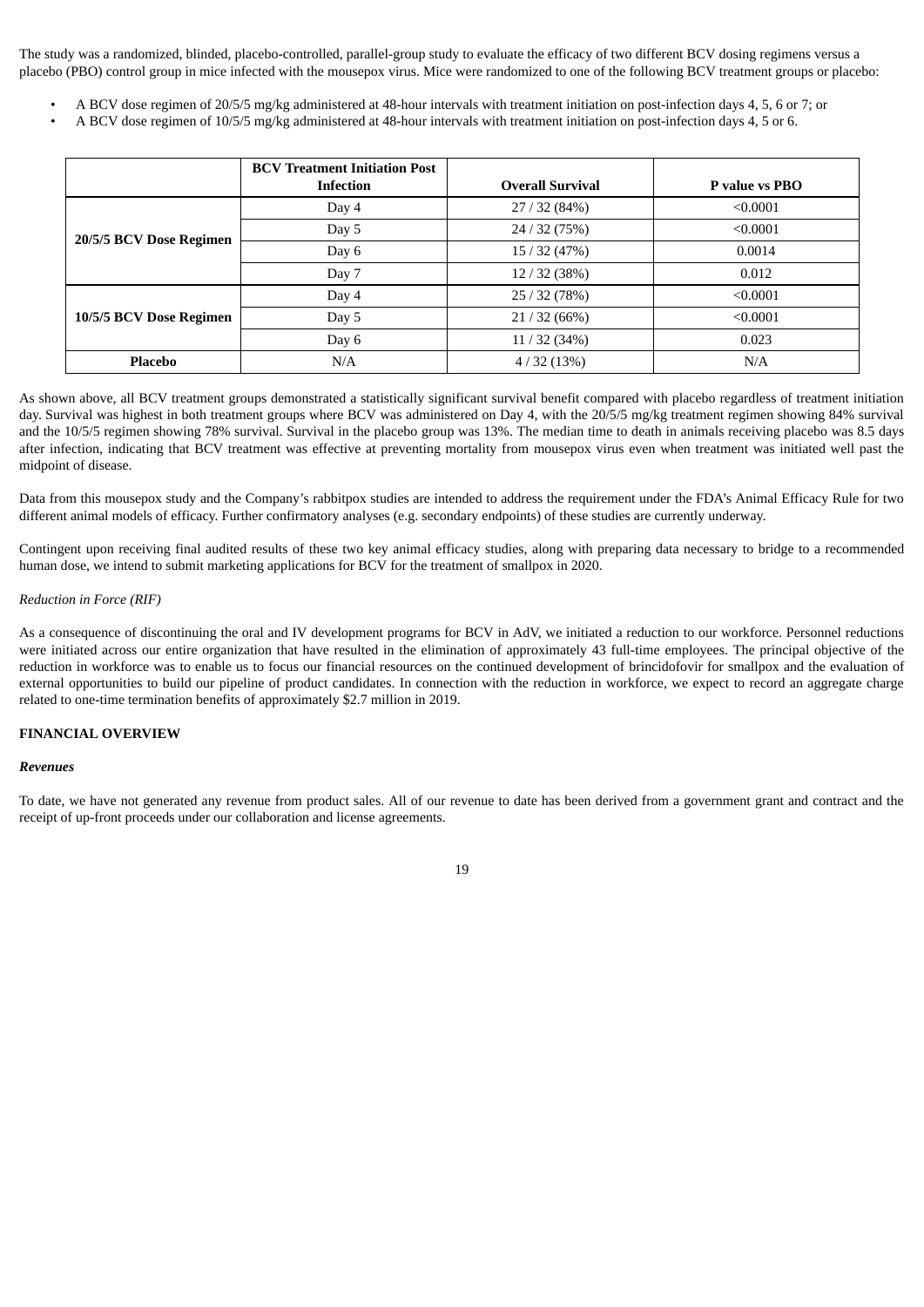The study was a randomized, blinded, placebo-controlled, parallel-group study to evaluate the efficacy of two different BCV dosing regimens versus a placebo (PBO) control group in mice infected with the mousepox virus. Mice were randomized to one of the following BCV treatment groups or placebo:

- A BCV dose regimen of 20/5/5 mg/kg administered at 48-hour intervals with treatment initiation on post-infection days 4, 5, 6 or 7; or
- A BCV dose regimen of 10/5/5 mg/kg administered at 48-hour intervals with treatment initiation on post-infection days 4, 5 or 6.

| | BCV Treatment Initiation Post Infection | Overall Survival | P value vs PBO |
|---|---|---|---|
| 20/5/5 BCV Dose Regimen | Day 4 | 27 / 32 (84%) | <0.0001 |
| | Day 5 | 24 / 32 (75%) | <0.0001 |
| | Day 6 | 15 / 32 (47%) | 0.0014 |
| | Day 7 | 12 / 32 (38%) | 0.012 |
| 10/5/5 BCV Dose Regimen | Day 4 | 25 / 32 (78%) | <0.0001 |
| | Day 5 | 21 / 32 (66%) | <0.0001 |
| | Day 6 | 11 / 32 (34%) | 0.023 |
| **Placebo** | N/A | 4 / 32 (13%) | N/A |

As shown above, all BCV treatment groups demonstrated a statistically significant survival benefit compared with placebo regardless of treatment initiation day. Survival was highest in both treatment groups where BCV was administered on Day 4, with the 20/5/5 mg/kg treatment regimen showing 84% survival and the 10/5/5 regimen showing 78% survival. Survival in the placebo group was 13%. The median time to death in animals receiving placebo was 8.5 days after infection, indicating that BCV treatment was effective at preventing mortality from mousepox virus even when treatment was initiated well past the midpoint of disease.

Data from this mousepox study and the Company's rabbitpox studies are intended to address the requirement under the FDA's Animal Efficacy Rule for two different animal models of efficacy. Further confirmatory analyses (e.g. secondary endpoints) of these studies are currently underway.

Contingent upon receiving final audited results of these two key animal efficacy studies, along with preparing data necessary to bridge to a recommended human dose, we intend to submit marketing applications for BCV for the treatment of smallpox in 2020.

*Reduction in Force (RIF)*

As a consequence of discontinuing the oral and IV development programs for BCV in AdV, we initiated a reduction to our workforce. Personnel reductions were initiated across our entire organization that have resulted in the elimination of approximately 43 full-time employees. The principal objective of the reduction in workforce was to enable us to focus our financial resources on the continued development of brincidofovir for smallpox and the evaluation of external opportunities to build our pipeline of product candidates. In connection with the reduction in workforce, we expect to record an aggregate charge related to one-time termination benefits of approximately $2.7 million in 2019.

## FINANCIAL OVERVIEW

***Revenues***

To date, we have not generated any revenue from product sales. All of our revenue to date has been derived from a government grant and contract and the receipt of up-front proceeds under our collaboration and license agreements.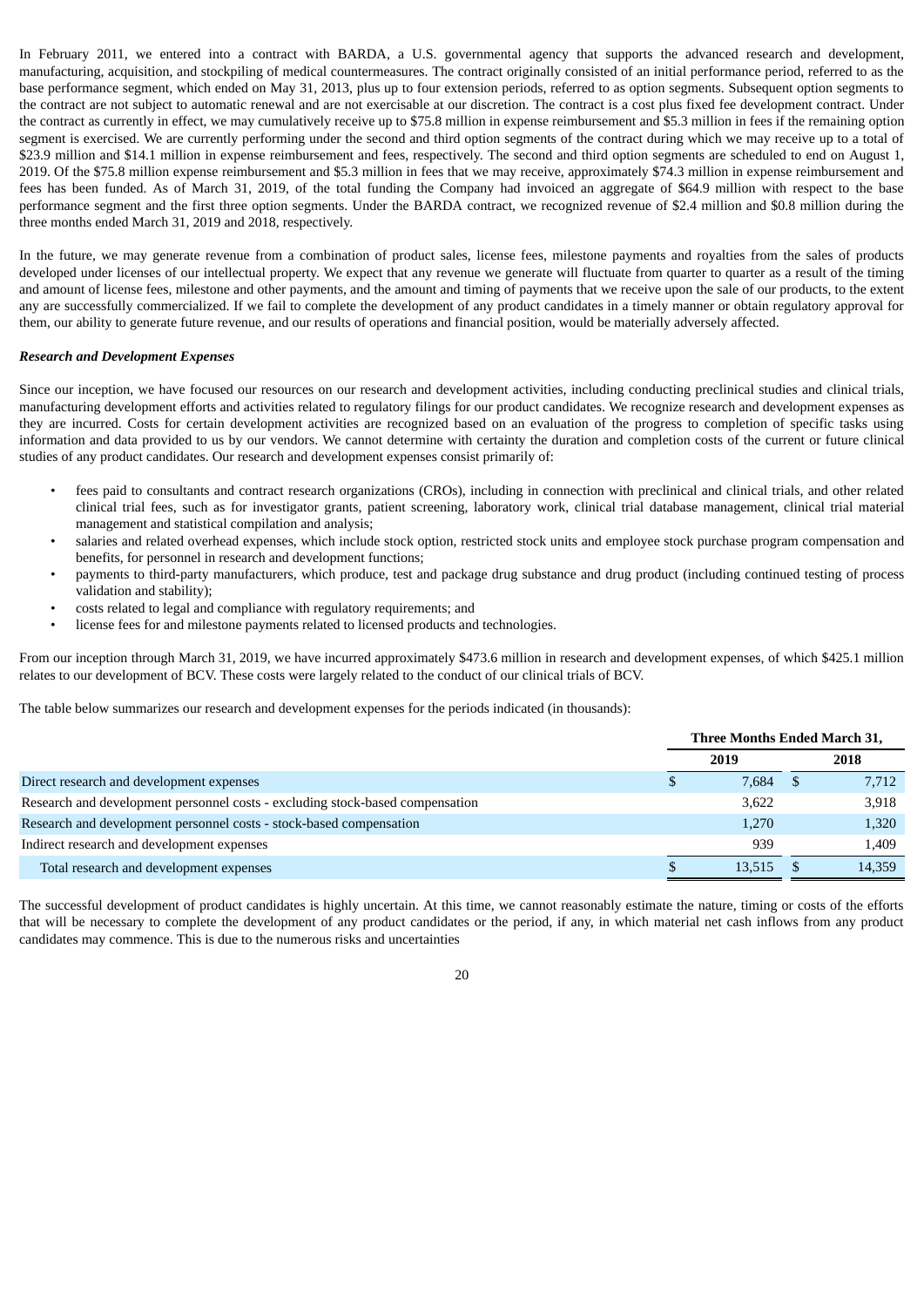In February 2011, we entered into a contract with BARDA, a U.S. governmental agency that supports the advanced research and development, manufacturing, acquisition, and stockpiling of medical countermeasures. The contract originally consisted of an initial performance period, referred to as the base performance segment, which ended on May 31, 2013, plus up to four extension periods, referred to as option segments. Subsequent option segments to the contract are not subject to automatic renewal and are not exercisable at our discretion. The contract is a cost plus fixed fee development contract. Under the contract as currently in effect, we may cumulatively receive up to $75.8 million in expense reimbursement and $5.3 million in fees if the remaining option segment is exercised. We are currently performing under the second and third option segments of the contract during which we may receive up to a total of $23.9 million and $14.1 million in expense reimbursement and fees, respectively. The second and third option segments are scheduled to end on August 1, 2019. Of the $75.8 million expense reimbursement and $5.3 million in fees that we may receive, approximately $74.3 million in expense reimbursement and fees has been funded. As of March 31, 2019, of the total funding the Company had invoiced an aggregate of $64.9 million with respect to the base performance segment and the first three option segments. Under the BARDA contract, we recognized revenue of $2.4 million and $0.8 million during the three months ended March 31, 2019 and 2018, respectively.

In the future, we may generate revenue from a combination of product sales, license fees, milestone payments and royalties from the sales of products developed under licenses of our intellectual property. We expect that any revenue we generate will fluctuate from quarter to quarter as a result of the timing and amount of license fees, milestone and other payments, and the amount and timing of payments that we receive upon the sale of our products, to the extent any are successfully commercialized. If we fail to complete the development of any product candidates in a timely manner or obtain regulatory approval for them, our ability to generate future revenue, and our results of operations and financial position, would be materially adversely affected.

***Research and Development Expenses***

Since our inception, we have focused our resources on our research and development activities, including conducting preclinical studies and clinical trials, manufacturing development efforts and activities related to regulatory filings for our product candidates. We recognize research and development expenses as they are incurred. Costs for certain development activities are recognized based on an evaluation of the progress to completion of specific tasks using information and data provided to us by our vendors. We cannot determine with certainty the duration and completion costs of the current or future clinical studies of any product candidates. Our research and development expenses consist primarily of:

- fees paid to consultants and contract research organizations (CROs), including in connection with preclinical and clinical trials, and other related clinical trial fees, such as for investigator grants, patient screening, laboratory work, clinical trial database management, clinical trial material management and statistical compilation and analysis;
- salaries and related overhead expenses, which include stock option, restricted stock units and employee stock purchase program compensation and benefits, for personnel in research and development functions;
- payments to third-party manufacturers, which produce, test and package drug substance and drug product (including continued testing of process validation and stability);
- costs related to legal and compliance with regulatory requirements; and
- license fees for and milestone payments related to licensed products and technologies.

From our inception through March 31, 2019, we have incurred approximately $473.6 million in research and development expenses, of which $425.1 million relates to our development of BCV. These costs were largely related to the conduct of our clinical trials of BCV.

The table below summarizes our research and development expenses for the periods indicated (in thousands):

| | Three Months Ended March 31, | |
|---|---|---|
| | 2019 | 2018 |
| Direct research and development expenses | $ 7,684 | $ 7,712 |
| Research and development personnel costs - excluding stock-based compensation | 3,622 | 3,918 |
| Research and development personnel costs - stock-based compensation | 1,270 | 1,320 |
| Indirect research and development expenses | 939 | 1,409 |
| Total research and development expenses | $ 13,515 | $ 14,359 |

The successful development of product candidates is highly uncertain. At this time, we cannot reasonably estimate the nature, timing or costs of the efforts that will be necessary to complete the development of any product candidates or the period, if any, in which material net cash inflows from any product candidates may commence. This is due to the numerous risks and uncertainties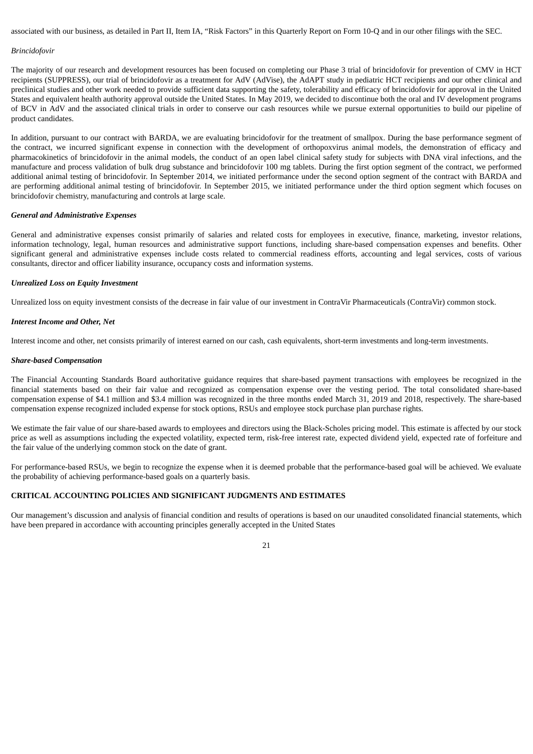associated with our business, as detailed in Part II, Item IA, "Risk Factors" in this Quarterly Report on Form 10-Q and in our other filings with the SEC.

*Brincidofovir*

The majority of our research and development resources has been focused on completing our Phase 3 trial of brincidofovir for prevention of CMV in HCT recipients (SUPPRESS), our trial of brincidofovir as a treatment for AdV (AdVise), the AdAPT study in pediatric HCT recipients and our other clinical and preclinical studies and other work needed to provide sufficient data supporting the safety, tolerability and efficacy of brincidofovir for approval in the United States and equivalent health authority approval outside the United States. In May 2019, we decided to discontinue both the oral and IV development programs of BCV in AdV and the associated clinical trials in order to conserve our cash resources while we pursue external opportunities to build our pipeline of product candidates.

In addition, pursuant to our contract with BARDA, we are evaluating brincidofovir for the treatment of smallpox. During the base performance segment of the contract, we incurred significant expense in connection with the development of orthopoxvirus animal models, the demonstration of efficacy and pharmacokinetics of brincidofovir in the animal models, the conduct of an open label clinical safety study for subjects with DNA viral infections, and the manufacture and process validation of bulk drug substance and brincidofovir 100 mg tablets. During the first option segment of the contract, we performed additional animal testing of brincidofovir. In September 2014, we initiated performance under the second option segment of the contract with BARDA and are performing additional animal testing of brincidofovir. In September 2015, we initiated performance under the third option segment which focuses on brincidofovir chemistry, manufacturing and controls at large scale.

***General and Administrative Expenses***

General and administrative expenses consist primarily of salaries and related costs for employees in executive, finance, marketing, investor relations, information technology, legal, human resources and administrative support functions, including share-based compensation expenses and benefits. Other significant general and administrative expenses include costs related to commercial readiness efforts, accounting and legal services, costs of various consultants, director and officer liability insurance, occupancy costs and information systems.

***Unrealized Loss on Equity Investment***

Unrealized loss on equity investment consists of the decrease in fair value of our investment in ContraVir Pharmaceuticals (ContraVir) common stock.

***Interest Income and Other, Net***

Interest income and other, net consists primarily of interest earned on our cash, cash equivalents, short-term investments and long-term investments.

***Share-based Compensation***

The Financial Accounting Standards Board authoritative guidance requires that share-based payment transactions with employees be recognized in the financial statements based on their fair value and recognized as compensation expense over the vesting period. The total consolidated share-based compensation expense of $4.1 million and $3.4 million was recognized in the three months ended March 31, 2019 and 2018, respectively. The share-based compensation expense recognized included expense for stock options, RSUs and employee stock purchase plan purchase rights.

We estimate the fair value of our share-based awards to employees and directors using the Black-Scholes pricing model. This estimate is affected by our stock price as well as assumptions including the expected volatility, expected term, risk-free interest rate, expected dividend yield, expected rate of forfeiture and the fair value of the underlying common stock on the date of grant.

For performance-based RSUs, we begin to recognize the expense when it is deemed probable that the performance-based goal will be achieved. We evaluate the probability of achieving performance-based goals on a quarterly basis.

**CRITICAL ACCOUNTING POLICIES AND SIGNIFICANT JUDGMENTS AND ESTIMATES**

Our management's discussion and analysis of financial condition and results of operations is based on our unaudited consolidated financial statements, which have been prepared in accordance with accounting principles generally accepted in the United States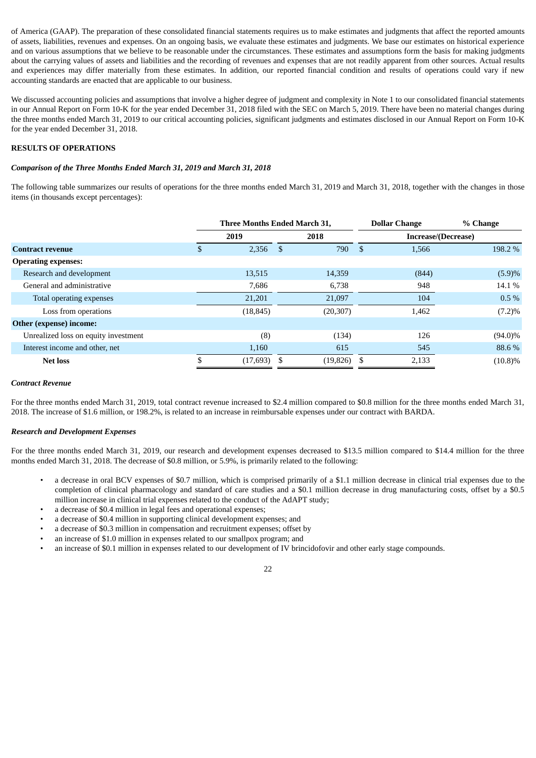of America (GAAP). The preparation of these consolidated financial statements requires us to make estimates and judgments that affect the reported amounts of assets, liabilities, revenues and expenses. On an ongoing basis, we evaluate these estimates and judgments. We base our estimates on historical experience and on various assumptions that we believe to be reasonable under the circumstances. These estimates and assumptions form the basis for making judgments about the carrying values of assets and liabilities and the recording of revenues and expenses that are not readily apparent from other sources. Actual results and experiences may differ materially from these estimates. In addition, our reported financial condition and results of operations could vary if new accounting standards are enacted that are applicable to our business.

We discussed accounting policies and assumptions that involve a higher degree of judgment and complexity in Note 1 to our consolidated financial statements in our Annual Report on Form 10-K for the year ended December 31, 2018 filed with the SEC on March 5, 2019. There have been no material changes during the three months ended March 31, 2019 to our critical accounting policies, significant judgments and estimates disclosed in our Annual Report on Form 10-K for the year ended December 31, 2018.

**RESULTS OF OPERATIONS**

***Comparison of the Three Months Ended March 31, 2019 and March 31, 2018***

The following table summarizes our results of operations for the three months ended March 31, 2019 and March 31, 2018, together with the changes in those items (in thousands except percentages):

| | Three Months Ended March 31, | | Dollar Change | % Change |
|---|---|---|---|---|
| | 2019 | 2018 | Increase/(Decrease) | |
| **Contract revenue** | $ 2,356 | $ 790 | $ 1,566 | 198.2 % |
| **Operating expenses:** | | | | |
| Research and development | 13,515 | 14,359 | (844) | (5.9)% |
| General and administrative | 7,686 | 6,738 | 948 | 14.1 % |
| Total operating expenses | 21,201 | 21,097 | 104 | 0.5 % |
| Loss from operations | (18,845) | (20,307) | 1,462 | (7.2)% |
| **Other (expense) income:** | | | | |
| Unrealized loss on equity investment | (8) | (134) | 126 | (94.0)% |
| Interest income and other, net | 1,160 | 615 | 545 | 88.6 % |
| **Net loss** | $ (17,693) | $ (19,826) | $ 2,133 | (10.8)% |

***Contract Revenue***

For the three months ended March 31, 2019, total contract revenue increased to $2.4 million compared to $0.8 million for the three months ended March 31, 2018. The increase of $1.6 million, or 198.2%, is related to an increase in reimbursable expenses under our contract with BARDA.

***Research and Development Expenses***

For the three months ended March 31, 2019, our research and development expenses decreased to $13.5 million compared to $14.4 million for the three months ended March 31, 2018. The decrease of $0.8 million, or 5.9%, is primarily related to the following:

- a decrease in oral BCV expenses of $0.7 million, which is comprised primarily of a $1.1 million decrease in clinical trial expenses due to the completion of clinical pharmacology and standard of care studies and a $0.1 million decrease in drug manufacturing costs, offset by a $0.5 million increase in clinical trial expenses related to the conduct of the AdAPT study;
- a decrease of $0.4 million in legal fees and operational expenses;
- a decrease of $0.4 million in supporting clinical development expenses; and
- a decrease of $0.3 million in compensation and recruitment expenses; offset by
- an increase of $1.0 million in expenses related to our smallpox program; and
- an increase of $0.1 million in expenses related to our development of IV brincidofovir and other early stage compounds.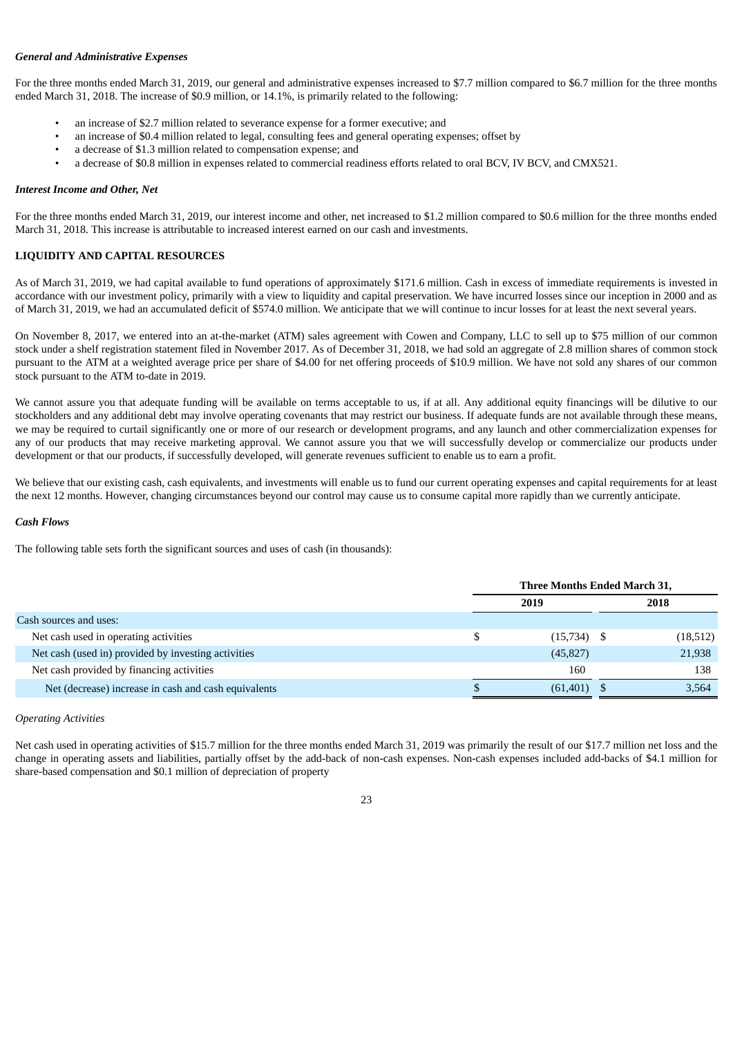***General and Administrative Expenses***

For the three months ended March 31, 2019, our general and administrative expenses increased to $7.7 million compared to $6.7 million for the three months ended March 31, 2018. The increase of $0.9 million, or 14.1%, is primarily related to the following:

- an increase of $2.7 million related to severance expense for a former executive; and
- an increase of $0.4 million related to legal, consulting fees and general operating expenses; offset by
- a decrease of $1.3 million related to compensation expense; and
- a decrease of $0.8 million in expenses related to commercial readiness efforts related to oral BCV, IV BCV, and CMX521.

***Interest Income and Other, Net***

For the three months ended March 31, 2019, our interest income and other, net increased to $1.2 million compared to $0.6 million for the three months ended March 31, 2018. This increase is attributable to increased interest earned on our cash and investments.

**LIQUIDITY AND CAPITAL RESOURCES**

As of March 31, 2019, we had capital available to fund operations of approximately $171.6 million. Cash in excess of immediate requirements is invested in accordance with our investment policy, primarily with a view to liquidity and capital preservation. We have incurred losses since our inception in 2000 and as of March 31, 2019, we had an accumulated deficit of $574.0 million. We anticipate that we will continue to incur losses for at least the next several years.

On November 8, 2017, we entered into an at-the-market (ATM) sales agreement with Cowen and Company, LLC to sell up to $75 million of our common stock under a shelf registration statement filed in November 2017. As of December 31, 2018, we had sold an aggregate of 2.8 million shares of common stock pursuant to the ATM at a weighted average price per share of $4.00 for net offering proceeds of $10.9 million. We have not sold any shares of our common stock pursuant to the ATM to-date in 2019.

We cannot assure you that adequate funding will be available on terms acceptable to us, if at all. Any additional equity financings will be dilutive to our stockholders and any additional debt may involve operating covenants that may restrict our business. If adequate funds are not available through these means, we may be required to curtail significantly one or more of our research or development programs, and any launch and other commercialization expenses for any of our products that may receive marketing approval. We cannot assure you that we will successfully develop or commercialize our products under development or that our products, if successfully developed, will generate revenues sufficient to enable us to earn a profit.

We believe that our existing cash, cash equivalents, and investments will enable us to fund our current operating expenses and capital requirements for at least the next 12 months. However, changing circumstances beyond our control may cause us to consume capital more rapidly than we currently anticipate.

***Cash Flows***

The following table sets forth the significant sources and uses of cash (in thousands):

| | Three Months Ended March 31, | |
|---|---|---|
| | 2019 | 2018 |
| Cash sources and uses: | | |
| Net cash used in operating activities | $ (15,734) | $ (18,512) |
| Net cash (used in) provided by investing activities | (45,827) | 21,938 |
| Net cash provided by financing activities | 160 | 138 |
| Net (decrease) increase in cash and cash equivalents | $ (61,401) | $ 3,564 |

*Operating Activities*

Net cash used in operating activities of $15.7 million for the three months ended March 31, 2019 was primarily the result of our $17.7 million net loss and the change in operating assets and liabilities, partially offset by the add-back of non-cash expenses. Non-cash expenses included add-backs of $4.1 million for share-based compensation and $0.1 million of depreciation of property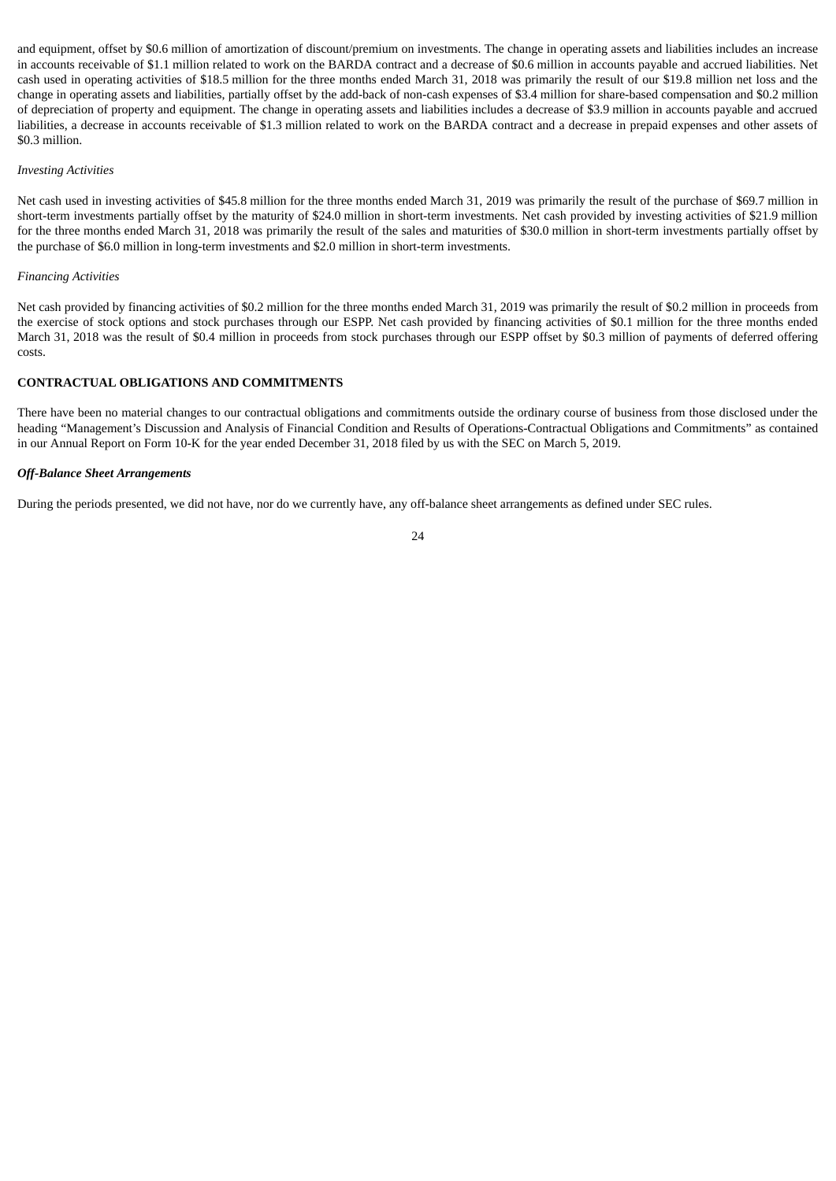and equipment, offset by $0.6 million of amortization of discount/premium on investments. The change in operating assets and liabilities includes an increase in accounts receivable of $1.1 million related to work on the BARDA contract and a decrease of $0.6 million in accounts payable and accrued liabilities. Net cash used in operating activities of $18.5 million for the three months ended March 31, 2018 was primarily the result of our $19.8 million net loss and the change in operating assets and liabilities, partially offset by the add-back of non-cash expenses of $3.4 million for share-based compensation and $0.2 million of depreciation of property and equipment. The change in operating assets and liabilities includes a decrease of $3.9 million in accounts payable and accrued liabilities, a decrease in accounts receivable of $1.3 million related to work on the BARDA contract and a decrease in prepaid expenses and other assets of $0.3 million.

*Investing Activities*

Net cash used in investing activities of $45.8 million for the three months ended March 31, 2019 was primarily the result of the purchase of $69.7 million in short-term investments partially offset by the maturity of $24.0 million in short-term investments. Net cash provided by investing activities of $21.9 million for the three months ended March 31, 2018 was primarily the result of the sales and maturities of $30.0 million in short-term investments partially offset by the purchase of $6.0 million in long-term investments and $2.0 million in short-term investments.

*Financing Activities*

Net cash provided by financing activities of $0.2 million for the three months ended March 31, 2019 was primarily the result of $0.2 million in proceeds from the exercise of stock options and stock purchases through our ESPP. Net cash provided by financing activities of $0.1 million for the three months ended March 31, 2018 was the result of $0.4 million in proceeds from stock purchases through our ESPP offset by $0.3 million of payments of deferred offering costs.

## CONTRACTUAL OBLIGATIONS AND COMMITMENTS

There have been no material changes to our contractual obligations and commitments outside the ordinary course of business from those disclosed under the heading "Management's Discussion and Analysis of Financial Condition and Results of Operations-Contractual Obligations and Commitments" as contained in our Annual Report on Form 10-K for the year ended December 31, 2018 filed by us with the SEC on March 5, 2019.

***Off-Balance Sheet Arrangements***

During the periods presented, we did not have, nor do we currently have, any off-balance sheet arrangements as defined under SEC rules.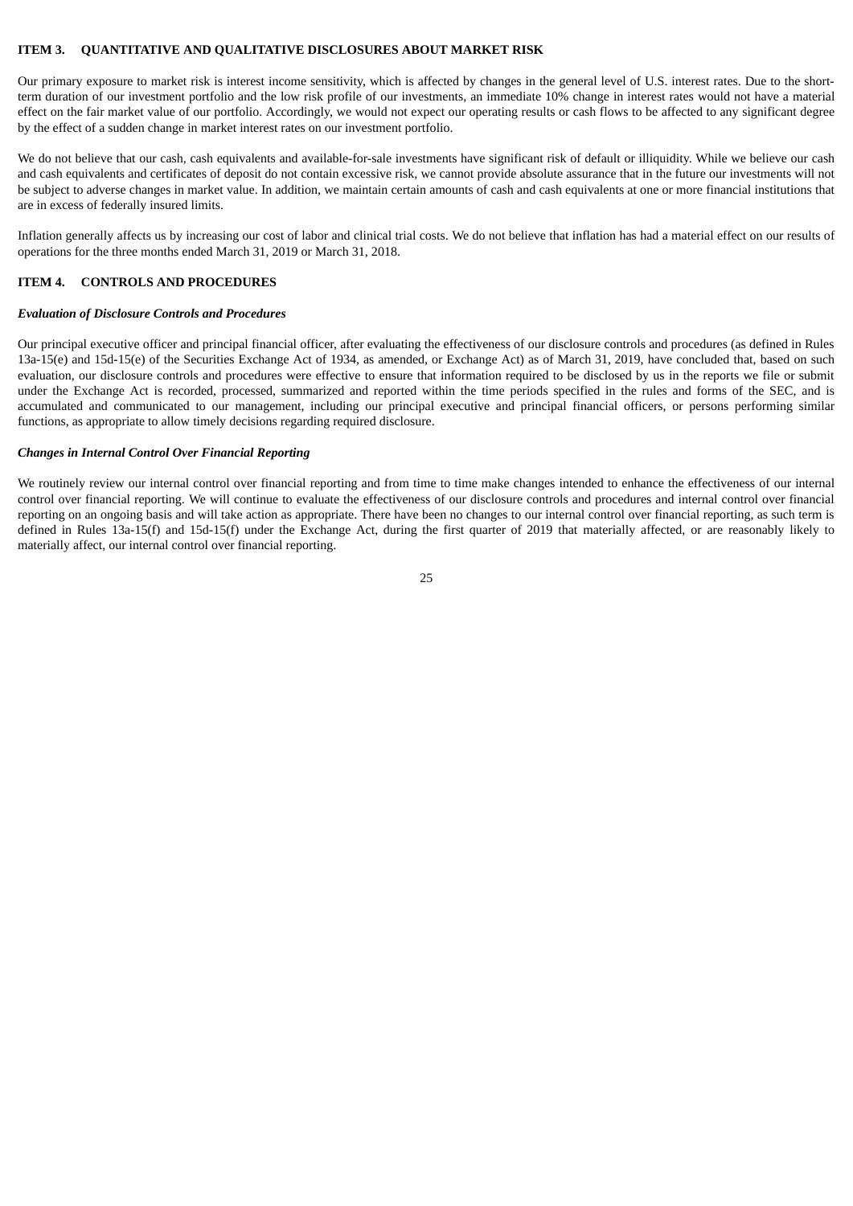## ITEM 3. QUANTITATIVE AND QUALITATIVE DISCLOSURES ABOUT MARKET RISK

Our primary exposure to market risk is interest income sensitivity, which is affected by changes in the general level of U.S. interest rates. Due to the short-term duration of our investment portfolio and the low risk profile of our investments, an immediate 10% change in interest rates would not have a material effect on the fair market value of our portfolio. Accordingly, we would not expect our operating results or cash flows to be affected to any significant degree by the effect of a sudden change in market interest rates on our investment portfolio.

We do not believe that our cash, cash equivalents and available-for-sale investments have significant risk of default or illiquidity. While we believe our cash and cash equivalents and certificates of deposit do not contain excessive risk, we cannot provide absolute assurance that in the future our investments will not be subject to adverse changes in market value. In addition, we maintain certain amounts of cash and cash equivalents at one or more financial institutions that are in excess of federally insured limits.

Inflation generally affects us by increasing our cost of labor and clinical trial costs. We do not believe that inflation has had a material effect on our results of operations for the three months ended March 31, 2019 or March 31, 2018.

## ITEM 4. CONTROLS AND PROCEDURES

***Evaluation of Disclosure Controls and Procedures***

Our principal executive officer and principal financial officer, after evaluating the effectiveness of our disclosure controls and procedures (as defined in Rules 13a-15(e) and 15d-15(e) of the Securities Exchange Act of 1934, as amended, or Exchange Act) as of March 31, 2019, have concluded that, based on such evaluation, our disclosure controls and procedures were effective to ensure that information required to be disclosed by us in the reports we file or submit under the Exchange Act is recorded, processed, summarized and reported within the time periods specified in the rules and forms of the SEC, and is accumulated and communicated to our management, including our principal executive and principal financial officers, or persons performing similar functions, as appropriate to allow timely decisions regarding required disclosure.

***Changes in Internal Control Over Financial Reporting***

We routinely review our internal control over financial reporting and from time to time make changes intended to enhance the effectiveness of our internal control over financial reporting. We will continue to evaluate the effectiveness of our disclosure controls and procedures and internal control over financial reporting on an ongoing basis and will take action as appropriate. There have been no changes to our internal control over financial reporting, as such term is defined in Rules 13a-15(f) and 15d-15(f) under the Exchange Act, during the first quarter of 2019 that materially affected, or are reasonably likely to materially affect, our internal control over financial reporting.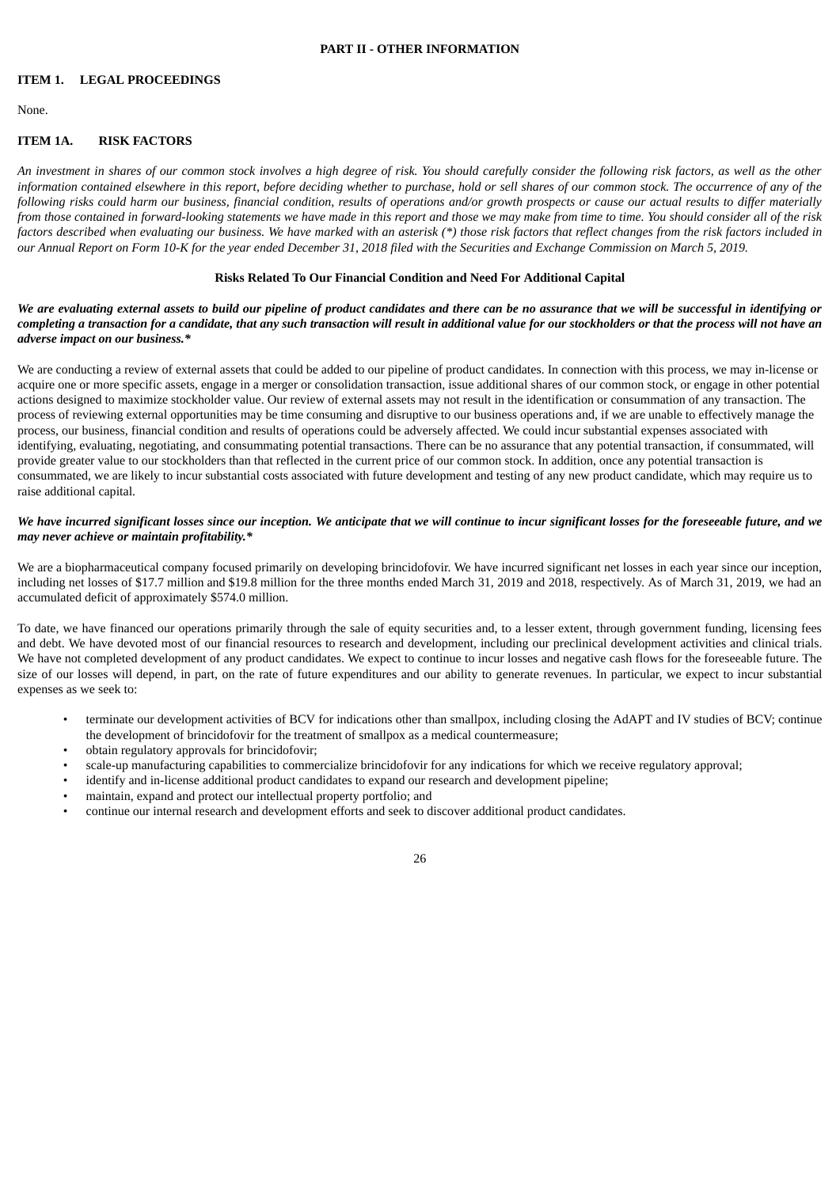# PART II - OTHER INFORMATION

## ITEM 1. LEGAL PROCEEDINGS

None.

## ITEM 1A. RISK FACTORS

*An investment in shares of our common stock involves a high degree of risk. You should carefully consider the following risk factors, as well as the other information contained elsewhere in this report, before deciding whether to purchase, hold or sell shares of our common stock. The occurrence of any of the following risks could harm our business, financial condition, results of operations and/or growth prospects or cause our actual results to differ materially from those contained in forward-looking statements we have made in this report and those we may make from time to time. You should consider all of the risk factors described when evaluating our business. We have marked with an asterisk (*) those risk factors that reflect changes from the risk factors included in our Annual Report on Form 10-K for the year ended December 31, 2018 filed with the Securities and Exchange Commission on March 5, 2019.*

### Risks Related To Our Financial Condition and Need For Additional Capital

***We are evaluating external assets to build our pipeline of product candidates and there can be no assurance that we will be successful in identifying or completing a transaction for a candidate, that any such transaction will result in additional value for our stockholders or that the process will not have an adverse impact on our business.****

We are conducting a review of external assets that could be added to our pipeline of product candidates. In connection with this process, we may in-license or acquire one or more specific assets, engage in a merger or consolidation transaction, issue additional shares of our common stock, or engage in other potential actions designed to maximize stockholder value. Our review of external assets may not result in the identification or consummation of any transaction. The process of reviewing external opportunities may be time consuming and disruptive to our business operations and, if we are unable to effectively manage the process, our business, financial condition and results of operations could be adversely affected. We could incur substantial expenses associated with identifying, evaluating, negotiating, and consummating potential transactions. There can be no assurance that any potential transaction, if consummated, will provide greater value to our stockholders than that reflected in the current price of our common stock. In addition, once any potential transaction is consummated, we are likely to incur substantial costs associated with future development and testing of any new product candidate, which may require us to raise additional capital.

***We have incurred significant losses since our inception. We anticipate that we will continue to incur significant losses for the foreseeable future, and we may never achieve or maintain profitability.****

We are a biopharmaceutical company focused primarily on developing brincidofovir. We have incurred significant net losses in each year since our inception, including net losses of $17.7 million and $19.8 million for the three months ended March 31, 2019 and 2018, respectively. As of March 31, 2019, we had an accumulated deficit of approximately $574.0 million.

To date, we have financed our operations primarily through the sale of equity securities and, to a lesser extent, through government funding, licensing fees and debt. We have devoted most of our financial resources to research and development, including our preclinical development activities and clinical trials. We have not completed development of any product candidates. We expect to continue to incur losses and negative cash flows for the foreseeable future. The size of our losses will depend, in part, on the rate of future expenditures and our ability to generate revenues. In particular, we expect to incur substantial expenses as we seek to:

- terminate our development activities of BCV for indications other than smallpox, including closing the AdAPT and IV studies of BCV; continue the development of brincidofovir for the treatment of smallpox as a medical countermeasure;
- obtain regulatory approvals for brincidofovir;
- scale-up manufacturing capabilities to commercialize brincidofovir for any indications for which we receive regulatory approval;
- identify and in-license additional product candidates to expand our research and development pipeline;
- maintain, expand and protect our intellectual property portfolio; and
- continue our internal research and development efforts and seek to discover additional product candidates.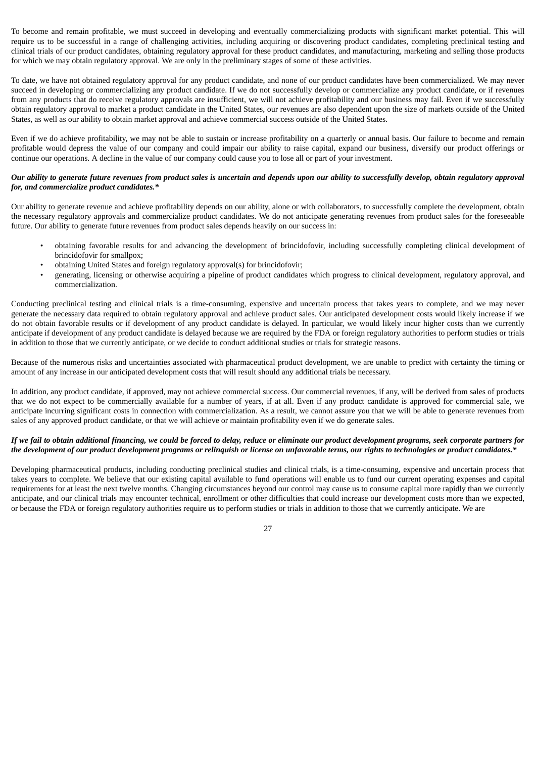To become and remain profitable, we must succeed in developing and eventually commercializing products with significant market potential. This will require us to be successful in a range of challenging activities, including acquiring or discovering product candidates, completing preclinical testing and clinical trials of our product candidates, obtaining regulatory approval for these product candidates, and manufacturing, marketing and selling those products for which we may obtain regulatory approval. We are only in the preliminary stages of some of these activities.

To date, we have not obtained regulatory approval for any product candidate, and none of our product candidates have been commercialized. We may never succeed in developing or commercializing any product candidate. If we do not successfully develop or commercialize any product candidate, or if revenues from any products that do receive regulatory approvals are insufficient, we will not achieve profitability and our business may fail. Even if we successfully obtain regulatory approval to market a product candidate in the United States, our revenues are also dependent upon the size of markets outside of the United States, as well as our ability to obtain market approval and achieve commercial success outside of the United States.

Even if we do achieve profitability, we may not be able to sustain or increase profitability on a quarterly or annual basis. Our failure to become and remain profitable would depress the value of our company and could impair our ability to raise capital, expand our business, diversify our product offerings or continue our operations. A decline in the value of our company could cause you to lose all or part of your investment.

***Our ability to generate future revenues from product sales is uncertain and depends upon our ability to successfully develop, obtain regulatory approval for, and commercialize product candidates.****

Our ability to generate revenue and achieve profitability depends on our ability, alone or with collaborators, to successfully complete the development, obtain the necessary regulatory approvals and commercialize product candidates. We do not anticipate generating revenues from product sales for the foreseeable future. Our ability to generate future revenues from product sales depends heavily on our success in:

- obtaining favorable results for and advancing the development of brincidofovir, including successfully completing clinical development of brincidofovir for smallpox;
- obtaining United States and foreign regulatory approval(s) for brincidofovir;
- generating, licensing or otherwise acquiring a pipeline of product candidates which progress to clinical development, regulatory approval, and commercialization.

Conducting preclinical testing and clinical trials is a time-consuming, expensive and uncertain process that takes years to complete, and we may never generate the necessary data required to obtain regulatory approval and achieve product sales. Our anticipated development costs would likely increase if we do not obtain favorable results or if development of any product candidate is delayed. In particular, we would likely incur higher costs than we currently anticipate if development of any product candidate is delayed because we are required by the FDA or foreign regulatory authorities to perform studies or trials in addition to those that we currently anticipate, or we decide to conduct additional studies or trials for strategic reasons.

Because of the numerous risks and uncertainties associated with pharmaceutical product development, we are unable to predict with certainty the timing or amount of any increase in our anticipated development costs that will result should any additional trials be necessary.

In addition, any product candidate, if approved, may not achieve commercial success. Our commercial revenues, if any, will be derived from sales of products that we do not expect to be commercially available for a number of years, if at all. Even if any product candidate is approved for commercial sale, we anticipate incurring significant costs in connection with commercialization. As a result, we cannot assure you that we will be able to generate revenues from sales of any approved product candidate, or that we will achieve or maintain profitability even if we do generate sales.

***If we fail to obtain additional financing, we could be forced to delay, reduce or eliminate our product development programs, seek corporate partners for the development of our product development programs or relinquish or license on unfavorable terms, our rights to technologies or product candidates.****

Developing pharmaceutical products, including conducting preclinical studies and clinical trials, is a time-consuming, expensive and uncertain process that takes years to complete. We believe that our existing capital available to fund operations will enable us to fund our current operating expenses and capital requirements for at least the next twelve months. Changing circumstances beyond our control may cause us to consume capital more rapidly than we currently anticipate, and our clinical trials may encounter technical, enrollment or other difficulties that could increase our development costs more than we expected, or because the FDA or foreign regulatory authorities require us to perform studies or trials in addition to those that we currently anticipate. We are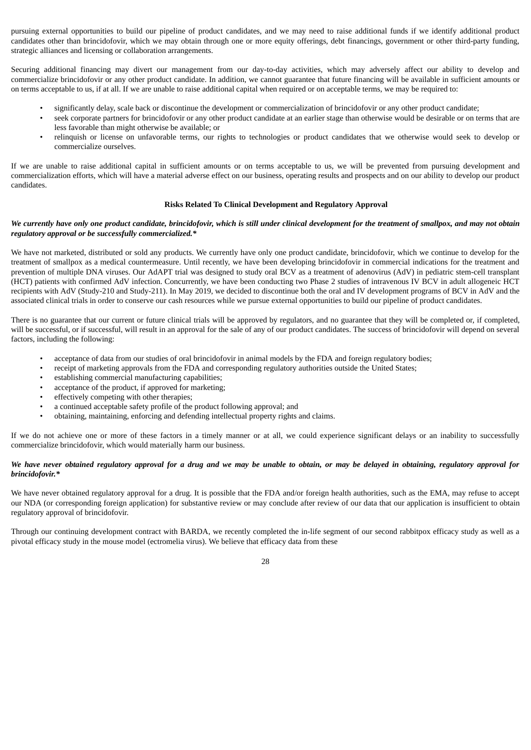pursuing external opportunities to build our pipeline of product candidates, and we may need to raise additional funds if we identify additional product candidates other than brincidofovir, which we may obtain through one or more equity offerings, debt financings, government or other third-party funding, strategic alliances and licensing or collaboration arrangements.

Securing additional financing may divert our management from our day-to-day activities, which may adversely affect our ability to develop and commercialize brincidofovir or any other product candidate. In addition, we cannot guarantee that future financing will be available in sufficient amounts or on terms acceptable to us, if at all. If we are unable to raise additional capital when required or on acceptable terms, we may be required to:

- significantly delay, scale back or discontinue the development or commercialization of brincidofovir or any other product candidate;
- seek corporate partners for brincidofovir or any other product candidate at an earlier stage than otherwise would be desirable or on terms that are less favorable than might otherwise be available; or
- relinquish or license on unfavorable terms, our rights to technologies or product candidates that we otherwise would seek to develop or commercialize ourselves.

If we are unable to raise additional capital in sufficient amounts or on terms acceptable to us, we will be prevented from pursuing development and commercialization efforts, which will have a material adverse effect on our business, operating results and prospects and on our ability to develop our product candidates.

## Risks Related To Clinical Development and Regulatory Approval

***We currently have only one product candidate, brincidofovir, which is still under clinical development for the treatment of smallpox, and may not obtain regulatory approval or be successfully commercialized.****

We have not marketed, distributed or sold any products. We currently have only one product candidate, brincidofovir, which we continue to develop for the treatment of smallpox as a medical countermeasure. Until recently, we have been developing brincidofovir in commercial indications for the treatment and prevention of multiple DNA viruses. Our AdAPT trial was designed to study oral BCV as a treatment of adenovirus (AdV) in pediatric stem-cell transplant (HCT) patients with confirmed AdV infection. Concurrently, we have been conducting two Phase 2 studies of intravenous IV BCV in adult allogeneic HCT recipients with AdV (Study-210 and Study-211). In May 2019, we decided to discontinue both the oral and IV development programs of BCV in AdV and the associated clinical trials in order to conserve our cash resources while we pursue external opportunities to build our pipeline of product candidates.

There is no guarantee that our current or future clinical trials will be approved by regulators, and no guarantee that they will be completed or, if completed, will be successful, or if successful, will result in an approval for the sale of any of our product candidates. The success of brincidofovir will depend on several factors, including the following:

- acceptance of data from our studies of oral brincidofovir in animal models by the FDA and foreign regulatory bodies;
- receipt of marketing approvals from the FDA and corresponding regulatory authorities outside the United States;
- establishing commercial manufacturing capabilities;
- acceptance of the product, if approved for marketing;
- effectively competing with other therapies;
- a continued acceptable safety profile of the product following approval; and
- obtaining, maintaining, enforcing and defending intellectual property rights and claims.

If we do not achieve one or more of these factors in a timely manner or at all, we could experience significant delays or an inability to successfully commercialize brincidofovir, which would materially harm our business.

***We have never obtained regulatory approval for a drug and we may be unable to obtain, or may be delayed in obtaining, regulatory approval for brincidofovir.****

We have never obtained regulatory approval for a drug. It is possible that the FDA and/or foreign health authorities, such as the EMA, may refuse to accept our NDA (or corresponding foreign application) for substantive review or may conclude after review of our data that our application is insufficient to obtain regulatory approval of brincidofovir.

Through our continuing development contract with BARDA, we recently completed the in-life segment of our second rabbitpox efficacy study as well as a pivotal efficacy study in the mouse model (ectromelia virus). We believe that efficacy data from these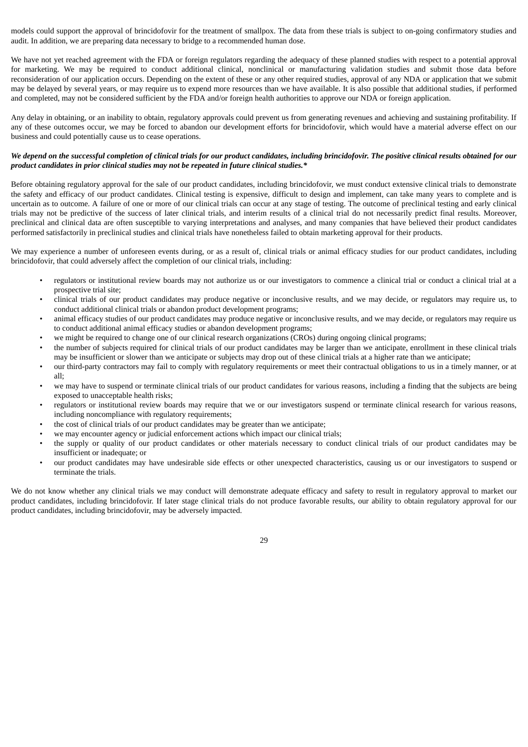models could support the approval of brincidofovir for the treatment of smallpox. The data from these trials is subject to on-going confirmatory studies and audit. In addition, we are preparing data necessary to bridge to a recommended human dose.

We have not yet reached agreement with the FDA or foreign regulators regarding the adequacy of these planned studies with respect to a potential approval for marketing. We may be required to conduct additional clinical, nonclinical or manufacturing validation studies and submit those data before reconsideration of our application occurs. Depending on the extent of these or any other required studies, approval of any NDA or application that we submit may be delayed by several years, or may require us to expend more resources than we have available. It is also possible that additional studies, if performed and completed, may not be considered sufficient by the FDA and/or foreign health authorities to approve our NDA or foreign application.

Any delay in obtaining, or an inability to obtain, regulatory approvals could prevent us from generating revenues and achieving and sustaining profitability. If any of these outcomes occur, we may be forced to abandon our development efforts for brincidofovir, which would have a material adverse effect on our business and could potentially cause us to cease operations.

***We depend on the successful completion of clinical trials for our product candidates, including brincidofovir. The positive clinical results obtained for our product candidates in prior clinical studies may not be repeated in future clinical studies.****

Before obtaining regulatory approval for the sale of our product candidates, including brincidofovir, we must conduct extensive clinical trials to demonstrate the safety and efficacy of our product candidates. Clinical testing is expensive, difficult to design and implement, can take many years to complete and is uncertain as to outcome. A failure of one or more of our clinical trials can occur at any stage of testing. The outcome of preclinical testing and early clinical trials may not be predictive of the success of later clinical trials, and interim results of a clinical trial do not necessarily predict final results. Moreover, preclinical and clinical data are often susceptible to varying interpretations and analyses, and many companies that have believed their product candidates performed satisfactorily in preclinical studies and clinical trials have nonetheless failed to obtain marketing approval for their products.

We may experience a number of unforeseen events during, or as a result of, clinical trials or animal efficacy studies for our product candidates, including brincidofovir, that could adversely affect the completion of our clinical trials, including:

- regulators or institutional review boards may not authorize us or our investigators to commence a clinical trial or conduct a clinical trial at a prospective trial site;
- clinical trials of our product candidates may produce negative or inconclusive results, and we may decide, or regulators may require us, to conduct additional clinical trials or abandon product development programs;
- animal efficacy studies of our product candidates may produce negative or inconclusive results, and we may decide, or regulators may require us to conduct additional animal efficacy studies or abandon development programs;
- we might be required to change one of our clinical research organizations (CROs) during ongoing clinical programs;
- the number of subjects required for clinical trials of our product candidates may be larger than we anticipate, enrollment in these clinical trials may be insufficient or slower than we anticipate or subjects may drop out of these clinical trials at a higher rate than we anticipate;
- our third-party contractors may fail to comply with regulatory requirements or meet their contractual obligations to us in a timely manner, or at all;
- we may have to suspend or terminate clinical trials of our product candidates for various reasons, including a finding that the subjects are being exposed to unacceptable health risks;
- regulators or institutional review boards may require that we or our investigators suspend or terminate clinical research for various reasons, including noncompliance with regulatory requirements;
- the cost of clinical trials of our product candidates may be greater than we anticipate;
- we may encounter agency or judicial enforcement actions which impact our clinical trials;
- the supply or quality of our product candidates or other materials necessary to conduct clinical trials of our product candidates may be insufficient or inadequate; or
- our product candidates may have undesirable side effects or other unexpected characteristics, causing us or our investigators to suspend or terminate the trials.

We do not know whether any clinical trials we may conduct will demonstrate adequate efficacy and safety to result in regulatory approval to market our product candidates, including brincidofovir. If later stage clinical trials do not produce favorable results, our ability to obtain regulatory approval for our product candidates, including brincidofovir, may be adversely impacted.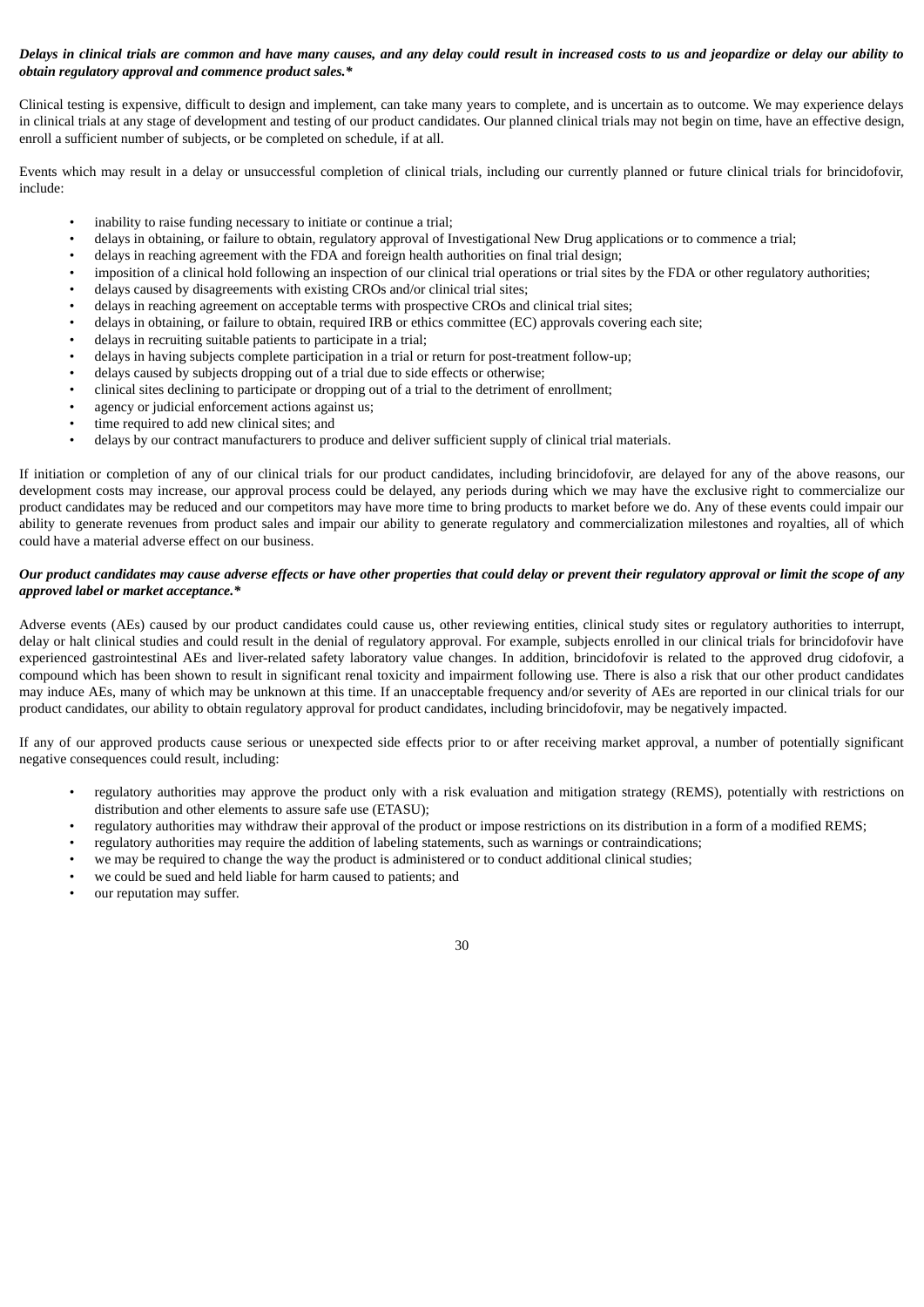***Delays in clinical trials are common and have many causes, and any delay could result in increased costs to us and jeopardize or delay our ability to obtain regulatory approval and commence product sales.****

Clinical testing is expensive, difficult to design and implement, can take many years to complete, and is uncertain as to outcome. We may experience delays in clinical trials at any stage of development and testing of our product candidates. Our planned clinical trials may not begin on time, have an effective design, enroll a sufficient number of subjects, or be completed on schedule, if at all.

Events which may result in a delay or unsuccessful completion of clinical trials, including our currently planned or future clinical trials for brincidofovir, include:

- inability to raise funding necessary to initiate or continue a trial;
- delays in obtaining, or failure to obtain, regulatory approval of Investigational New Drug applications or to commence a trial;
- delays in reaching agreement with the FDA and foreign health authorities on final trial design;
- imposition of a clinical hold following an inspection of our clinical trial operations or trial sites by the FDA or other regulatory authorities;
- delays caused by disagreements with existing CROs and/or clinical trial sites;
- delays in reaching agreement on acceptable terms with prospective CROs and clinical trial sites;
- delays in obtaining, or failure to obtain, required IRB or ethics committee (EC) approvals covering each site;
- delays in recruiting suitable patients to participate in a trial;
- delays in having subjects complete participation in a trial or return for post-treatment follow-up;
- delays caused by subjects dropping out of a trial due to side effects or otherwise;
- clinical sites declining to participate or dropping out of a trial to the detriment of enrollment;
- agency or judicial enforcement actions against us;
- time required to add new clinical sites; and
- delays by our contract manufacturers to produce and deliver sufficient supply of clinical trial materials.

If initiation or completion of any of our clinical trials for our product candidates, including brincidofovir, are delayed for any of the above reasons, our development costs may increase, our approval process could be delayed, any periods during which we may have the exclusive right to commercialize our product candidates may be reduced and our competitors may have more time to bring products to market before we do. Any of these events could impair our ability to generate revenues from product sales and impair our ability to generate regulatory and commercialization milestones and royalties, all of which could have a material adverse effect on our business.

***Our product candidates may cause adverse effects or have other properties that could delay or prevent their regulatory approval or limit the scope of any approved label or market acceptance.****

Adverse events (AEs) caused by our product candidates could cause us, other reviewing entities, clinical study sites or regulatory authorities to interrupt, delay or halt clinical studies and could result in the denial of regulatory approval. For example, subjects enrolled in our clinical trials for brincidofovir have experienced gastrointestinal AEs and liver-related safety laboratory value changes. In addition, brincidofovir is related to the approved drug cidofovir, a compound which has been shown to result in significant renal toxicity and impairment following use. There is also a risk that our other product candidates may induce AEs, many of which may be unknown at this time. If an unacceptable frequency and/or severity of AEs are reported in our clinical trials for our product candidates, our ability to obtain regulatory approval for product candidates, including brincidofovir, may be negatively impacted.

If any of our approved products cause serious or unexpected side effects prior to or after receiving market approval, a number of potentially significant negative consequences could result, including:

- regulatory authorities may approve the product only with a risk evaluation and mitigation strategy (REMS), potentially with restrictions on distribution and other elements to assure safe use (ETASU);
- regulatory authorities may withdraw their approval of the product or impose restrictions on its distribution in a form of a modified REMS;
- regulatory authorities may require the addition of labeling statements, such as warnings or contraindications;
- we may be required to change the way the product is administered or to conduct additional clinical studies;
- we could be sued and held liable for harm caused to patients; and
- our reputation may suffer.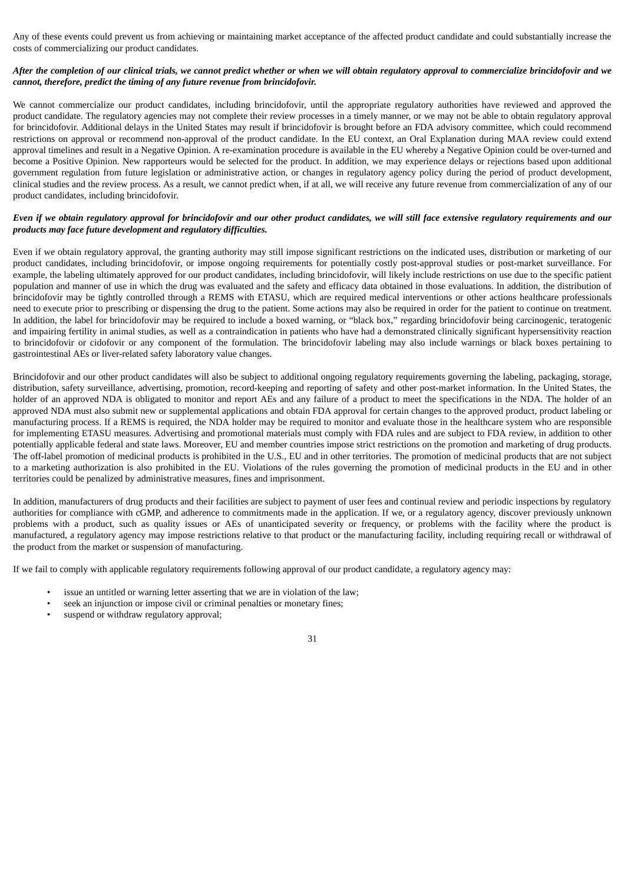Any of these events could prevent us from achieving or maintaining market acceptance of the affected product candidate and could substantially increase the costs of commercializing our product candidates.

***After the completion of our clinical trials, we cannot predict whether or when we will obtain regulatory approval to commercialize brincidofovir and we cannot, therefore, predict the timing of any future revenue from brincidofovir.***

We cannot commercialize our product candidates, including brincidofovir, until the appropriate regulatory authorities have reviewed and approved the product candidate. The regulatory agencies may not complete their review processes in a timely manner, or we may not be able to obtain regulatory approval for brincidofovir. Additional delays in the United States may result if brincidofovir is brought before an FDA advisory committee, which could recommend restrictions on approval or recommend non-approval of the product candidate. In the EU context, an Oral Explanation during MAA review could extend approval timelines and result in a Negative Opinion. A re-examination procedure is available in the EU whereby a Negative Opinion could be over-turned and become a Positive Opinion. New rapporteurs would be selected for the product. In addition, we may experience delays or rejections based upon additional government regulation from future legislation or administrative action, or changes in regulatory agency policy during the period of product development, clinical studies and the review process. As a result, we cannot predict when, if at all, we will receive any future revenue from commercialization of any of our product candidates, including brincidofovir.

***Even if we obtain regulatory approval for brincidofovir and our other product candidates, we will still face extensive regulatory requirements and our products may face future development and regulatory difficulties.***

Even if we obtain regulatory approval, the granting authority may still impose significant restrictions on the indicated uses, distribution or marketing of our product candidates, including brincidofovir, or impose ongoing requirements for potentially costly post-approval studies or post-market surveillance. For example, the labeling ultimately approved for our product candidates, including brincidofovir, will likely include restrictions on use due to the specific patient population and manner of use in which the drug was evaluated and the safety and efficacy data obtained in those evaluations. In addition, the distribution of brincidofovir may be tightly controlled through a REMS with ETASU, which are required medical interventions or other actions healthcare professionals need to execute prior to prescribing or dispensing the drug to the patient. Some actions may also be required in order for the patient to continue on treatment. In addition, the label for brincidofovir may be required to include a boxed warning, or "black box," regarding brincidofovir being carcinogenic, teratogenic and impairing fertility in animal studies, as well as a contraindication in patients who have had a demonstrated clinically significant hypersensitivity reaction to brincidofovir or cidofovir or any component of the formulation. The brincidofovir labeling may also include warnings or black boxes pertaining to gastrointestinal AEs or liver-related safety laboratory value changes.

Brincidofovir and our other product candidates will also be subject to additional ongoing regulatory requirements governing the labeling, packaging, storage, distribution, safety surveillance, advertising, promotion, record-keeping and reporting of safety and other post-market information. In the United States, the holder of an approved NDA is obligated to monitor and report AEs and any failure of a product to meet the specifications in the NDA. The holder of an approved NDA must also submit new or supplemental applications and obtain FDA approval for certain changes to the approved product, product labeling or manufacturing process. If a REMS is required, the NDA holder may be required to monitor and evaluate those in the healthcare system who are responsible for implementing ETASU measures. Advertising and promotional materials must comply with FDA rules and are subject to FDA review, in addition to other potentially applicable federal and state laws. Moreover, EU and member countries impose strict restrictions on the promotion and marketing of drug products. The off-label promotion of medicinal products is prohibited in the U.S., EU and in other territories. The promotion of medicinal products that are not subject to a marketing authorization is also prohibited in the EU. Violations of the rules governing the promotion of medicinal products in the EU and in other territories could be penalized by administrative measures, fines and imprisonment.

In addition, manufacturers of drug products and their facilities are subject to payment of user fees and continual review and periodic inspections by regulatory authorities for compliance with cGMP, and adherence to commitments made in the application. If we, or a regulatory agency, discover previously unknown problems with a product, such as quality issues or AEs of unanticipated severity or frequency, or problems with the facility where the product is manufactured, a regulatory agency may impose restrictions relative to that product or the manufacturing facility, including requiring recall or withdrawal of the product from the market or suspension of manufacturing.

If we fail to comply with applicable regulatory requirements following approval of our product candidate, a regulatory agency may:

- issue an untitled or warning letter asserting that we are in violation of the law;
- seek an injunction or impose civil or criminal penalties or monetary fines;
- suspend or withdraw regulatory approval;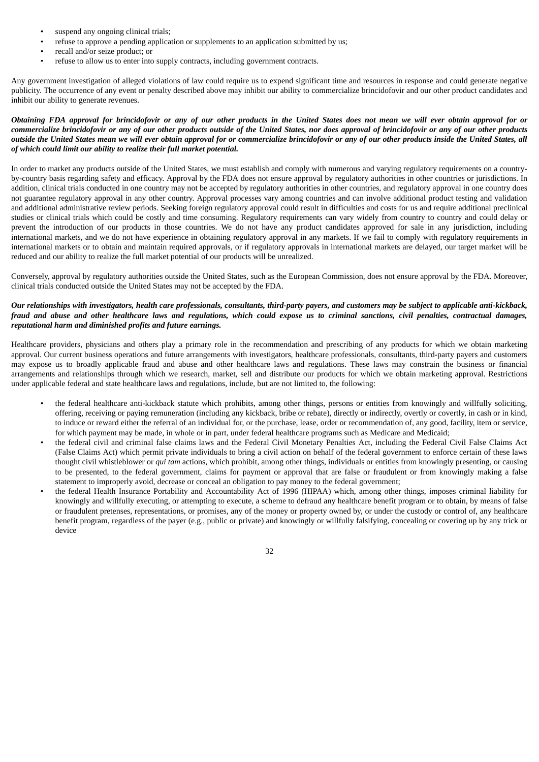- suspend any ongoing clinical trials;
- refuse to approve a pending application or supplements to an application submitted by us;
- recall and/or seize product; or
- refuse to allow us to enter into supply contracts, including government contracts.

Any government investigation of alleged violations of law could require us to expend significant time and resources in response and could generate negative publicity. The occurrence of any event or penalty described above may inhibit our ability to commercialize brincidofovir and our other product candidates and inhibit our ability to generate revenues.

***Obtaining FDA approval for brincidofovir or any of our other products in the United States does not mean we will ever obtain approval for or commercialize brincidofovir or any of our other products outside of the United States, nor does approval of brincidofovir or any of our other products outside the United States mean we will ever obtain approval for or commercialize brincidofovir or any of our other products inside the United States, all of which could limit our ability to realize their full market potential.***

In order to market any products outside of the United States, we must establish and comply with numerous and varying regulatory requirements on a country-by-country basis regarding safety and efficacy. Approval by the FDA does not ensure approval by regulatory authorities in other countries or jurisdictions. In addition, clinical trials conducted in one country may not be accepted by regulatory authorities in other countries, and regulatory approval in one country does not guarantee regulatory approval in any other country. Approval processes vary among countries and can involve additional product testing and validation and additional administrative review periods. Seeking foreign regulatory approval could result in difficulties and costs for us and require additional preclinical studies or clinical trials which could be costly and time consuming. Regulatory requirements can vary widely from country to country and could delay or prevent the introduction of our products in those countries. We do not have any product candidates approved for sale in any jurisdiction, including international markets, and we do not have experience in obtaining regulatory approval in any markets. If we fail to comply with regulatory requirements in international markets or to obtain and maintain required approvals, or if regulatory approvals in international markets are delayed, our target market will be reduced and our ability to realize the full market potential of our products will be unrealized.

Conversely, approval by regulatory authorities outside the United States, such as the European Commission, does not ensure approval by the FDA. Moreover, clinical trials conducted outside the United States may not be accepted by the FDA.

***Our relationships with investigators, health care professionals, consultants, third-party payers, and customers may be subject to applicable anti-kickback, fraud and abuse and other healthcare laws and regulations, which could expose us to criminal sanctions, civil penalties, contractual damages, reputational harm and diminished profits and future earnings.***

Healthcare providers, physicians and others play a primary role in the recommendation and prescribing of any products for which we obtain marketing approval. Our current business operations and future arrangements with investigators, healthcare professionals, consultants, third-party payers and customers may expose us to broadly applicable fraud and abuse and other healthcare laws and regulations. These laws may constrain the business or financial arrangements and relationships through which we research, market, sell and distribute our products for which we obtain marketing approval. Restrictions under applicable federal and state healthcare laws and regulations, include, but are not limited to, the following:

- the federal healthcare anti-kickback statute which prohibits, among other things, persons or entities from knowingly and willfully soliciting, offering, receiving or paying remuneration (including any kickback, bribe or rebate), directly or indirectly, overtly or covertly, in cash or in kind, to induce or reward either the referral of an individual for, or the purchase, lease, order or recommendation of, any good, facility, item or service, for which payment may be made, in whole or in part, under federal healthcare programs such as Medicare and Medicaid;
- the federal civil and criminal false claims laws and the Federal Civil Monetary Penalties Act, including the Federal Civil False Claims Act (False Claims Act) which permit private individuals to bring a civil action on behalf of the federal government to enforce certain of these laws thought civil whistleblower or *qui tam* actions, which prohibit, among other things, individuals or entities from knowingly presenting, or causing to be presented, to the federal government, claims for payment or approval that are false or fraudulent or from knowingly making a false statement to improperly avoid, decrease or conceal an obligation to pay money to the federal government;
- the federal Health Insurance Portability and Accountability Act of 1996 (HIPAA) which, among other things, imposes criminal liability for knowingly and willfully executing, or attempting to execute, a scheme to defraud any healthcare benefit program or to obtain, by means of false or fraudulent pretenses, representations, or promises, any of the money or property owned by, or under the custody or control of, any healthcare benefit program, regardless of the payer (e.g., public or private) and knowingly or willfully falsifying, concealing or covering up by any trick or device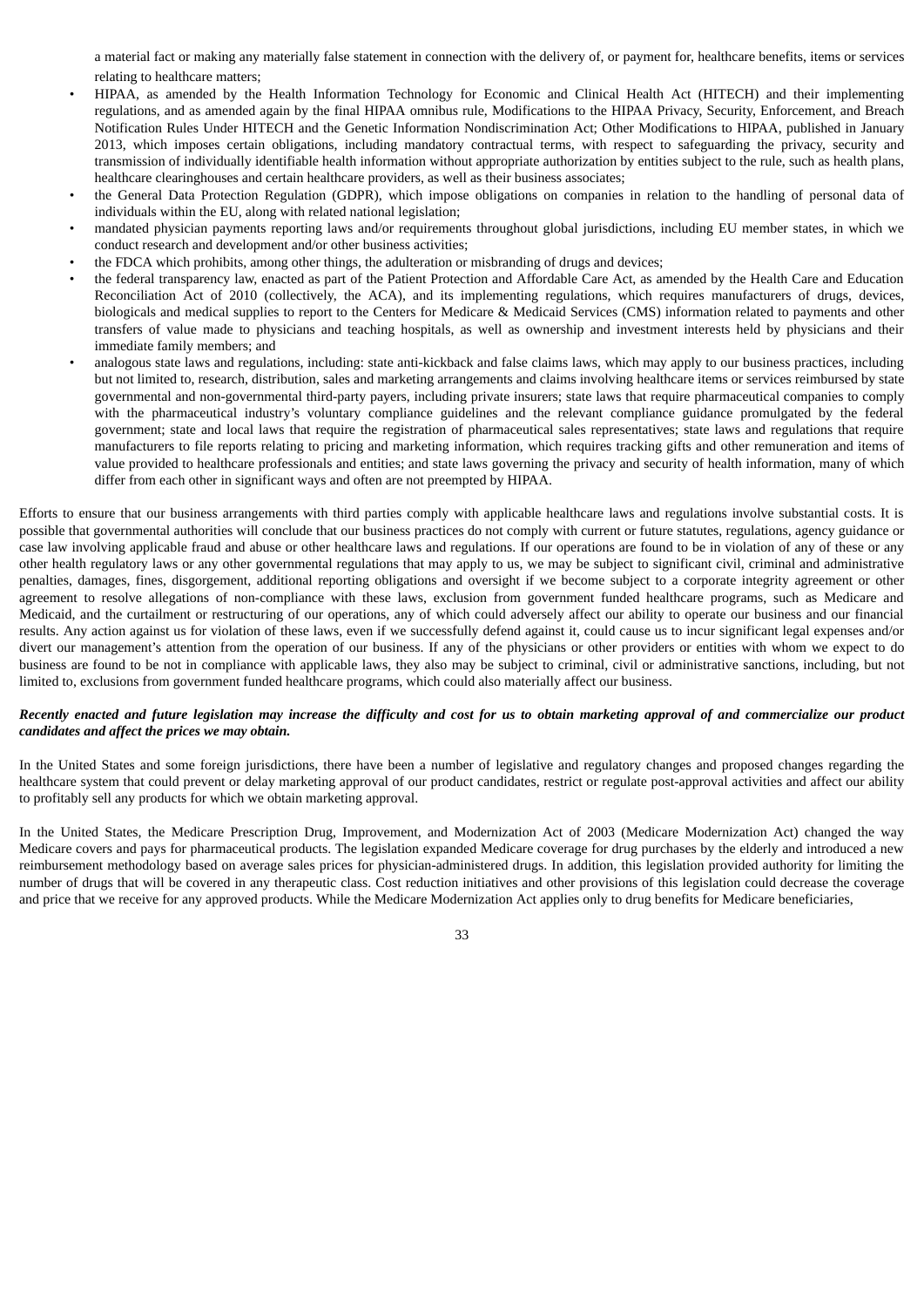a material fact or making any materially false statement in connection with the delivery of, or payment for, healthcare benefits, items or services relating to healthcare matters;

- HIPAA, as amended by the Health Information Technology for Economic and Clinical Health Act (HITECH) and their implementing regulations, and as amended again by the final HIPAA omnibus rule, Modifications to the HIPAA Privacy, Security, Enforcement, and Breach Notification Rules Under HITECH and the Genetic Information Nondiscrimination Act; Other Modifications to HIPAA, published in January 2013, which imposes certain obligations, including mandatory contractual terms, with respect to safeguarding the privacy, security and transmission of individually identifiable health information without appropriate authorization by entities subject to the rule, such as health plans, healthcare clearinghouses and certain healthcare providers, as well as their business associates;
- the General Data Protection Regulation (GDPR), which impose obligations on companies in relation to the handling of personal data of individuals within the EU, along with related national legislation;
- mandated physician payments reporting laws and/or requirements throughout global jurisdictions, including EU member states, in which we conduct research and development and/or other business activities;
- the FDCA which prohibits, among other things, the adulteration or misbranding of drugs and devices;
- the federal transparency law, enacted as part of the Patient Protection and Affordable Care Act, as amended by the Health Care and Education Reconciliation Act of 2010 (collectively, the ACA), and its implementing regulations, which requires manufacturers of drugs, devices, biologicals and medical supplies to report to the Centers for Medicare & Medicaid Services (CMS) information related to payments and other transfers of value made to physicians and teaching hospitals, as well as ownership and investment interests held by physicians and their immediate family members; and
- analogous state laws and regulations, including: state anti-kickback and false claims laws, which may apply to our business practices, including but not limited to, research, distribution, sales and marketing arrangements and claims involving healthcare items or services reimbursed by state governmental and non-governmental third-party payers, including private insurers; state laws that require pharmaceutical companies to comply with the pharmaceutical industry's voluntary compliance guidelines and the relevant compliance guidance promulgated by the federal government; state and local laws that require the registration of pharmaceutical sales representatives; state laws and regulations that require manufacturers to file reports relating to pricing and marketing information, which requires tracking gifts and other remuneration and items of value provided to healthcare professionals and entities; and state laws governing the privacy and security of health information, many of which differ from each other in significant ways and often are not preempted by HIPAA.

Efforts to ensure that our business arrangements with third parties comply with applicable healthcare laws and regulations involve substantial costs. It is possible that governmental authorities will conclude that our business practices do not comply with current or future statutes, regulations, agency guidance or case law involving applicable fraud and abuse or other healthcare laws and regulations. If our operations are found to be in violation of any of these or any other health regulatory laws or any other governmental regulations that may apply to us, we may be subject to significant civil, criminal and administrative penalties, damages, fines, disgorgement, additional reporting obligations and oversight if we become subject to a corporate integrity agreement or other agreement to resolve allegations of non-compliance with these laws, exclusion from government funded healthcare programs, such as Medicare and Medicaid, and the curtailment or restructuring of our operations, any of which could adversely affect our ability to operate our business and our financial results. Any action against us for violation of these laws, even if we successfully defend against it, could cause us to incur significant legal expenses and/or divert our management's attention from the operation of our business. If any of the physicians or other providers or entities with whom we expect to do business are found to be not in compliance with applicable laws, they also may be subject to criminal, civil or administrative sanctions, including, but not limited to, exclusions from government funded healthcare programs, which could also materially affect our business.

***Recently enacted and future legislation may increase the difficulty and cost for us to obtain marketing approval of and commercialize our product candidates and affect the prices we may obtain.***

In the United States and some foreign jurisdictions, there have been a number of legislative and regulatory changes and proposed changes regarding the healthcare system that could prevent or delay marketing approval of our product candidates, restrict or regulate post-approval activities and affect our ability to profitably sell any products for which we obtain marketing approval.

In the United States, the Medicare Prescription Drug, Improvement, and Modernization Act of 2003 (Medicare Modernization Act) changed the way Medicare covers and pays for pharmaceutical products. The legislation expanded Medicare coverage for drug purchases by the elderly and introduced a new reimbursement methodology based on average sales prices for physician-administered drugs. In addition, this legislation provided authority for limiting the number of drugs that will be covered in any therapeutic class. Cost reduction initiatives and other provisions of this legislation could decrease the coverage and price that we receive for any approved products. While the Medicare Modernization Act applies only to drug benefits for Medicare beneficiaries,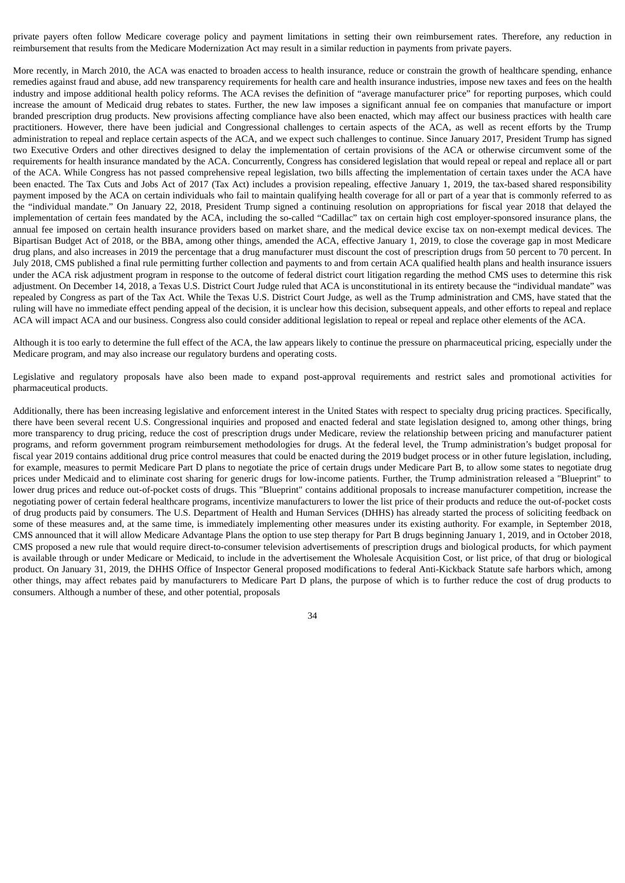private payers often follow Medicare coverage policy and payment limitations in setting their own reimbursement rates. Therefore, any reduction in reimbursement that results from the Medicare Modernization Act may result in a similar reduction in payments from private payers.

More recently, in March 2010, the ACA was enacted to broaden access to health insurance, reduce or constrain the growth of healthcare spending, enhance remedies against fraud and abuse, add new transparency requirements for health care and health insurance industries, impose new taxes and fees on the health industry and impose additional health policy reforms. The ACA revises the definition of "average manufacturer price" for reporting purposes, which could increase the amount of Medicaid drug rebates to states. Further, the new law imposes a significant annual fee on companies that manufacture or import branded prescription drug products. New provisions affecting compliance have also been enacted, which may affect our business practices with health care practitioners. However, there have been judicial and Congressional challenges to certain aspects of the ACA, as well as recent efforts by the Trump administration to repeal and replace certain aspects of the ACA, and we expect such challenges to continue. Since January 2017, President Trump has signed two Executive Orders and other directives designed to delay the implementation of certain provisions of the ACA or otherwise circumvent some of the requirements for health insurance mandated by the ACA. Concurrently, Congress has considered legislation that would repeal or repeal and replace all or part of the ACA. While Congress has not passed comprehensive repeal legislation, two bills affecting the implementation of certain taxes under the ACA have been enacted. The Tax Cuts and Jobs Act of 2017 (Tax Act) includes a provision repealing, effective January 1, 2019, the tax-based shared responsibility payment imposed by the ACA on certain individuals who fail to maintain qualifying health coverage for all or part of a year that is commonly referred to as the "individual mandate." On January 22, 2018, President Trump signed a continuing resolution on appropriations for fiscal year 2018 that delayed the implementation of certain fees mandated by the ACA, including the so-called "Cadillac" tax on certain high cost employer-sponsored insurance plans, the annual fee imposed on certain health insurance providers based on market share, and the medical device excise tax on non-exempt medical devices. The Bipartisan Budget Act of 2018, or the BBA, among other things, amended the ACA, effective January 1, 2019, to close the coverage gap in most Medicare drug plans, and also increases in 2019 the percentage that a drug manufacturer must discount the cost of prescription drugs from 50 percent to 70 percent. In July 2018, CMS published a final rule permitting further collection and payments to and from certain ACA qualified health plans and health insurance issuers under the ACA risk adjustment program in response to the outcome of federal district court litigation regarding the method CMS uses to determine this risk adjustment. On December 14, 2018, a Texas U.S. District Court Judge ruled that ACA is unconstitutional in its entirety because the "individual mandate" was repealed by Congress as part of the Tax Act. While the Texas U.S. District Court Judge, as well as the Trump administration and CMS, have stated that the ruling will have no immediate effect pending appeal of the decision, it is unclear how this decision, subsequent appeals, and other efforts to repeal and replace ACA will impact ACA and our business. Congress also could consider additional legislation to repeal or repeal and replace other elements of the ACA.

Although it is too early to determine the full effect of the ACA, the law appears likely to continue the pressure on pharmaceutical pricing, especially under the Medicare program, and may also increase our regulatory burdens and operating costs.

Legislative and regulatory proposals have also been made to expand post-approval requirements and restrict sales and promotional activities for pharmaceutical products.

Additionally, there has been increasing legislative and enforcement interest in the United States with respect to specialty drug pricing practices. Specifically, there have been several recent U.S. Congressional inquiries and proposed and enacted federal and state legislation designed to, among other things, bring more transparency to drug pricing, reduce the cost of prescription drugs under Medicare, review the relationship between pricing and manufacturer patient programs, and reform government program reimbursement methodologies for drugs. At the federal level, the Trump administration's budget proposal for fiscal year 2019 contains additional drug price control measures that could be enacted during the 2019 budget process or in other future legislation, including, for example, measures to permit Medicare Part D plans to negotiate the price of certain drugs under Medicare Part B, to allow some states to negotiate drug prices under Medicaid and to eliminate cost sharing for generic drugs for low-income patients. Further, the Trump administration released a "Blueprint" to lower drug prices and reduce out-of-pocket costs of drugs. This "Blueprint" contains additional proposals to increase manufacturer competition, increase the negotiating power of certain federal healthcare programs, incentivize manufacturers to lower the list price of their products and reduce the out-of-pocket costs of drug products paid by consumers. The U.S. Department of Health and Human Services (DHHS) has already started the process of soliciting feedback on some of these measures and, at the same time, is immediately implementing other measures under its existing authority. For example, in September 2018, CMS announced that it will allow Medicare Advantage Plans the option to use step therapy for Part B drugs beginning January 1, 2019, and in October 2018, CMS proposed a new rule that would require direct-to-consumer television advertisements of prescription drugs and biological products, for which payment is available through or under Medicare or Medicaid, to include in the advertisement the Wholesale Acquisition Cost, or list price, of that drug or biological product. On January 31, 2019, the DHHS Office of Inspector General proposed modifications to federal Anti-Kickback Statute safe harbors which, among other things, may affect rebates paid by manufacturers to Medicare Part D plans, the purpose of which is to further reduce the cost of drug products to consumers. Although a number of these, and other potential, proposals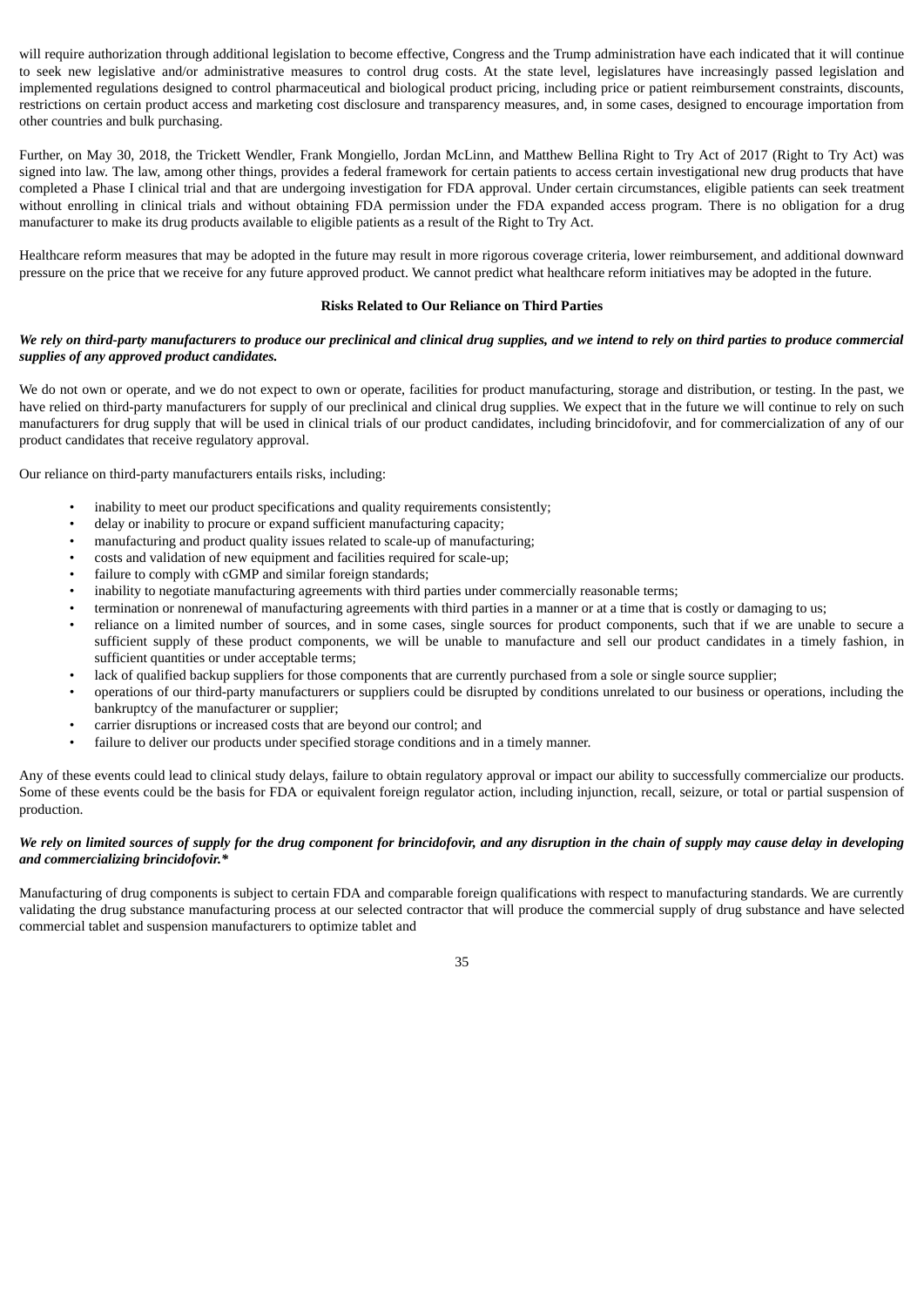will require authorization through additional legislation to become effective, Congress and the Trump administration have each indicated that it will continue to seek new legislative and/or administrative measures to control drug costs. At the state level, legislatures have increasingly passed legislation and implemented regulations designed to control pharmaceutical and biological product pricing, including price or patient reimbursement constraints, discounts, restrictions on certain product access and marketing cost disclosure and transparency measures, and, in some cases, designed to encourage importation from other countries and bulk purchasing.

Further, on May 30, 2018, the Trickett Wendler, Frank Mongiello, Jordan McLinn, and Matthew Bellina Right to Try Act of 2017 (Right to Try Act) was signed into law. The law, among other things, provides a federal framework for certain patients to access certain investigational new drug products that have completed a Phase I clinical trial and that are undergoing investigation for FDA approval. Under certain circumstances, eligible patients can seek treatment without enrolling in clinical trials and without obtaining FDA permission under the FDA expanded access program. There is no obligation for a drug manufacturer to make its drug products available to eligible patients as a result of the Right to Try Act.

Healthcare reform measures that may be adopted in the future may result in more rigorous coverage criteria, lower reimbursement, and additional downward pressure on the price that we receive for any future approved product. We cannot predict what healthcare reform initiatives may be adopted in the future.

## Risks Related to Our Reliance on Third Parties

***We rely on third-party manufacturers to produce our preclinical and clinical drug supplies, and we intend to rely on third parties to produce commercial supplies of any approved product candidates.***

We do not own or operate, and we do not expect to own or operate, facilities for product manufacturing, storage and distribution, or testing. In the past, we have relied on third-party manufacturers for supply of our preclinical and clinical drug supplies. We expect that in the future we will continue to rely on such manufacturers for drug supply that will be used in clinical trials of our product candidates, including brincidofovir, and for commercialization of any of our product candidates that receive regulatory approval.

Our reliance on third-party manufacturers entails risks, including:

- inability to meet our product specifications and quality requirements consistently;
- delay or inability to procure or expand sufficient manufacturing capacity;
- manufacturing and product quality issues related to scale-up of manufacturing;
- costs and validation of new equipment and facilities required for scale-up;
- failure to comply with cGMP and similar foreign standards;
- inability to negotiate manufacturing agreements with third parties under commercially reasonable terms;
- termination or nonrenewal of manufacturing agreements with third parties in a manner or at a time that is costly or damaging to us;
- reliance on a limited number of sources, and in some cases, single sources for product components, such that if we are unable to secure a sufficient supply of these product components, we will be unable to manufacture and sell our product candidates in a timely fashion, in sufficient quantities or under acceptable terms;
- lack of qualified backup suppliers for those components that are currently purchased from a sole or single source supplier;
- operations of our third-party manufacturers or suppliers could be disrupted by conditions unrelated to our business or operations, including the bankruptcy of the manufacturer or supplier;
- carrier disruptions or increased costs that are beyond our control; and
- failure to deliver our products under specified storage conditions and in a timely manner.

Any of these events could lead to clinical study delays, failure to obtain regulatory approval or impact our ability to successfully commercialize our products. Some of these events could be the basis for FDA or equivalent foreign regulator action, including injunction, recall, seizure, or total or partial suspension of production.

***We rely on limited sources of supply for the drug component for brincidofovir, and any disruption in the chain of supply may cause delay in developing and commercializing brincidofovir.****

Manufacturing of drug components is subject to certain FDA and comparable foreign qualifications with respect to manufacturing standards. We are currently validating the drug substance manufacturing process at our selected contractor that will produce the commercial supply of drug substance and have selected commercial tablet and suspension manufacturers to optimize tablet and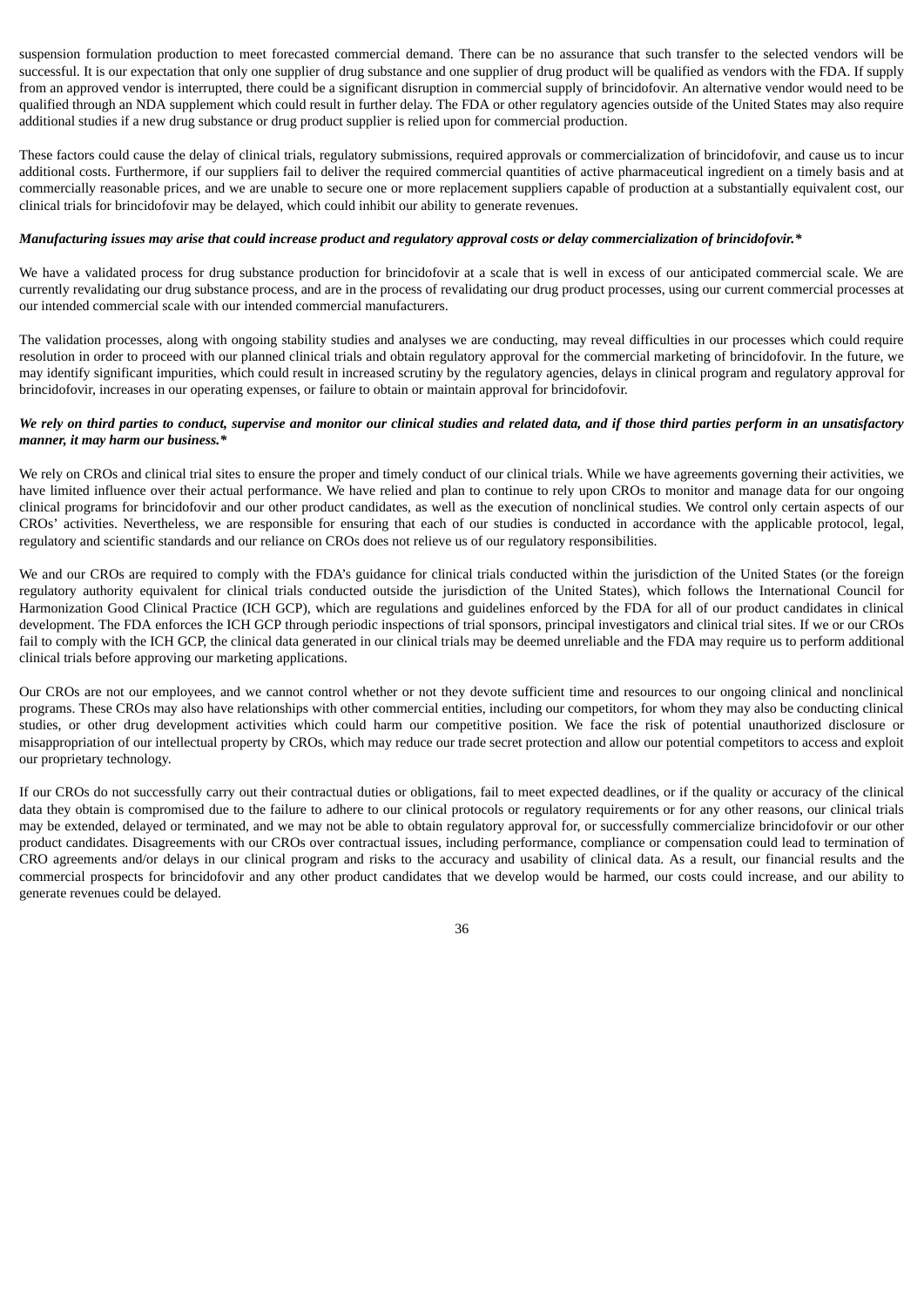suspension formulation production to meet forecasted commercial demand. There can be no assurance that such transfer to the selected vendors will be successful. It is our expectation that only one supplier of drug substance and one supplier of drug product will be qualified as vendors with the FDA. If supply from an approved vendor is interrupted, there could be a significant disruption in commercial supply of brincidofovir. An alternative vendor would need to be qualified through an NDA supplement which could result in further delay. The FDA or other regulatory agencies outside of the United States may also require additional studies if a new drug substance or drug product supplier is relied upon for commercial production.

These factors could cause the delay of clinical trials, regulatory submissions, required approvals or commercialization of brincidofovir, and cause us to incur additional costs. Furthermore, if our suppliers fail to deliver the required commercial quantities of active pharmaceutical ingredient on a timely basis and at commercially reasonable prices, and we are unable to secure one or more replacement suppliers capable of production at a substantially equivalent cost, our clinical trials for brincidofovir may be delayed, which could inhibit our ability to generate revenues.

***Manufacturing issues may arise that could increase product and regulatory approval costs or delay commercialization of brincidofovir.****

We have a validated process for drug substance production for brincidofovir at a scale that is well in excess of our anticipated commercial scale. We are currently revalidating our drug substance process, and are in the process of revalidating our drug product processes, using our current commercial processes at our intended commercial scale with our intended commercial manufacturers.

The validation processes, along with ongoing stability studies and analyses we are conducting, may reveal difficulties in our processes which could require resolution in order to proceed with our planned clinical trials and obtain regulatory approval for the commercial marketing of brincidofovir. In the future, we may identify significant impurities, which could result in increased scrutiny by the regulatory agencies, delays in clinical program and regulatory approval for brincidofovir, increases in our operating expenses, or failure to obtain or maintain approval for brincidofovir.

***We rely on third parties to conduct, supervise and monitor our clinical studies and related data, and if those third parties perform in an unsatisfactory manner, it may harm our business.****

We rely on CROs and clinical trial sites to ensure the proper and timely conduct of our clinical trials. While we have agreements governing their activities, we have limited influence over their actual performance. We have relied and plan to continue to rely upon CROs to monitor and manage data for our ongoing clinical programs for brincidofovir and our other product candidates, as well as the execution of nonclinical studies. We control only certain aspects of our CROs' activities. Nevertheless, we are responsible for ensuring that each of our studies is conducted in accordance with the applicable protocol, legal, regulatory and scientific standards and our reliance on CROs does not relieve us of our regulatory responsibilities.

We and our CROs are required to comply with the FDA's guidance for clinical trials conducted within the jurisdiction of the United States (or the foreign regulatory authority equivalent for clinical trials conducted outside the jurisdiction of the United States), which follows the International Council for Harmonization Good Clinical Practice (ICH GCP), which are regulations and guidelines enforced by the FDA for all of our product candidates in clinical development. The FDA enforces the ICH GCP through periodic inspections of trial sponsors, principal investigators and clinical trial sites. If we or our CROs fail to comply with the ICH GCP, the clinical data generated in our clinical trials may be deemed unreliable and the FDA may require us to perform additional clinical trials before approving our marketing applications.

Our CROs are not our employees, and we cannot control whether or not they devote sufficient time and resources to our ongoing clinical and nonclinical programs. These CROs may also have relationships with other commercial entities, including our competitors, for whom they may also be conducting clinical studies, or other drug development activities which could harm our competitive position. We face the risk of potential unauthorized disclosure or misappropriation of our intellectual property by CROs, which may reduce our trade secret protection and allow our potential competitors to access and exploit our proprietary technology.

If our CROs do not successfully carry out their contractual duties or obligations, fail to meet expected deadlines, or if the quality or accuracy of the clinical data they obtain is compromised due to the failure to adhere to our clinical protocols or regulatory requirements or for any other reasons, our clinical trials may be extended, delayed or terminated, and we may not be able to obtain regulatory approval for, or successfully commercialize brincidofovir or our other product candidates. Disagreements with our CROs over contractual issues, including performance, compliance or compensation could lead to termination of CRO agreements and/or delays in our clinical program and risks to the accuracy and usability of clinical data. As a result, our financial results and the commercial prospects for brincidofovir and any other product candidates that we develop would be harmed, our costs could increase, and our ability to generate revenues could be delayed.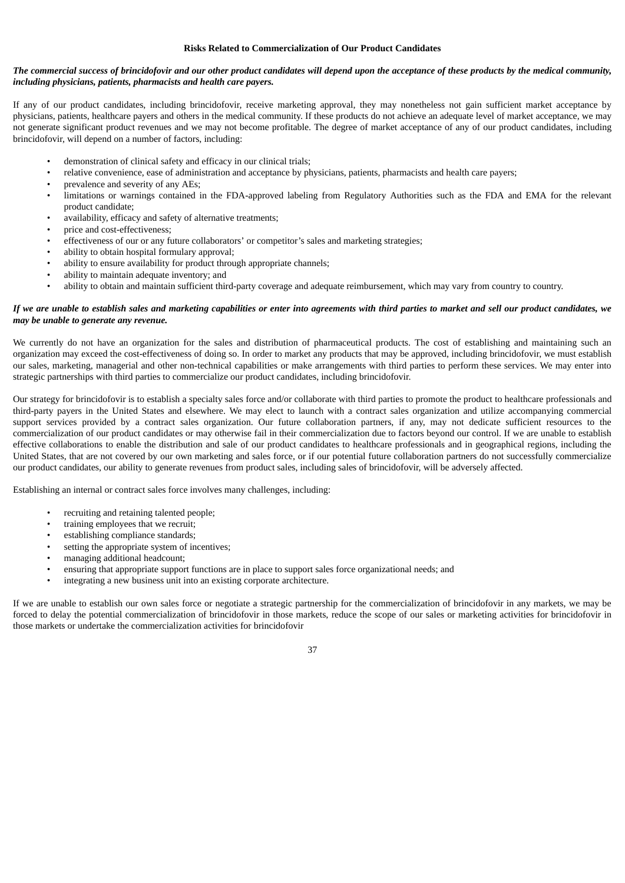**Risks Related to Commercialization of Our Product Candidates**

***The commercial success of brincidofovir and our other product candidates will depend upon the acceptance of these products by the medical community, including physicians, patients, pharmacists and health care payers.***

If any of our product candidates, including brincidofovir, receive marketing approval, they may nonetheless not gain sufficient market acceptance by physicians, patients, healthcare payers and others in the medical community. If these products do not achieve an adequate level of market acceptance, we may not generate significant product revenues and we may not become profitable. The degree of market acceptance of any of our product candidates, including brincidofovir, will depend on a number of factors, including:

- demonstration of clinical safety and efficacy in our clinical trials;
- relative convenience, ease of administration and acceptance by physicians, patients, pharmacists and health care payers;
- prevalence and severity of any AEs;
- limitations or warnings contained in the FDA-approved labeling from Regulatory Authorities such as the FDA and EMA for the relevant product candidate;
- availability, efficacy and safety of alternative treatments;
- price and cost-effectiveness;
- effectiveness of our or any future collaborators' or competitor's sales and marketing strategies;
- ability to obtain hospital formulary approval;
- ability to ensure availability for product through appropriate channels;
- ability to maintain adequate inventory; and
- ability to obtain and maintain sufficient third-party coverage and adequate reimbursement, which may vary from country to country.

***If we are unable to establish sales and marketing capabilities or enter into agreements with third parties to market and sell our product candidates, we may be unable to generate any revenue.***

We currently do not have an organization for the sales and distribution of pharmaceutical products. The cost of establishing and maintaining such an organization may exceed the cost-effectiveness of doing so. In order to market any products that may be approved, including brincidofovir, we must establish our sales, marketing, managerial and other non-technical capabilities or make arrangements with third parties to perform these services. We may enter into strategic partnerships with third parties to commercialize our product candidates, including brincidofovir.

Our strategy for brincidofovir is to establish a specialty sales force and/or collaborate with third parties to promote the product to healthcare professionals and third-party payers in the United States and elsewhere. We may elect to launch with a contract sales organization and utilize accompanying commercial support services provided by a contract sales organization. Our future collaboration partners, if any, may not dedicate sufficient resources to the commercialization of our product candidates or may otherwise fail in their commercialization due to factors beyond our control. If we are unable to establish effective collaborations to enable the distribution and sale of our product candidates to healthcare professionals and in geographical regions, including the United States, that are not covered by our own marketing and sales force, or if our potential future collaboration partners do not successfully commercialize our product candidates, our ability to generate revenues from product sales, including sales of brincidofovir, will be adversely affected.

Establishing an internal or contract sales force involves many challenges, including:

- recruiting and retaining talented people;
- training employees that we recruit;
- establishing compliance standards;
- setting the appropriate system of incentives;
- managing additional headcount;
- ensuring that appropriate support functions are in place to support sales force organizational needs; and
- integrating a new business unit into an existing corporate architecture.

If we are unable to establish our own sales force or negotiate a strategic partnership for the commercialization of brincidofovir in any markets, we may be forced to delay the potential commercialization of brincidofovir in those markets, reduce the scope of our sales or marketing activities for brincidofovir in those markets or undertake the commercialization activities for brincidofovir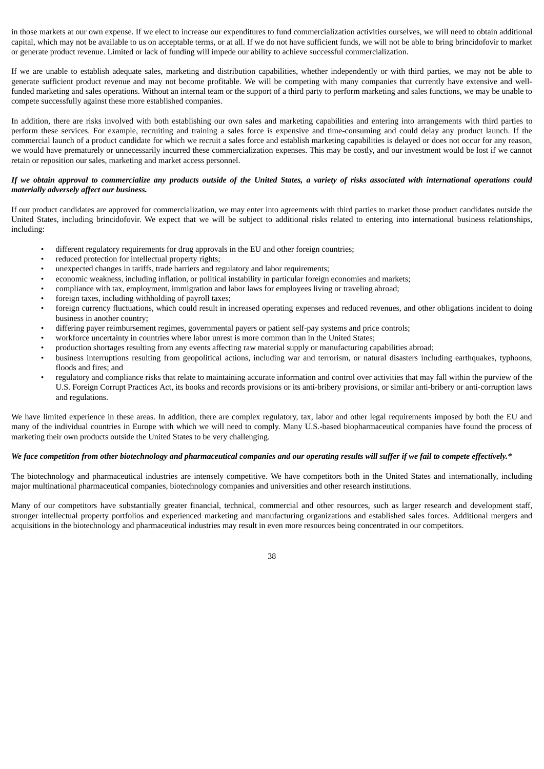in those markets at our own expense. If we elect to increase our expenditures to fund commercialization activities ourselves, we will need to obtain additional capital, which may not be available to us on acceptable terms, or at all. If we do not have sufficient funds, we will not be able to bring brincidofovir to market or generate product revenue. Limited or lack of funding will impede our ability to achieve successful commercialization.

If we are unable to establish adequate sales, marketing and distribution capabilities, whether independently or with third parties, we may not be able to generate sufficient product revenue and may not become profitable. We will be competing with many companies that currently have extensive and well-funded marketing and sales operations. Without an internal team or the support of a third party to perform marketing and sales functions, we may be unable to compete successfully against these more established companies.

In addition, there are risks involved with both establishing our own sales and marketing capabilities and entering into arrangements with third parties to perform these services. For example, recruiting and training a sales force is expensive and time-consuming and could delay any product launch. If the commercial launch of a product candidate for which we recruit a sales force and establish marketing capabilities is delayed or does not occur for any reason, we would have prematurely or unnecessarily incurred these commercialization expenses. This may be costly, and our investment would be lost if we cannot retain or reposition our sales, marketing and market access personnel.

***If we obtain approval to commercialize any products outside of the United States, a variety of risks associated with international operations could materially adversely affect our business.***

If our product candidates are approved for commercialization, we may enter into agreements with third parties to market those product candidates outside the United States, including brincidofovir. We expect that we will be subject to additional risks related to entering into international business relationships, including:

- different regulatory requirements for drug approvals in the EU and other foreign countries;
- reduced protection for intellectual property rights;
- unexpected changes in tariffs, trade barriers and regulatory and labor requirements;
- economic weakness, including inflation, or political instability in particular foreign economies and markets;
- compliance with tax, employment, immigration and labor laws for employees living or traveling abroad;
- foreign taxes, including withholding of payroll taxes;
- foreign currency fluctuations, which could result in increased operating expenses and reduced revenues, and other obligations incident to doing business in another country;
- differing payer reimbursement regimes, governmental payers or patient self-pay systems and price controls;
- workforce uncertainty in countries where labor unrest is more common than in the United States;
- production shortages resulting from any events affecting raw material supply or manufacturing capabilities abroad;
- business interruptions resulting from geopolitical actions, including war and terrorism, or natural disasters including earthquakes, typhoons, floods and fires; and
- regulatory and compliance risks that relate to maintaining accurate information and control over activities that may fall within the purview of the U.S. Foreign Corrupt Practices Act, its books and records provisions or its anti-bribery provisions, or similar anti-bribery or anti-corruption laws and regulations.

We have limited experience in these areas. In addition, there are complex regulatory, tax, labor and other legal requirements imposed by both the EU and many of the individual countries in Europe with which we will need to comply. Many U.S.-based biopharmaceutical companies have found the process of marketing their own products outside the United States to be very challenging.

***We face competition from other biotechnology and pharmaceutical companies and our operating results will suffer if we fail to compete effectively.****

The biotechnology and pharmaceutical industries are intensely competitive. We have competitors both in the United States and internationally, including major multinational pharmaceutical companies, biotechnology companies and universities and other research institutions.

Many of our competitors have substantially greater financial, technical, commercial and other resources, such as larger research and development staff, stronger intellectual property portfolios and experienced marketing and manufacturing organizations and established sales forces. Additional mergers and acquisitions in the biotechnology and pharmaceutical industries may result in even more resources being concentrated in our competitors.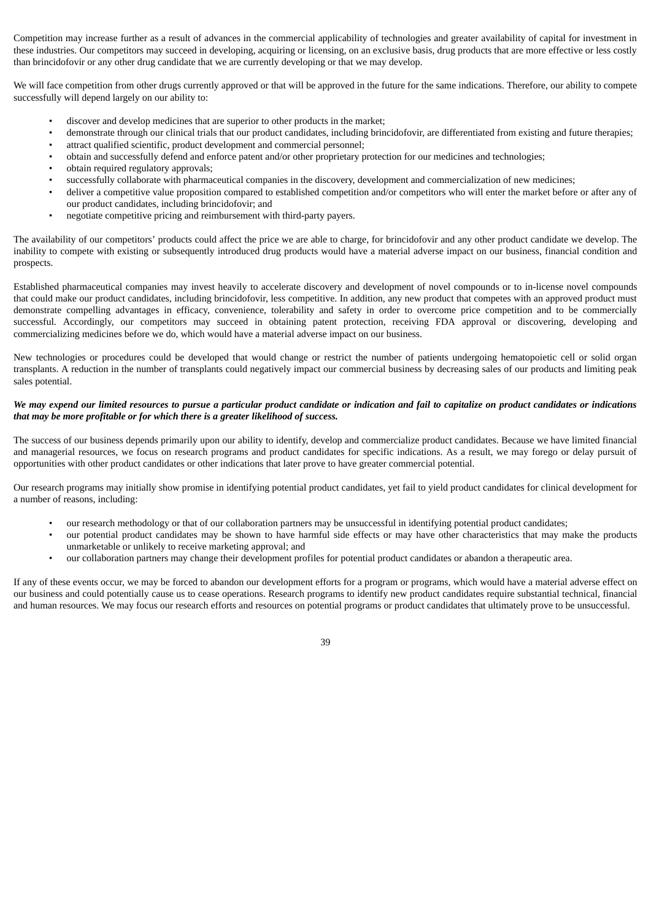Competition may increase further as a result of advances in the commercial applicability of technologies and greater availability of capital for investment in these industries. Our competitors may succeed in developing, acquiring or licensing, on an exclusive basis, drug products that are more effective or less costly than brincidofovir or any other drug candidate that we are currently developing or that we may develop.

We will face competition from other drugs currently approved or that will be approved in the future for the same indications. Therefore, our ability to compete successfully will depend largely on our ability to:

- discover and develop medicines that are superior to other products in the market;
- demonstrate through our clinical trials that our product candidates, including brincidofovir, are differentiated from existing and future therapies;
- attract qualified scientific, product development and commercial personnel;
- obtain and successfully defend and enforce patent and/or other proprietary protection for our medicines and technologies;
- obtain required regulatory approvals;
- successfully collaborate with pharmaceutical companies in the discovery, development and commercialization of new medicines;
- deliver a competitive value proposition compared to established competition and/or competitors who will enter the market before or after any of our product candidates, including brincidofovir; and
- negotiate competitive pricing and reimbursement with third-party payers.

The availability of our competitors' products could affect the price we are able to charge, for brincidofovir and any other product candidate we develop. The inability to compete with existing or subsequently introduced drug products would have a material adverse impact on our business, financial condition and prospects.

Established pharmaceutical companies may invest heavily to accelerate discovery and development of novel compounds or to in-license novel compounds that could make our product candidates, including brincidofovir, less competitive. In addition, any new product that competes with an approved product must demonstrate compelling advantages in efficacy, convenience, tolerability and safety in order to overcome price competition and to be commercially successful. Accordingly, our competitors may succeed in obtaining patent protection, receiving FDA approval or discovering, developing and commercializing medicines before we do, which would have a material adverse impact on our business.

New technologies or procedures could be developed that would change or restrict the number of patients undergoing hematopoietic cell or solid organ transplants. A reduction in the number of transplants could negatively impact our commercial business by decreasing sales of our products and limiting peak sales potential.

***We may expend our limited resources to pursue a particular product candidate or indication and fail to capitalize on product candidates or indications that may be more profitable or for which there is a greater likelihood of success.***

The success of our business depends primarily upon our ability to identify, develop and commercialize product candidates. Because we have limited financial and managerial resources, we focus on research programs and product candidates for specific indications. As a result, we may forego or delay pursuit of opportunities with other product candidates or other indications that later prove to have greater commercial potential.

Our research programs may initially show promise in identifying potential product candidates, yet fail to yield product candidates for clinical development for a number of reasons, including:

- our research methodology or that of our collaboration partners may be unsuccessful in identifying potential product candidates;
- our potential product candidates may be shown to have harmful side effects or may have other characteristics that may make the products unmarketable or unlikely to receive marketing approval; and
- our collaboration partners may change their development profiles for potential product candidates or abandon a therapeutic area.

If any of these events occur, we may be forced to abandon our development efforts for a program or programs, which would have a material adverse effect on our business and could potentially cause us to cease operations. Research programs to identify new product candidates require substantial technical, financial and human resources. We may focus our research efforts and resources on potential programs or product candidates that ultimately prove to be unsuccessful.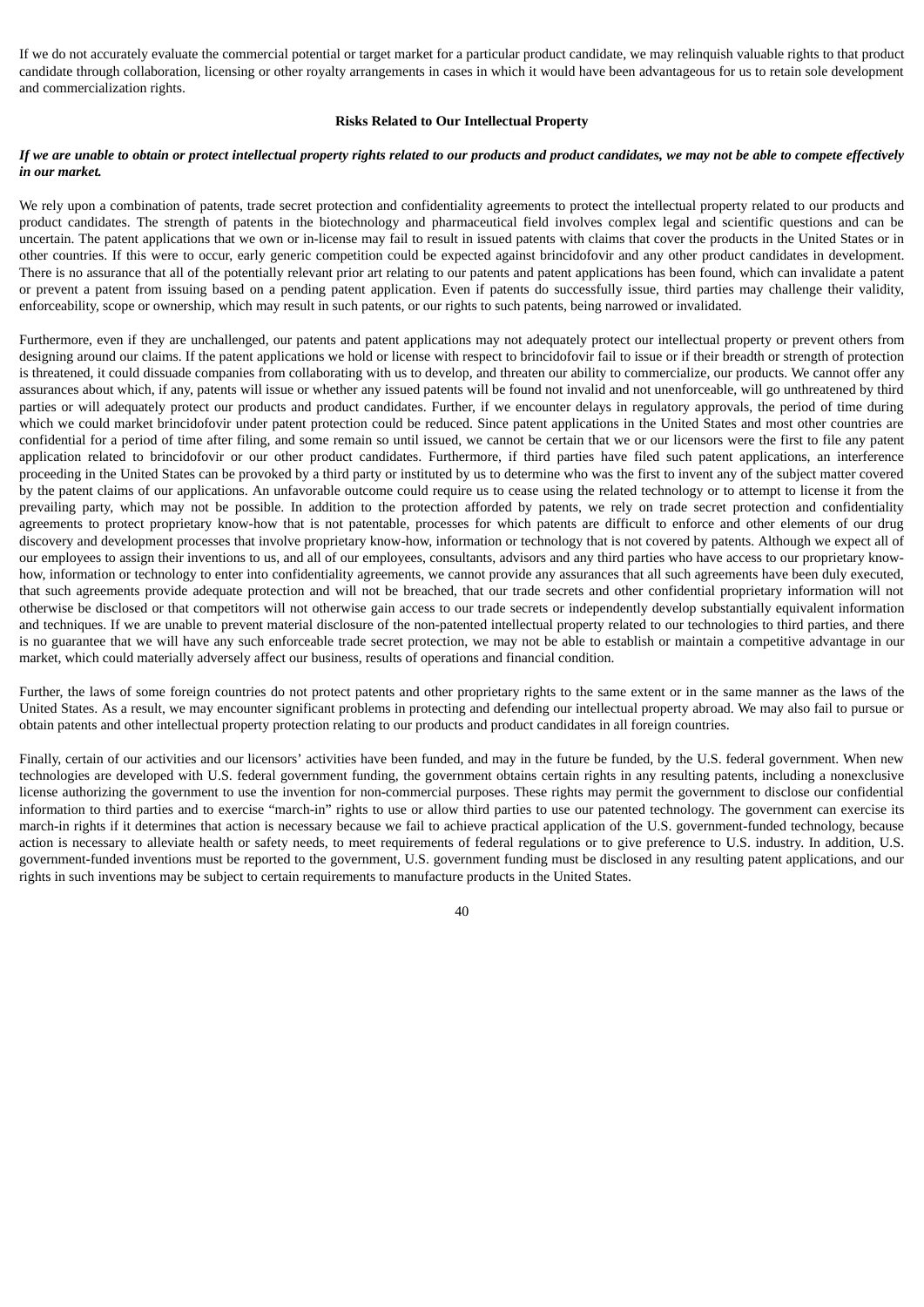If we do not accurately evaluate the commercial potential or target market for a particular product candidate, we may relinquish valuable rights to that product candidate through collaboration, licensing or other royalty arrangements in cases in which it would have been advantageous for us to retain sole development and commercialization rights.

### Risks Related to Our Intellectual Property

***If we are unable to obtain or protect intellectual property rights related to our products and product candidates, we may not be able to compete effectively in our market.***

We rely upon a combination of patents, trade secret protection and confidentiality agreements to protect the intellectual property related to our products and product candidates. The strength of patents in the biotechnology and pharmaceutical field involves complex legal and scientific questions and can be uncertain. The patent applications that we own or in-license may fail to result in issued patents with claims that cover the products in the United States or in other countries. If this were to occur, early generic competition could be expected against brincidofovir and any other product candidates in development. There is no assurance that all of the potentially relevant prior art relating to our patents and patent applications has been found, which can invalidate a patent or prevent a patent from issuing based on a pending patent application. Even if patents do successfully issue, third parties may challenge their validity, enforceability, scope or ownership, which may result in such patents, or our rights to such patents, being narrowed or invalidated.

Furthermore, even if they are unchallenged, our patents and patent applications may not adequately protect our intellectual property or prevent others from designing around our claims. If the patent applications we hold or license with respect to brincidofovir fail to issue or if their breadth or strength of protection is threatened, it could dissuade companies from collaborating with us to develop, and threaten our ability to commercialize, our products. We cannot offer any assurances about which, if any, patents will issue or whether any issued patents will be found not invalid and not unenforceable, will go unthreatened by third parties or will adequately protect our products and product candidates. Further, if we encounter delays in regulatory approvals, the period of time during which we could market brincidofovir under patent protection could be reduced. Since patent applications in the United States and most other countries are confidential for a period of time after filing, and some remain so until issued, we cannot be certain that we or our licensors were the first to file any patent application related to brincidofovir or our other product candidates. Furthermore, if third parties have filed such patent applications, an interference proceeding in the United States can be provoked by a third party or instituted by us to determine who was the first to invent any of the subject matter covered by the patent claims of our applications. An unfavorable outcome could require us to cease using the related technology or to attempt to license it from the prevailing party, which may not be possible. In addition to the protection afforded by patents, we rely on trade secret protection and confidentiality agreements to protect proprietary know-how that is not patentable, processes for which patents are difficult to enforce and other elements of our drug discovery and development processes that involve proprietary know-how, information or technology that is not covered by patents. Although we expect all of our employees to assign their inventions to us, and all of our employees, consultants, advisors and any third parties who have access to our proprietary know-how, information or technology to enter into confidentiality agreements, we cannot provide any assurances that all such agreements have been duly executed, that such agreements provide adequate protection and will not be breached, that our trade secrets and other confidential proprietary information will not otherwise be disclosed or that competitors will not otherwise gain access to our trade secrets or independently develop substantially equivalent information and techniques. If we are unable to prevent material disclosure of the non-patented intellectual property related to our technologies to third parties, and there is no guarantee that we will have any such enforceable trade secret protection, we may not be able to establish or maintain a competitive advantage in our market, which could materially adversely affect our business, results of operations and financial condition.

Further, the laws of some foreign countries do not protect patents and other proprietary rights to the same extent or in the same manner as the laws of the United States. As a result, we may encounter significant problems in protecting and defending our intellectual property abroad. We may also fail to pursue or obtain patents and other intellectual property protection relating to our products and product candidates in all foreign countries.

Finally, certain of our activities and our licensors' activities have been funded, and may in the future be funded, by the U.S. federal government. When new technologies are developed with U.S. federal government funding, the government obtains certain rights in any resulting patents, including a nonexclusive license authorizing the government to use the invention for non-commercial purposes. These rights may permit the government to disclose our confidential information to third parties and to exercise "march-in" rights to use or allow third parties to use our patented technology. The government can exercise its march-in rights if it determines that action is necessary because we fail to achieve practical application of the U.S. government-funded technology, because action is necessary to alleviate health or safety needs, to meet requirements of federal regulations or to give preference to U.S. industry. In addition, U.S. government-funded inventions must be reported to the government, U.S. government funding must be disclosed in any resulting patent applications, and our rights in such inventions may be subject to certain requirements to manufacture products in the United States.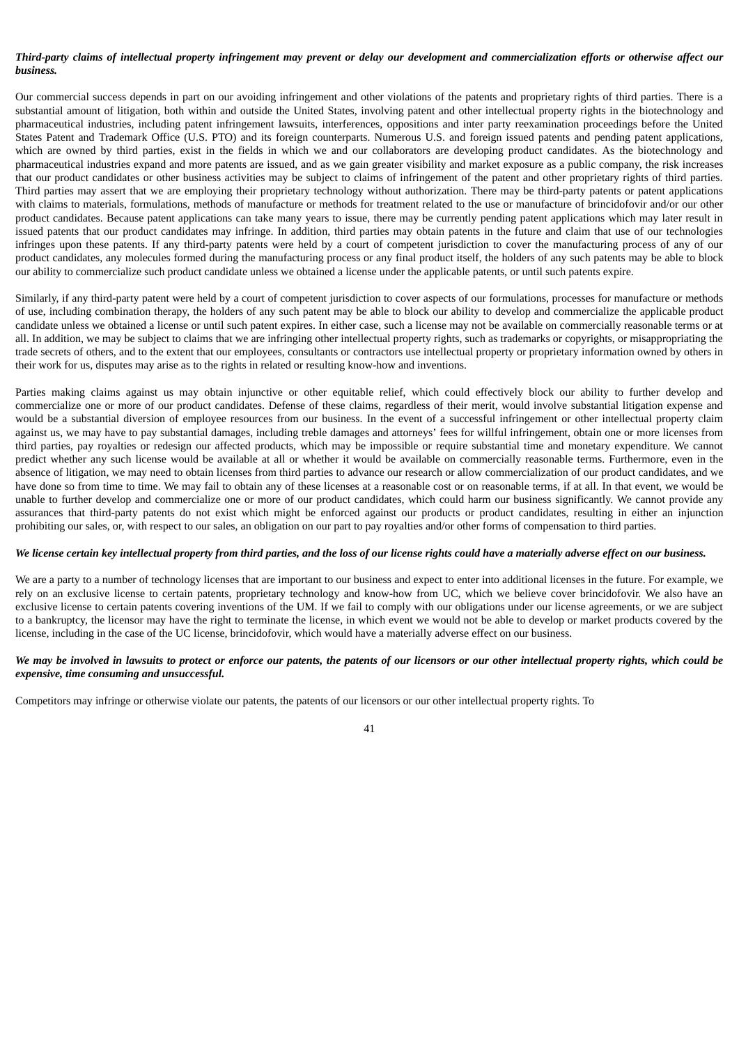***Third-party claims of intellectual property infringement may prevent or delay our development and commercialization efforts or otherwise affect our business.***

Our commercial success depends in part on our avoiding infringement and other violations of the patents and proprietary rights of third parties. There is a substantial amount of litigation, both within and outside the United States, involving patent and other intellectual property rights in the biotechnology and pharmaceutical industries, including patent infringement lawsuits, interferences, oppositions and inter party reexamination proceedings before the United States Patent and Trademark Office (U.S. PTO) and its foreign counterparts. Numerous U.S. and foreign issued patents and pending patent applications, which are owned by third parties, exist in the fields in which we and our collaborators are developing product candidates. As the biotechnology and pharmaceutical industries expand and more patents are issued, and as we gain greater visibility and market exposure as a public company, the risk increases that our product candidates or other business activities may be subject to claims of infringement of the patent and other proprietary rights of third parties. Third parties may assert that we are employing their proprietary technology without authorization. There may be third-party patents or patent applications with claims to materials, formulations, methods of manufacture or methods for treatment related to the use or manufacture of brincidofovir and/or our other product candidates. Because patent applications can take many years to issue, there may be currently pending patent applications which may later result in issued patents that our product candidates may infringe. In addition, third parties may obtain patents in the future and claim that use of our technologies infringes upon these patents. If any third-party patents were held by a court of competent jurisdiction to cover the manufacturing process of any of our product candidates, any molecules formed during the manufacturing process or any final product itself, the holders of any such patents may be able to block our ability to commercialize such product candidate unless we obtained a license under the applicable patents, or until such patents expire.

Similarly, if any third-party patent were held by a court of competent jurisdiction to cover aspects of our formulations, processes for manufacture or methods of use, including combination therapy, the holders of any such patent may be able to block our ability to develop and commercialize the applicable product candidate unless we obtained a license or until such patent expires. In either case, such a license may not be available on commercially reasonable terms or at all. In addition, we may be subject to claims that we are infringing other intellectual property rights, such as trademarks or copyrights, or misappropriating the trade secrets of others, and to the extent that our employees, consultants or contractors use intellectual property or proprietary information owned by others in their work for us, disputes may arise as to the rights in related or resulting know-how and inventions.

Parties making claims against us may obtain injunctive or other equitable relief, which could effectively block our ability to further develop and commercialize one or more of our product candidates. Defense of these claims, regardless of their merit, would involve substantial litigation expense and would be a substantial diversion of employee resources from our business. In the event of a successful infringement or other intellectual property claim against us, we may have to pay substantial damages, including treble damages and attorneys' fees for willful infringement, obtain one or more licenses from third parties, pay royalties or redesign our affected products, which may be impossible or require substantial time and monetary expenditure. We cannot predict whether any such license would be available at all or whether it would be available on commercially reasonable terms. Furthermore, even in the absence of litigation, we may need to obtain licenses from third parties to advance our research or allow commercialization of our product candidates, and we have done so from time to time. We may fail to obtain any of these licenses at a reasonable cost or on reasonable terms, if at all. In that event, we would be unable to further develop and commercialize one or more of our product candidates, which could harm our business significantly. We cannot provide any assurances that third-party patents do not exist which might be enforced against our products or product candidates, resulting in either an injunction prohibiting our sales, or, with respect to our sales, an obligation on our part to pay royalties and/or other forms of compensation to third parties.

***We license certain key intellectual property from third parties, and the loss of our license rights could have a materially adverse effect on our business.***

We are a party to a number of technology licenses that are important to our business and expect to enter into additional licenses in the future. For example, we rely on an exclusive license to certain patents, proprietary technology and know-how from UC, which we believe cover brincidofovir. We also have an exclusive license to certain patents covering inventions of the UM. If we fail to comply with our obligations under our license agreements, or we are subject to a bankruptcy, the licensor may have the right to terminate the license, in which event we would not be able to develop or market products covered by the license, including in the case of the UC license, brincidofovir, which would have a materially adverse effect on our business.

***We may be involved in lawsuits to protect or enforce our patents, the patents of our licensors or our other intellectual property rights, which could be expensive, time consuming and unsuccessful.***

Competitors may infringe or otherwise violate our patents, the patents of our licensors or our other intellectual property rights. To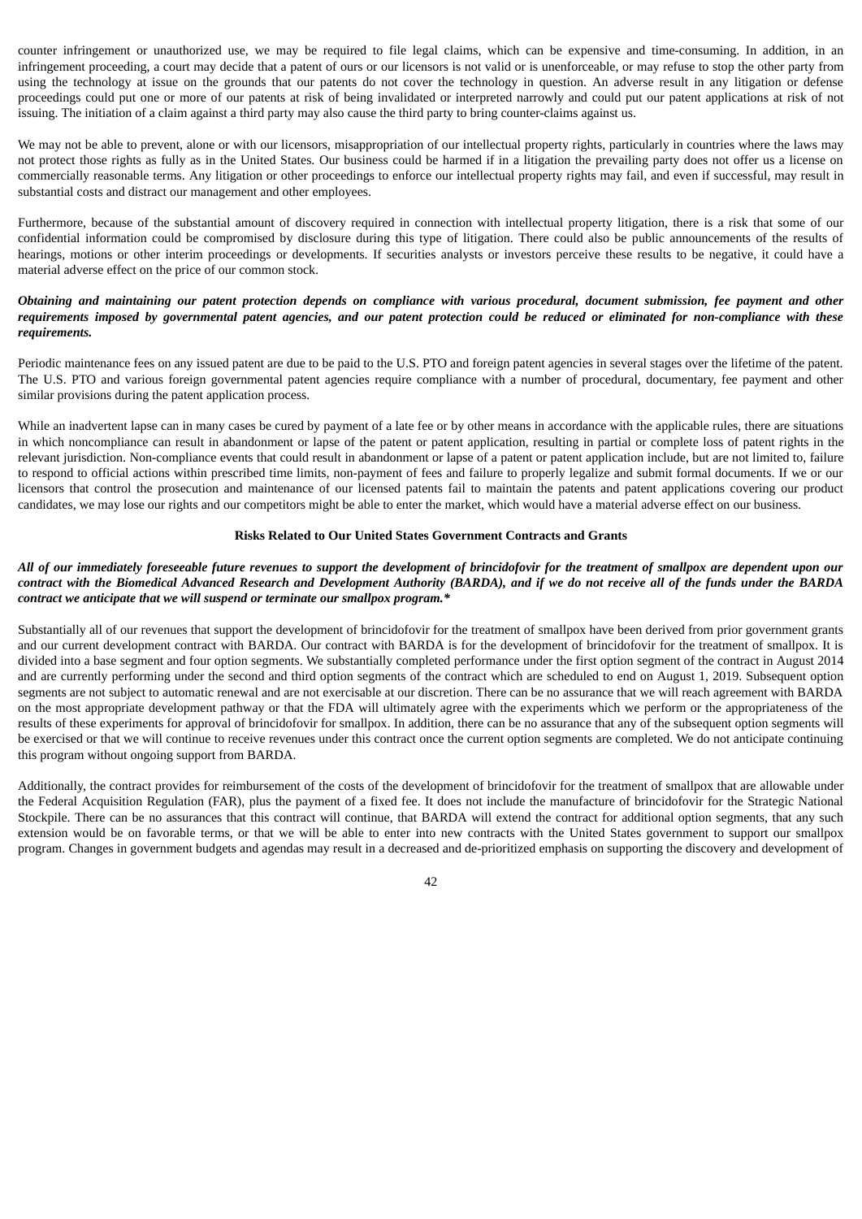counter infringement or unauthorized use, we may be required to file legal claims, which can be expensive and time-consuming. In addition, in an infringement proceeding, a court may decide that a patent of ours or our licensors is not valid or is unenforceable, or may refuse to stop the other party from using the technology at issue on the grounds that our patents do not cover the technology in question. An adverse result in any litigation or defense proceedings could put one or more of our patents at risk of being invalidated or interpreted narrowly and could put our patent applications at risk of not issuing. The initiation of a claim against a third party may also cause the third party to bring counter-claims against us.

We may not be able to prevent, alone or with our licensors, misappropriation of our intellectual property rights, particularly in countries where the laws may not protect those rights as fully as in the United States. Our business could be harmed if in a litigation the prevailing party does not offer us a license on commercially reasonable terms. Any litigation or other proceedings to enforce our intellectual property rights may fail, and even if successful, may result in substantial costs and distract our management and other employees.

Furthermore, because of the substantial amount of discovery required in connection with intellectual property litigation, there is a risk that some of our confidential information could be compromised by disclosure during this type of litigation. There could also be public announcements of the results of hearings, motions or other interim proceedings or developments. If securities analysts or investors perceive these results to be negative, it could have a material adverse effect on the price of our common stock.

***Obtaining and maintaining our patent protection depends on compliance with various procedural, document submission, fee payment and other requirements imposed by governmental patent agencies, and our patent protection could be reduced or eliminated for non-compliance with these requirements.***

Periodic maintenance fees on any issued patent are due to be paid to the U.S. PTO and foreign patent agencies in several stages over the lifetime of the patent. The U.S. PTO and various foreign governmental patent agencies require compliance with a number of procedural, documentary, fee payment and other similar provisions during the patent application process.

While an inadvertent lapse can in many cases be cured by payment of a late fee or by other means in accordance with the applicable rules, there are situations in which noncompliance can result in abandonment or lapse of the patent or patent application, resulting in partial or complete loss of patent rights in the relevant jurisdiction. Non-compliance events that could result in abandonment or lapse of a patent or patent application include, but are not limited to, failure to respond to official actions within prescribed time limits, non-payment of fees and failure to properly legalize and submit formal documents. If we or our licensors that control the prosecution and maintenance of our licensed patents fail to maintain the patents and patent applications covering our product candidates, we may lose our rights and our competitors might be able to enter the market, which would have a material adverse effect on our business.

**Risks Related to Our United States Government Contracts and Grants**

***All of our immediately foreseeable future revenues to support the development of brincidofovir for the treatment of smallpox are dependent upon our contract with the Biomedical Advanced Research and Development Authority (BARDA), and if we do not receive all of the funds under the BARDA contract we anticipate that we will suspend or terminate our smallpox program.****

Substantially all of our revenues that support the development of brincidofovir for the treatment of smallpox have been derived from prior government grants and our current development contract with BARDA. Our contract with BARDA is for the development of brincidofovir for the treatment of smallpox. It is divided into a base segment and four option segments. We substantially completed performance under the first option segment of the contract in August 2014 and are currently performing under the second and third option segments of the contract which are scheduled to end on August 1, 2019. Subsequent option segments are not subject to automatic renewal and are not exercisable at our discretion. There can be no assurance that we will reach agreement with BARDA on the most appropriate development pathway or that the FDA will ultimately agree with the experiments which we perform or the appropriateness of the results of these experiments for approval of brincidofovir for smallpox. In addition, there can be no assurance that any of the subsequent option segments will be exercised or that we will continue to receive revenues under this contract once the current option segments are completed. We do not anticipate continuing this program without ongoing support from BARDA.

Additionally, the contract provides for reimbursement of the costs of the development of brincidofovir for the treatment of smallpox that are allowable under the Federal Acquisition Regulation (FAR), plus the payment of a fixed fee. It does not include the manufacture of brincidofovir for the Strategic National Stockpile. There can be no assurances that this contract will continue, that BARDA will extend the contract for additional option segments, that any such extension would be on favorable terms, or that we will be able to enter into new contracts with the United States government to support our smallpox program. Changes in government budgets and agendas may result in a decreased and de-prioritized emphasis on supporting the discovery and development of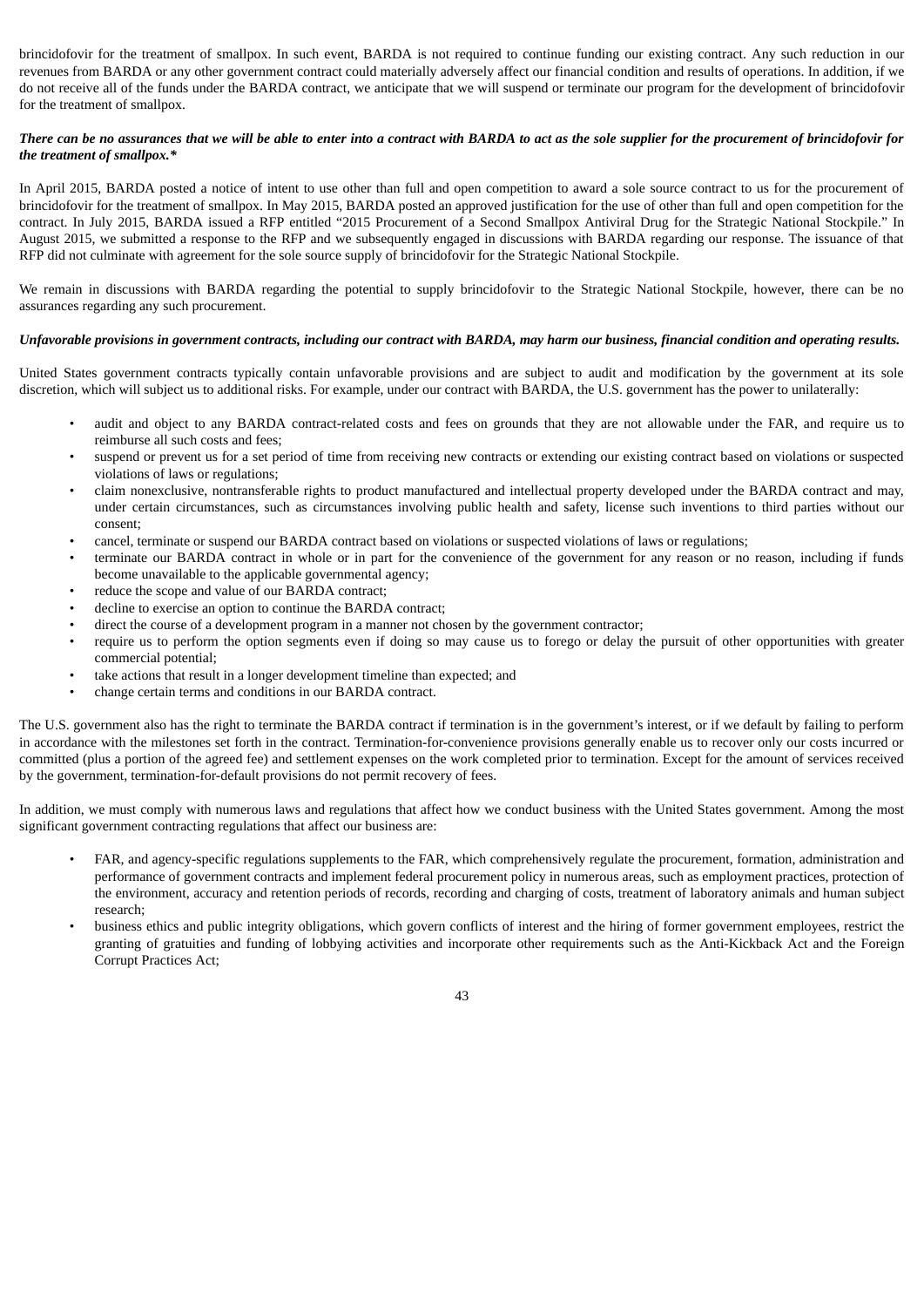brincidofovir for the treatment of smallpox. In such event, BARDA is not required to continue funding our existing contract. Any such reduction in our revenues from BARDA or any other government contract could materially adversely affect our financial condition and results of operations. In addition, if we do not receive all of the funds under the BARDA contract, we anticipate that we will suspend or terminate our program for the development of brincidofovir for the treatment of smallpox.

***There can be no assurances that we will be able to enter into a contract with BARDA to act as the sole supplier for the procurement of brincidofovir for the treatment of smallpox.****

In April 2015, BARDA posted a notice of intent to use other than full and open competition to award a sole source contract to us for the procurement of brincidofovir for the treatment of smallpox. In May 2015, BARDA posted an approved justification for the use of other than full and open competition for the contract. In July 2015, BARDA issued a RFP entitled "2015 Procurement of a Second Smallpox Antiviral Drug for the Strategic National Stockpile." In August 2015, we submitted a response to the RFP and we subsequently engaged in discussions with BARDA regarding our response. The issuance of that RFP did not culminate with agreement for the sole source supply of brincidofovir for the Strategic National Stockpile.

We remain in discussions with BARDA regarding the potential to supply brincidofovir to the Strategic National Stockpile, however, there can be no assurances regarding any such procurement.

***Unfavorable provisions in government contracts, including our contract with BARDA, may harm our business, financial condition and operating results.***

United States government contracts typically contain unfavorable provisions and are subject to audit and modification by the government at its sole discretion, which will subject us to additional risks. For example, under our contract with BARDA, the U.S. government has the power to unilaterally:

- audit and object to any BARDA contract-related costs and fees on grounds that they are not allowable under the FAR, and require us to reimburse all such costs and fees;
- suspend or prevent us for a set period of time from receiving new contracts or extending our existing contract based on violations or suspected violations of laws or regulations;
- claim nonexclusive, nontransferable rights to product manufactured and intellectual property developed under the BARDA contract and may, under certain circumstances, such as circumstances involving public health and safety, license such inventions to third parties without our consent;
- cancel, terminate or suspend our BARDA contract based on violations or suspected violations of laws or regulations;
- terminate our BARDA contract in whole or in part for the convenience of the government for any reason or no reason, including if funds become unavailable to the applicable governmental agency;
- reduce the scope and value of our BARDA contract;
- decline to exercise an option to continue the BARDA contract;
- direct the course of a development program in a manner not chosen by the government contractor;
- require us to perform the option segments even if doing so may cause us to forego or delay the pursuit of other opportunities with greater commercial potential;
- take actions that result in a longer development timeline than expected; and
- change certain terms and conditions in our BARDA contract.

The U.S. government also has the right to terminate the BARDA contract if termination is in the government's interest, or if we default by failing to perform in accordance with the milestones set forth in the contract. Termination-for-convenience provisions generally enable us to recover only our costs incurred or committed (plus a portion of the agreed fee) and settlement expenses on the work completed prior to termination. Except for the amount of services received by the government, termination-for-default provisions do not permit recovery of fees.

In addition, we must comply with numerous laws and regulations that affect how we conduct business with the United States government. Among the most significant government contracting regulations that affect our business are:

- FAR, and agency-specific regulations supplements to the FAR, which comprehensively regulate the procurement, formation, administration and performance of government contracts and implement federal procurement policy in numerous areas, such as employment practices, protection of the environment, accuracy and retention periods of records, recording and charging of costs, treatment of laboratory animals and human subject research;
- business ethics and public integrity obligations, which govern conflicts of interest and the hiring of former government employees, restrict the granting of gratuities and funding of lobbying activities and incorporate other requirements such as the Anti-Kickback Act and the Foreign Corrupt Practices Act;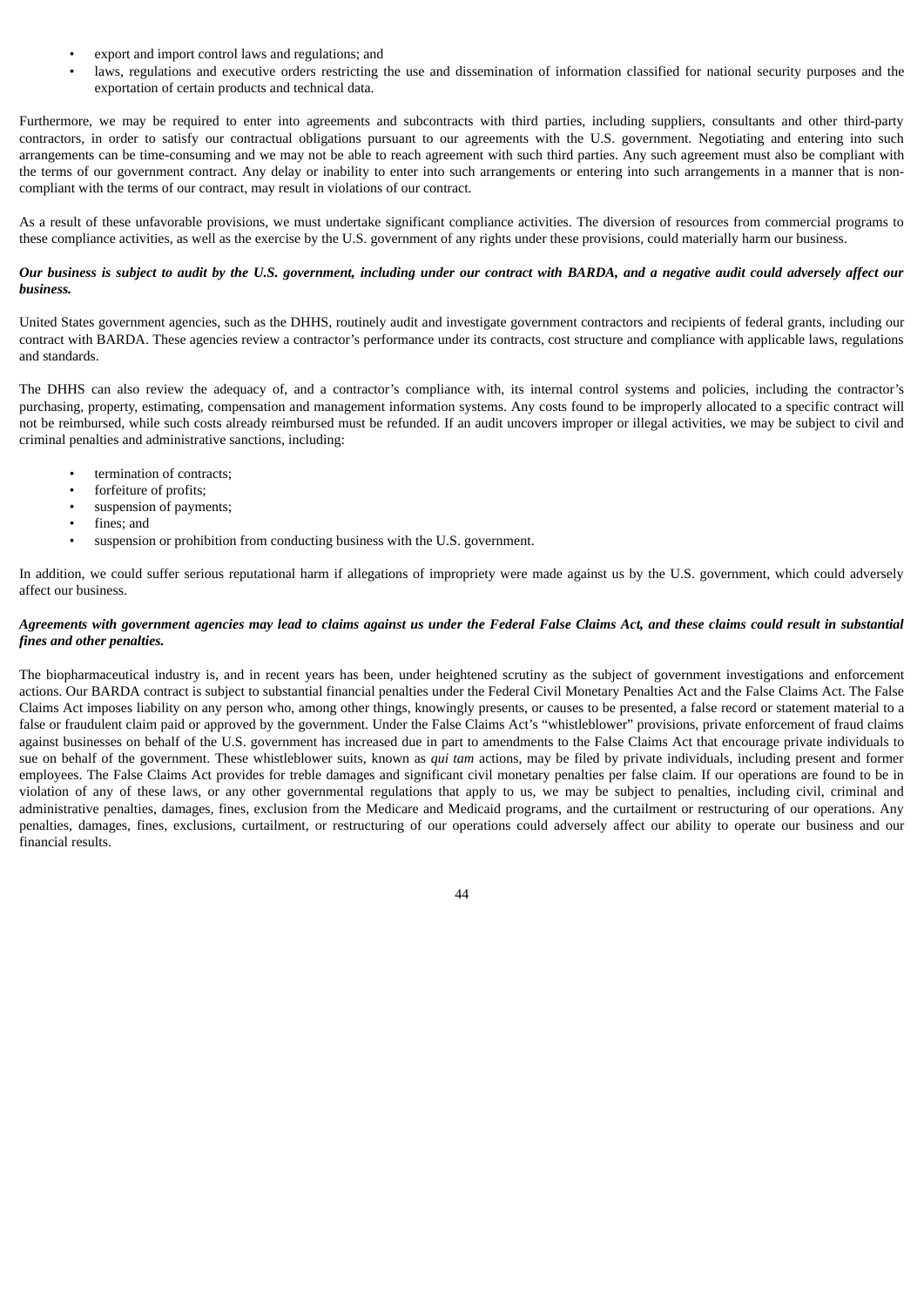- export and import control laws and regulations; and
- laws, regulations and executive orders restricting the use and dissemination of information classified for national security purposes and the exportation of certain products and technical data.

Furthermore, we may be required to enter into agreements and subcontracts with third parties, including suppliers, consultants and other third-party contractors, in order to satisfy our contractual obligations pursuant to our agreements with the U.S. government. Negotiating and entering into such arrangements can be time-consuming and we may not be able to reach agreement with such third parties. Any such agreement must also be compliant with the terms of our government contract. Any delay or inability to enter into such arrangements or entering into such arrangements in a manner that is non-compliant with the terms of our contract, may result in violations of our contract.

As a result of these unfavorable provisions, we must undertake significant compliance activities. The diversion of resources from commercial programs to these compliance activities, as well as the exercise by the U.S. government of any rights under these provisions, could materially harm our business.

***Our business is subject to audit by the U.S. government, including under our contract with BARDA, and a negative audit could adversely affect our business.***

United States government agencies, such as the DHHS, routinely audit and investigate government contractors and recipients of federal grants, including our contract with BARDA. These agencies review a contractor's performance under its contracts, cost structure and compliance with applicable laws, regulations and standards.

The DHHS can also review the adequacy of, and a contractor's compliance with, its internal control systems and policies, including the contractor's purchasing, property, estimating, compensation and management information systems. Any costs found to be improperly allocated to a specific contract will not be reimbursed, while such costs already reimbursed must be refunded. If an audit uncovers improper or illegal activities, we may be subject to civil and criminal penalties and administrative sanctions, including:

- termination of contracts;
- forfeiture of profits;
- suspension of payments;
- fines; and
- suspension or prohibition from conducting business with the U.S. government.

In addition, we could suffer serious reputational harm if allegations of impropriety were made against us by the U.S. government, which could adversely affect our business.

***Agreements with government agencies may lead to claims against us under the Federal False Claims Act, and these claims could result in substantial fines and other penalties.***

The biopharmaceutical industry is, and in recent years has been, under heightened scrutiny as the subject of government investigations and enforcement actions. Our BARDA contract is subject to substantial financial penalties under the Federal Civil Monetary Penalties Act and the False Claims Act. The False Claims Act imposes liability on any person who, among other things, knowingly presents, or causes to be presented, a false record or statement material to a false or fraudulent claim paid or approved by the government. Under the False Claims Act's "whistleblower" provisions, private enforcement of fraud claims against businesses on behalf of the U.S. government has increased due in part to amendments to the False Claims Act that encourage private individuals to sue on behalf of the government. These whistleblower suits, known as *qui tam* actions, may be filed by private individuals, including present and former employees. The False Claims Act provides for treble damages and significant civil monetary penalties per false claim. If our operations are found to be in violation of any of these laws, or any other governmental regulations that apply to us, we may be subject to penalties, including civil, criminal and administrative penalties, damages, fines, exclusion from the Medicare and Medicaid programs, and the curtailment or restructuring of our operations. Any penalties, damages, fines, exclusions, curtailment, or restructuring of our operations could adversely affect our ability to operate our business and our financial results.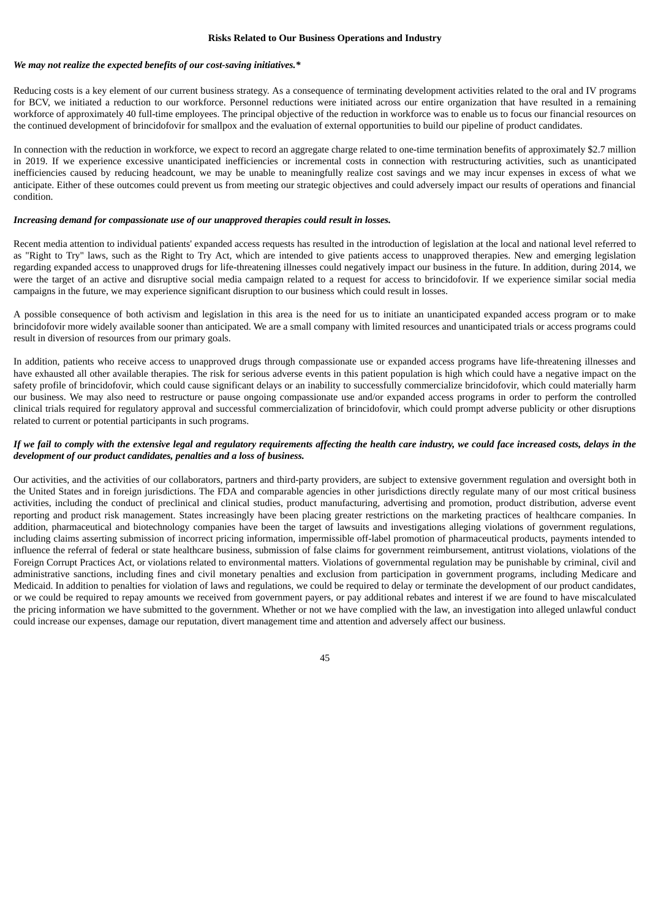### Risks Related to Our Business Operations and Industry

***We may not realize the expected benefits of our cost-saving initiatives.****

Reducing costs is a key element of our current business strategy. As a consequence of terminating development activities related to the oral and IV programs for BCV, we initiated a reduction to our workforce. Personnel reductions were initiated across our entire organization that have resulted in a remaining workforce of approximately 40 full-time employees. The principal objective of the reduction in workforce was to enable us to focus our financial resources on the continued development of brincidofovir for smallpox and the evaluation of external opportunities to build our pipeline of product candidates.

In connection with the reduction in workforce, we expect to record an aggregate charge related to one-time termination benefits of approximately $2.7 million in 2019. If we experience excessive unanticipated inefficiencies or incremental costs in connection with restructuring activities, such as unanticipated inefficiencies caused by reducing headcount, we may be unable to meaningfully realize cost savings and we may incur expenses in excess of what we anticipate. Either of these outcomes could prevent us from meeting our strategic objectives and could adversely impact our results of operations and financial condition.

***Increasing demand for compassionate use of our unapproved therapies could result in losses.***

Recent media attention to individual patients' expanded access requests has resulted in the introduction of legislation at the local and national level referred to as "Right to Try" laws, such as the Right to Try Act, which are intended to give patients access to unapproved therapies. New and emerging legislation regarding expanded access to unapproved drugs for life-threatening illnesses could negatively impact our business in the future. In addition, during 2014, we were the target of an active and disruptive social media campaign related to a request for access to brincidofovir. If we experience similar social media campaigns in the future, we may experience significant disruption to our business which could result in losses.

A possible consequence of both activism and legislation in this area is the need for us to initiate an unanticipated expanded access program or to make brincidofovir more widely available sooner than anticipated. We are a small company with limited resources and unanticipated trials or access programs could result in diversion of resources from our primary goals.

In addition, patients who receive access to unapproved drugs through compassionate use or expanded access programs have life-threatening illnesses and have exhausted all other available therapies. The risk for serious adverse events in this patient population is high which could have a negative impact on the safety profile of brincidofovir, which could cause significant delays or an inability to successfully commercialize brincidofovir, which could materially harm our business. We may also need to restructure or pause ongoing compassionate use and/or expanded access programs in order to perform the controlled clinical trials required for regulatory approval and successful commercialization of brincidofovir, which could prompt adverse publicity or other disruptions related to current or potential participants in such programs.

***If we fail to comply with the extensive legal and regulatory requirements affecting the health care industry, we could face increased costs, delays in the development of our product candidates, penalties and a loss of business.***

Our activities, and the activities of our collaborators, partners and third-party providers, are subject to extensive government regulation and oversight both in the United States and in foreign jurisdictions. The FDA and comparable agencies in other jurisdictions directly regulate many of our most critical business activities, including the conduct of preclinical and clinical studies, product manufacturing, advertising and promotion, product distribution, adverse event reporting and product risk management. States increasingly have been placing greater restrictions on the marketing practices of healthcare companies. In addition, pharmaceutical and biotechnology companies have been the target of lawsuits and investigations alleging violations of government regulations, including claims asserting submission of incorrect pricing information, impermissible off-label promotion of pharmaceutical products, payments intended to influence the referral of federal or state healthcare business, submission of false claims for government reimbursement, antitrust violations, violations of the Foreign Corrupt Practices Act, or violations related to environmental matters. Violations of governmental regulation may be punishable by criminal, civil and administrative sanctions, including fines and civil monetary penalties and exclusion from participation in government programs, including Medicare and Medicaid. In addition to penalties for violation of laws and regulations, we could be required to delay or terminate the development of our product candidates, or we could be required to repay amounts we received from government payers, or pay additional rebates and interest if we are found to have miscalculated the pricing information we have submitted to the government. Whether or not we have complied with the law, an investigation into alleged unlawful conduct could increase our expenses, damage our reputation, divert management time and attention and adversely affect our business.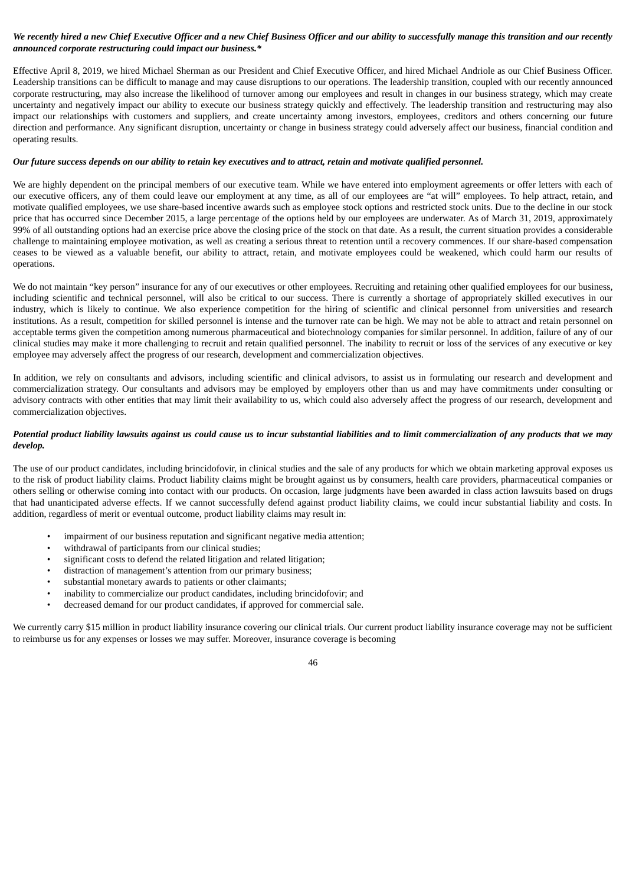***We recently hired a new Chief Executive Officer and a new Chief Business Officer and our ability to successfully manage this transition and our recently announced corporate restructuring could impact our business.****

Effective April 8, 2019, we hired Michael Sherman as our President and Chief Executive Officer, and hired Michael Andriole as our Chief Business Officer. Leadership transitions can be difficult to manage and may cause disruptions to our operations. The leadership transition, coupled with our recently announced corporate restructuring, may also increase the likelihood of turnover among our employees and result in changes in our business strategy, which may create uncertainty and negatively impact our ability to execute our business strategy quickly and effectively. The leadership transition and restructuring may also impact our relationships with customers and suppliers, and create uncertainty among investors, employees, creditors and others concerning our future direction and performance. Any significant disruption, uncertainty or change in business strategy could adversely affect our business, financial condition and operating results.

***Our future success depends on our ability to retain key executives and to attract, retain and motivate qualified personnel.***

We are highly dependent on the principal members of our executive team. While we have entered into employment agreements or offer letters with each of our executive officers, any of them could leave our employment at any time, as all of our employees are "at will" employees. To help attract, retain, and motivate qualified employees, we use share-based incentive awards such as employee stock options and restricted stock units. Due to the decline in our stock price that has occurred since December 2015, a large percentage of the options held by our employees are underwater. As of March 31, 2019, approximately 99% of all outstanding options had an exercise price above the closing price of the stock on that date. As a result, the current situation provides a considerable challenge to maintaining employee motivation, as well as creating a serious threat to retention until a recovery commences. If our share-based compensation ceases to be viewed as a valuable benefit, our ability to attract, retain, and motivate employees could be weakened, which could harm our results of operations.

We do not maintain "key person" insurance for any of our executives or other employees. Recruiting and retaining other qualified employees for our business, including scientific and technical personnel, will also be critical to our success. There is currently a shortage of appropriately skilled executives in our industry, which is likely to continue. We also experience competition for the hiring of scientific and clinical personnel from universities and research institutions. As a result, competition for skilled personnel is intense and the turnover rate can be high. We may not be able to attract and retain personnel on acceptable terms given the competition among numerous pharmaceutical and biotechnology companies for similar personnel. In addition, failure of any of our clinical studies may make it more challenging to recruit and retain qualified personnel. The inability to recruit or loss of the services of any executive or key employee may adversely affect the progress of our research, development and commercialization objectives.

In addition, we rely on consultants and advisors, including scientific and clinical advisors, to assist us in formulating our research and development and commercialization strategy. Our consultants and advisors may be employed by employers other than us and may have commitments under consulting or advisory contracts with other entities that may limit their availability to us, which could also adversely affect the progress of our research, development and commercialization objectives.

***Potential product liability lawsuits against us could cause us to incur substantial liabilities and to limit commercialization of any products that we may develop.***

The use of our product candidates, including brincidofovir, in clinical studies and the sale of any products for which we obtain marketing approval exposes us to the risk of product liability claims. Product liability claims might be brought against us by consumers, health care providers, pharmaceutical companies or others selling or otherwise coming into contact with our products. On occasion, large judgments have been awarded in class action lawsuits based on drugs that had unanticipated adverse effects. If we cannot successfully defend against product liability claims, we could incur substantial liability and costs. In addition, regardless of merit or eventual outcome, product liability claims may result in:

- impairment of our business reputation and significant negative media attention;
- withdrawal of participants from our clinical studies;
- significant costs to defend the related litigation and related litigation;
- distraction of management's attention from our primary business;
- substantial monetary awards to patients or other claimants;
- inability to commercialize our product candidates, including brincidofovir; and
- decreased demand for our product candidates, if approved for commercial sale.

We currently carry $15 million in product liability insurance covering our clinical trials. Our current product liability insurance coverage may not be sufficient to reimburse us for any expenses or losses we may suffer. Moreover, insurance coverage is becoming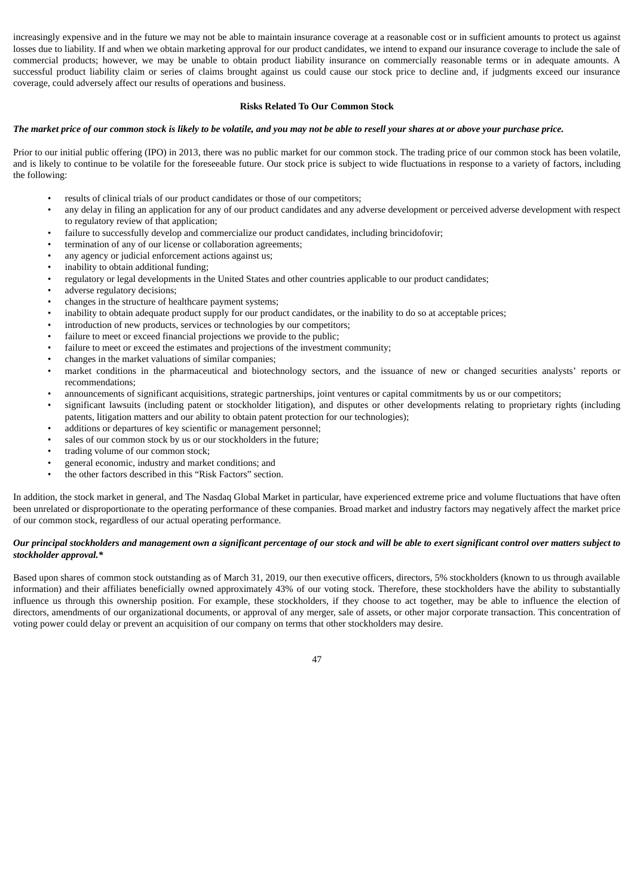increasingly expensive and in the future we may not be able to maintain insurance coverage at a reasonable cost or in sufficient amounts to protect us against losses due to liability. If and when we obtain marketing approval for our product candidates, we intend to expand our insurance coverage to include the sale of commercial products; however, we may be unable to obtain product liability insurance on commercially reasonable terms or in adequate amounts. A successful product liability claim or series of claims brought against us could cause our stock price to decline and, if judgments exceed our insurance coverage, could adversely affect our results of operations and business.

**Risks Related To Our Common Stock**

***The market price of our common stock is likely to be volatile, and you may not be able to resell your shares at or above your purchase price.***

Prior to our initial public offering (IPO) in 2013, there was no public market for our common stock. The trading price of our common stock has been volatile, and is likely to continue to be volatile for the foreseeable future. Our stock price is subject to wide fluctuations in response to a variety of factors, including the following:

- results of clinical trials of our product candidates or those of our competitors;
- any delay in filing an application for any of our product candidates and any adverse development or perceived adverse development with respect to regulatory review of that application;
- failure to successfully develop and commercialize our product candidates, including brincidofovir;
- termination of any of our license or collaboration agreements;
- any agency or judicial enforcement actions against us;
- inability to obtain additional funding;
- regulatory or legal developments in the United States and other countries applicable to our product candidates;
- adverse regulatory decisions;
- changes in the structure of healthcare payment systems;
- inability to obtain adequate product supply for our product candidates, or the inability to do so at acceptable prices;
- introduction of new products, services or technologies by our competitors;
- failure to meet or exceed financial projections we provide to the public;
- failure to meet or exceed the estimates and projections of the investment community;
- changes in the market valuations of similar companies;
- market conditions in the pharmaceutical and biotechnology sectors, and the issuance of new or changed securities analysts' reports or recommendations;
- announcements of significant acquisitions, strategic partnerships, joint ventures or capital commitments by us or our competitors;
- significant lawsuits (including patent or stockholder litigation), and disputes or other developments relating to proprietary rights (including patents, litigation matters and our ability to obtain patent protection for our technologies);
- additions or departures of key scientific or management personnel;
- sales of our common stock by us or our stockholders in the future;
- trading volume of our common stock;
- general economic, industry and market conditions; and
- the other factors described in this "Risk Factors" section.

In addition, the stock market in general, and The Nasdaq Global Market in particular, have experienced extreme price and volume fluctuations that have often been unrelated or disproportionate to the operating performance of these companies. Broad market and industry factors may negatively affect the market price of our common stock, regardless of our actual operating performance.

***Our principal stockholders and management own a significant percentage of our stock and will be able to exert significant control over matters subject to stockholder approval.****

Based upon shares of common stock outstanding as of March 31, 2019, our then executive officers, directors, 5% stockholders (known to us through available information) and their affiliates beneficially owned approximately 43% of our voting stock. Therefore, these stockholders have the ability to substantially influence us through this ownership position. For example, these stockholders, if they choose to act together, may be able to influence the election of directors, amendments of our organizational documents, or approval of any merger, sale of assets, or other major corporate transaction. This concentration of voting power could delay or prevent an acquisition of our company on terms that other stockholders may desire.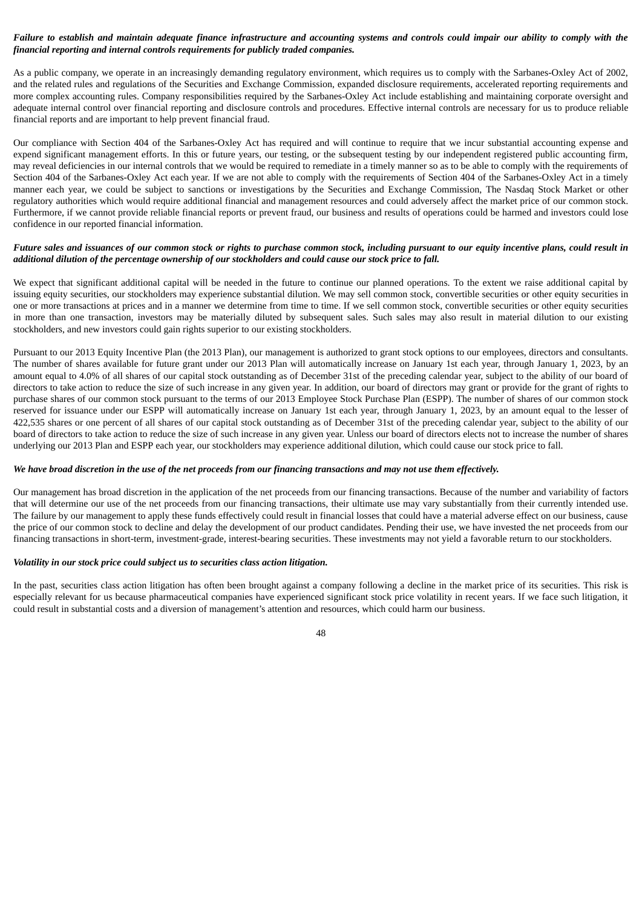***Failure to establish and maintain adequate finance infrastructure and accounting systems and controls could impair our ability to comply with the financial reporting and internal controls requirements for publicly traded companies.***

As a public company, we operate in an increasingly demanding regulatory environment, which requires us to comply with the Sarbanes-Oxley Act of 2002, and the related rules and regulations of the Securities and Exchange Commission, expanded disclosure requirements, accelerated reporting requirements and more complex accounting rules. Company responsibilities required by the Sarbanes-Oxley Act include establishing and maintaining corporate oversight and adequate internal control over financial reporting and disclosure controls and procedures. Effective internal controls are necessary for us to produce reliable financial reports and are important to help prevent financial fraud.

Our compliance with Section 404 of the Sarbanes-Oxley Act has required and will continue to require that we incur substantial accounting expense and expend significant management efforts. In this or future years, our testing, or the subsequent testing by our independent registered public accounting firm, may reveal deficiencies in our internal controls that we would be required to remediate in a timely manner so as to be able to comply with the requirements of Section 404 of the Sarbanes-Oxley Act each year. If we are not able to comply with the requirements of Section 404 of the Sarbanes-Oxley Act in a timely manner each year, we could be subject to sanctions or investigations by the Securities and Exchange Commission, The Nasdaq Stock Market or other regulatory authorities which would require additional financial and management resources and could adversely affect the market price of our common stock. Furthermore, if we cannot provide reliable financial reports or prevent fraud, our business and results of operations could be harmed and investors could lose confidence in our reported financial information.

***Future sales and issuances of our common stock or rights to purchase common stock, including pursuant to our equity incentive plans, could result in additional dilution of the percentage ownership of our stockholders and could cause our stock price to fall.***

We expect that significant additional capital will be needed in the future to continue our planned operations. To the extent we raise additional capital by issuing equity securities, our stockholders may experience substantial dilution. We may sell common stock, convertible securities or other equity securities in one or more transactions at prices and in a manner we determine from time to time. If we sell common stock, convertible securities or other equity securities in more than one transaction, investors may be materially diluted by subsequent sales. Such sales may also result in material dilution to our existing stockholders, and new investors could gain rights superior to our existing stockholders.

Pursuant to our 2013 Equity Incentive Plan (the 2013 Plan), our management is authorized to grant stock options to our employees, directors and consultants. The number of shares available for future grant under our 2013 Plan will automatically increase on January 1st each year, through January 1, 2023, by an amount equal to 4.0% of all shares of our capital stock outstanding as of December 31st of the preceding calendar year, subject to the ability of our board of directors to take action to reduce the size of such increase in any given year. In addition, our board of directors may grant or provide for the grant of rights to purchase shares of our common stock pursuant to the terms of our 2013 Employee Stock Purchase Plan (ESPP). The number of shares of our common stock reserved for issuance under our ESPP will automatically increase on January 1st each year, through January 1, 2023, by an amount equal to the lesser of 422,535 shares or one percent of all shares of our capital stock outstanding as of December 31st of the preceding calendar year, subject to the ability of our board of directors to take action to reduce the size of such increase in any given year. Unless our board of directors elects not to increase the number of shares underlying our 2013 Plan and ESPP each year, our stockholders may experience additional dilution, which could cause our stock price to fall.

***We have broad discretion in the use of the net proceeds from our financing transactions and may not use them effectively.***

Our management has broad discretion in the application of the net proceeds from our financing transactions. Because of the number and variability of factors that will determine our use of the net proceeds from our financing transactions, their ultimate use may vary substantially from their currently intended use. The failure by our management to apply these funds effectively could result in financial losses that could have a material adverse effect on our business, cause the price of our common stock to decline and delay the development of our product candidates. Pending their use, we have invested the net proceeds from our financing transactions in short-term, investment-grade, interest-bearing securities. These investments may not yield a favorable return to our stockholders.

***Volatility in our stock price could subject us to securities class action litigation.***

In the past, securities class action litigation has often been brought against a company following a decline in the market price of its securities. This risk is especially relevant for us because pharmaceutical companies have experienced significant stock price volatility in recent years. If we face such litigation, it could result in substantial costs and a diversion of management's attention and resources, which could harm our business.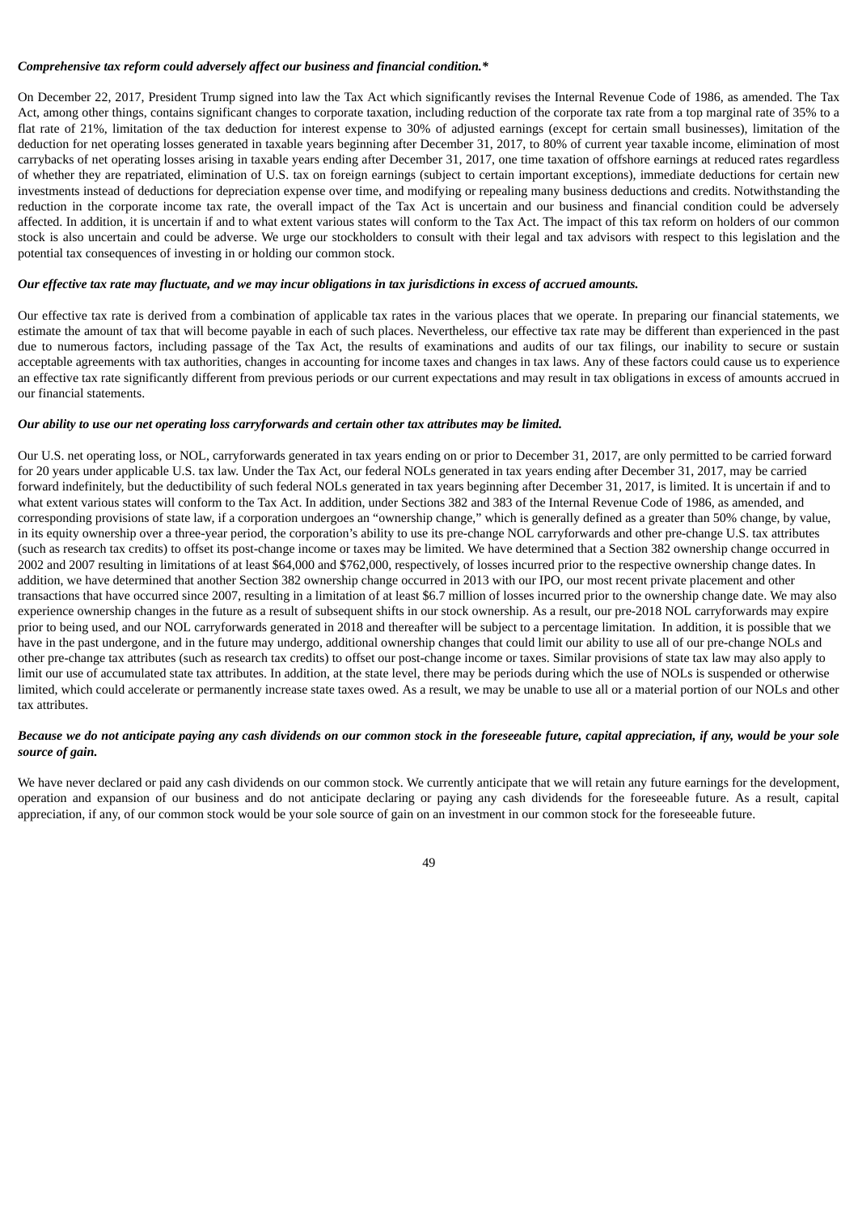***Comprehensive tax reform could adversely affect our business and financial condition.****

On December 22, 2017, President Trump signed into law the Tax Act which significantly revises the Internal Revenue Code of 1986, as amended. The Tax Act, among other things, contains significant changes to corporate taxation, including reduction of the corporate tax rate from a top marginal rate of 35% to a flat rate of 21%, limitation of the tax deduction for interest expense to 30% of adjusted earnings (except for certain small businesses), limitation of the deduction for net operating losses generated in taxable years beginning after December 31, 2017, to 80% of current year taxable income, elimination of most carrybacks of net operating losses arising in taxable years ending after December 31, 2017, one time taxation of offshore earnings at reduced rates regardless of whether they are repatriated, elimination of U.S. tax on foreign earnings (subject to certain important exceptions), immediate deductions for certain new investments instead of deductions for depreciation expense over time, and modifying or repealing many business deductions and credits. Notwithstanding the reduction in the corporate income tax rate, the overall impact of the Tax Act is uncertain and our business and financial condition could be adversely affected. In addition, it is uncertain if and to what extent various states will conform to the Tax Act. The impact of this tax reform on holders of our common stock is also uncertain and could be adverse. We urge our stockholders to consult with their legal and tax advisors with respect to this legislation and the potential tax consequences of investing in or holding our common stock.

***Our effective tax rate may fluctuate, and we may incur obligations in tax jurisdictions in excess of accrued amounts.***

Our effective tax rate is derived from a combination of applicable tax rates in the various places that we operate. In preparing our financial statements, we estimate the amount of tax that will become payable in each of such places. Nevertheless, our effective tax rate may be different than experienced in the past due to numerous factors, including passage of the Tax Act, the results of examinations and audits of our tax filings, our inability to secure or sustain acceptable agreements with tax authorities, changes in accounting for income taxes and changes in tax laws. Any of these factors could cause us to experience an effective tax rate significantly different from previous periods or our current expectations and may result in tax obligations in excess of amounts accrued in our financial statements.

***Our ability to use our net operating loss carryforwards and certain other tax attributes may be limited.***

Our U.S. net operating loss, or NOL, carryforwards generated in tax years ending on or prior to December 31, 2017, are only permitted to be carried forward for 20 years under applicable U.S. tax law. Under the Tax Act, our federal NOLs generated in tax years ending after December 31, 2017, may be carried forward indefinitely, but the deductibility of such federal NOLs generated in tax years beginning after December 31, 2017, is limited. It is uncertain if and to what extent various states will conform to the Tax Act. In addition, under Sections 382 and 383 of the Internal Revenue Code of 1986, as amended, and corresponding provisions of state law, if a corporation undergoes an "ownership change," which is generally defined as a greater than 50% change, by value, in its equity ownership over a three-year period, the corporation's ability to use its pre-change NOL carryforwards and other pre-change U.S. tax attributes (such as research tax credits) to offset its post-change income or taxes may be limited. We have determined that a Section 382 ownership change occurred in 2002 and 2007 resulting in limitations of at least $64,000 and $762,000, respectively, of losses incurred prior to the respective ownership change dates. In addition, we have determined that another Section 382 ownership change occurred in 2013 with our IPO, our most recent private placement and other transactions that have occurred since 2007, resulting in a limitation of at least $6.7 million of losses incurred prior to the ownership change date. We may also experience ownership changes in the future as a result of subsequent shifts in our stock ownership. As a result, our pre-2018 NOL carryforwards may expire prior to being used, and our NOL carryforwards generated in 2018 and thereafter will be subject to a percentage limitation. In addition, it is possible that we have in the past undergone, and in the future may undergo, additional ownership changes that could limit our ability to use all of our pre-change NOLs and other pre-change tax attributes (such as research tax credits) to offset our post-change income or taxes. Similar provisions of state tax law may also apply to limit our use of accumulated state tax attributes. In addition, at the state level, there may be periods during which the use of NOLs is suspended or otherwise limited, which could accelerate or permanently increase state taxes owed. As a result, we may be unable to use all or a material portion of our NOLs and other tax attributes.

***Because we do not anticipate paying any cash dividends on our common stock in the foreseeable future, capital appreciation, if any, would be your sole source of gain.***

We have never declared or paid any cash dividends on our common stock. We currently anticipate that we will retain any future earnings for the development, operation and expansion of our business and do not anticipate declaring or paying any cash dividends for the foreseeable future. As a result, capital appreciation, if any, of our common stock would be your sole source of gain on an investment in our common stock for the foreseeable future.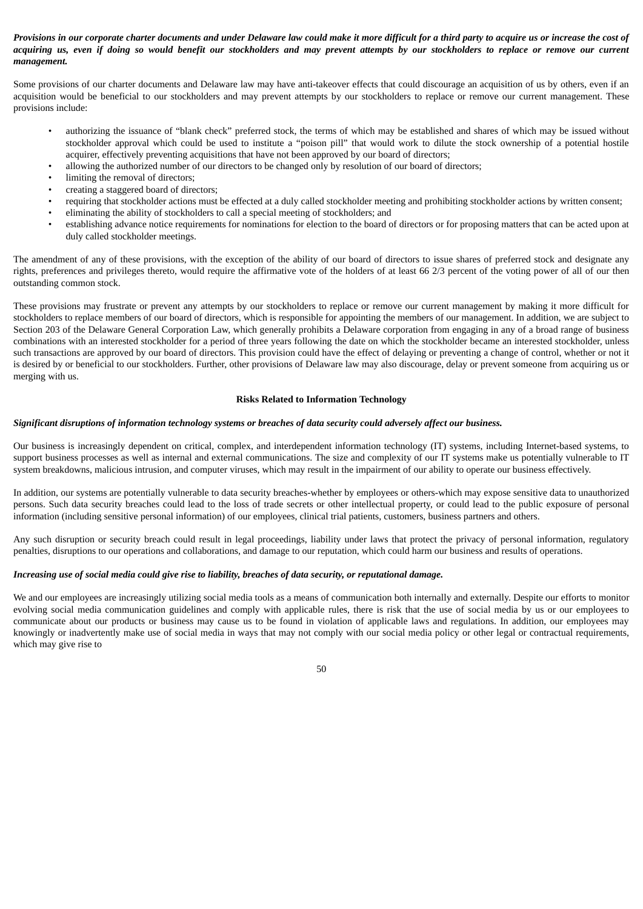***Provisions in our corporate charter documents and under Delaware law could make it more difficult for a third party to acquire us or increase the cost of acquiring us, even if doing so would benefit our stockholders and may prevent attempts by our stockholders to replace or remove our current management.***

Some provisions of our charter documents and Delaware law may have anti-takeover effects that could discourage an acquisition of us by others, even if an acquisition would be beneficial to our stockholders and may prevent attempts by our stockholders to replace or remove our current management. These provisions include:

- authorizing the issuance of "blank check" preferred stock, the terms of which may be established and shares of which may be issued without stockholder approval which could be used to institute a "poison pill" that would work to dilute the stock ownership of a potential hostile acquirer, effectively preventing acquisitions that have not been approved by our board of directors;
- allowing the authorized number of our directors to be changed only by resolution of our board of directors;
- limiting the removal of directors;
- creating a staggered board of directors;
- requiring that stockholder actions must be effected at a duly called stockholder meeting and prohibiting stockholder actions by written consent;
- eliminating the ability of stockholders to call a special meeting of stockholders; and
- establishing advance notice requirements for nominations for election to the board of directors or for proposing matters that can be acted upon at duly called stockholder meetings.

The amendment of any of these provisions, with the exception of the ability of our board of directors to issue shares of preferred stock and designate any rights, preferences and privileges thereto, would require the affirmative vote of the holders of at least 66 2/3 percent of the voting power of all of our then outstanding common stock.

These provisions may frustrate or prevent any attempts by our stockholders to replace or remove our current management by making it more difficult for stockholders to replace members of our board of directors, which is responsible for appointing the members of our management. In addition, we are subject to Section 203 of the Delaware General Corporation Law, which generally prohibits a Delaware corporation from engaging in any of a broad range of business combinations with an interested stockholder for a period of three years following the date on which the stockholder became an interested stockholder, unless such transactions are approved by our board of directors. This provision could have the effect of delaying or preventing a change of control, whether or not it is desired by or beneficial to our stockholders. Further, other provisions of Delaware law may also discourage, delay or prevent someone from acquiring us or merging with us.

## Risks Related to Information Technology

***Significant disruptions of information technology systems or breaches of data security could adversely affect our business.***

Our business is increasingly dependent on critical, complex, and interdependent information technology (IT) systems, including Internet-based systems, to support business processes as well as internal and external communications. The size and complexity of our IT systems make us potentially vulnerable to IT system breakdowns, malicious intrusion, and computer viruses, which may result in the impairment of our ability to operate our business effectively.

In addition, our systems are potentially vulnerable to data security breaches-whether by employees or others-which may expose sensitive data to unauthorized persons. Such data security breaches could lead to the loss of trade secrets or other intellectual property, or could lead to the public exposure of personal information (including sensitive personal information) of our employees, clinical trial patients, customers, business partners and others.

Any such disruption or security breach could result in legal proceedings, liability under laws that protect the privacy of personal information, regulatory penalties, disruptions to our operations and collaborations, and damage to our reputation, which could harm our business and results of operations.

***Increasing use of social media could give rise to liability, breaches of data security, or reputational damage.***

We and our employees are increasingly utilizing social media tools as a means of communication both internally and externally. Despite our efforts to monitor evolving social media communication guidelines and comply with applicable rules, there is risk that the use of social media by us or our employees to communicate about our products or business may cause us to be found in violation of applicable laws and regulations. In addition, our employees may knowingly or inadvertently make use of social media in ways that may not comply with our social media policy or other legal or contractual requirements, which may give rise to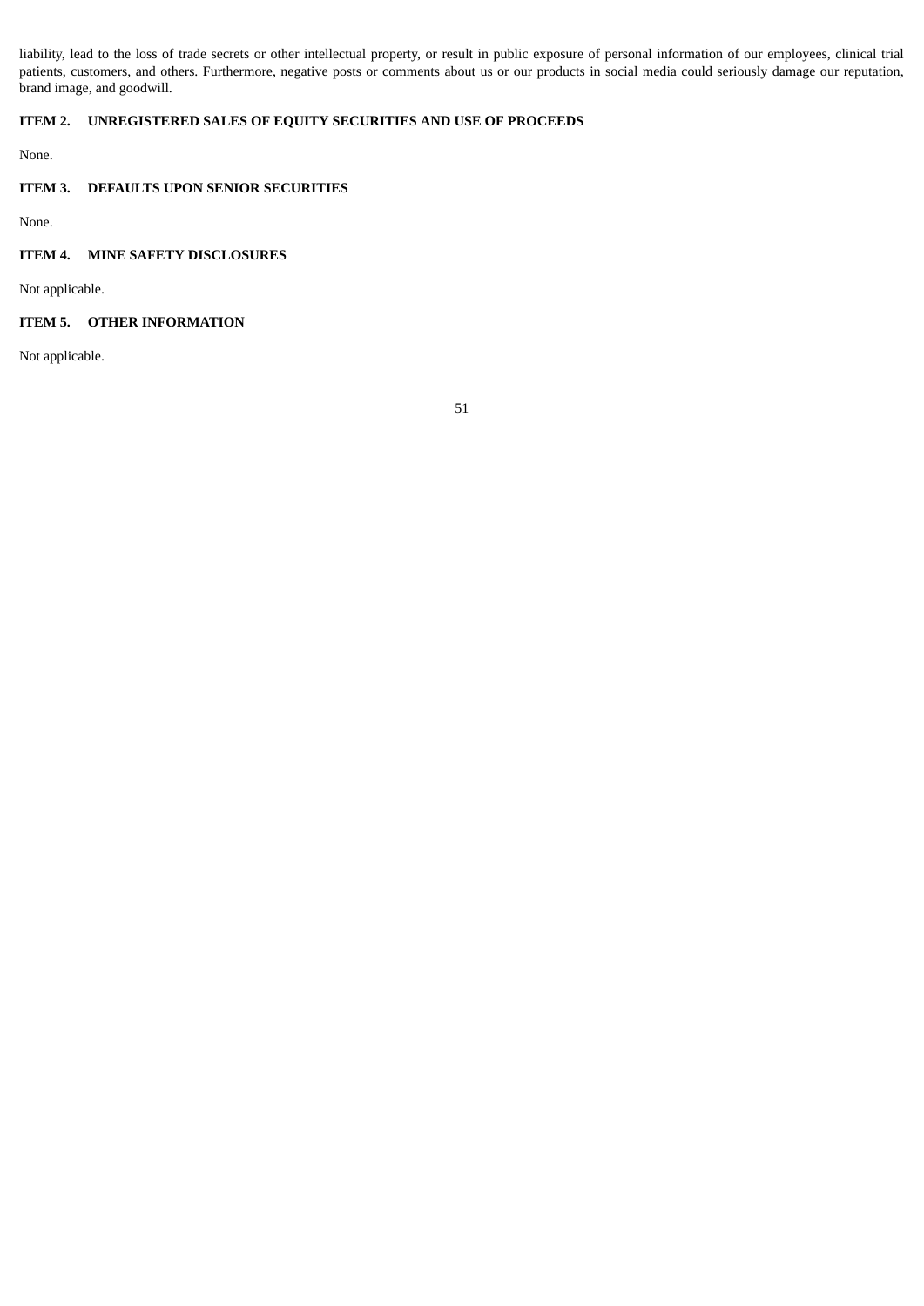liability, lead to the loss of trade secrets or other intellectual property, or result in public exposure of personal information of our employees, clinical trial patients, customers, and others. Furthermore, negative posts or comments about us or our products in social media could seriously damage our reputation, brand image, and goodwill.

## ITEM 2. UNREGISTERED SALES OF EQUITY SECURITIES AND USE OF PROCEEDS

None.

## ITEM 3. DEFAULTS UPON SENIOR SECURITIES

None.

## ITEM 4. MINE SAFETY DISCLOSURES

Not applicable.

## ITEM 5. OTHER INFORMATION

Not applicable.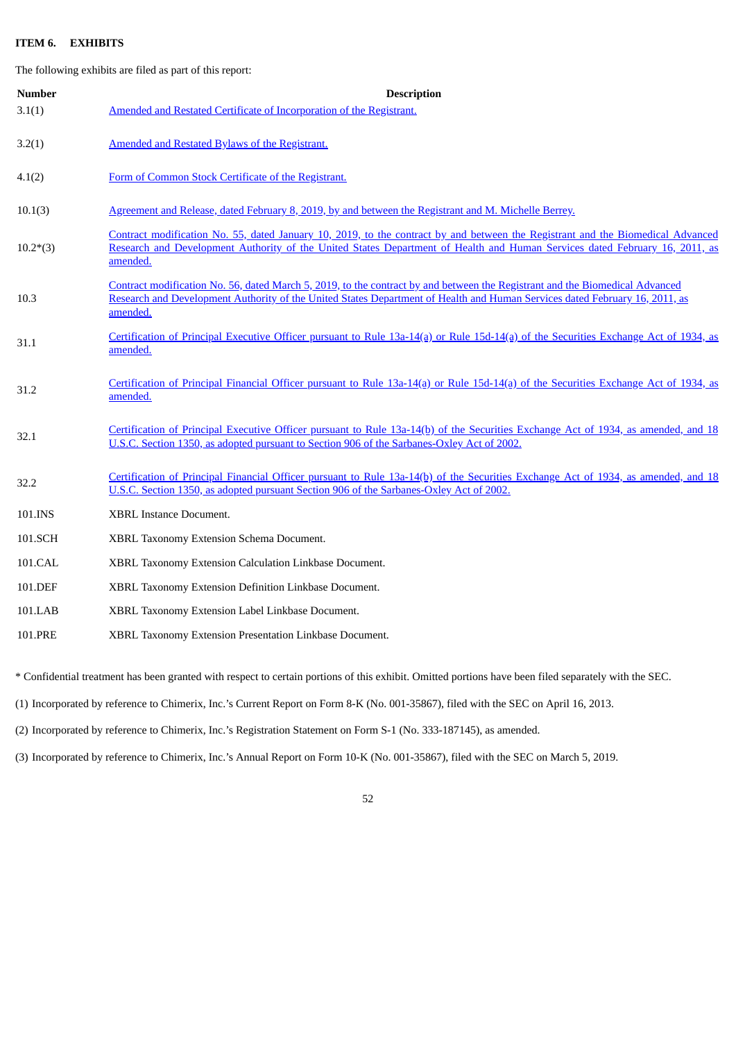**ITEM 6. EXHIBITS**

The following exhibits are filed as part of this report:

| Number | Description |
|---|---|
| 3.1(1) | Amended and Restated Certificate of Incorporation of the Registrant. |
| 3.2(1) | Amended and Restated Bylaws of the Registrant. |
| 4.1(2) | Form of Common Stock Certificate of the Registrant. |
| 10.1(3) | Agreement and Release, dated February 8, 2019, by and between the Registrant and M. Michelle Berrey. |
| 10.2*(3) | Contract modification No. 55, dated January 10, 2019, to the contract by and between the Registrant and the Biomedical Advanced Research and Development Authority of the United States Department of Health and Human Services dated February 16, 2011, as amended. |
| 10.3 | Contract modification No. 56, dated March 5, 2019, to the contract by and between the Registrant and the Biomedical Advanced Research and Development Authority of the United States Department of Health and Human Services dated February 16, 2011, as amended. |
| 31.1 | Certification of Principal Executive Officer pursuant to Rule 13a-14(a) or Rule 15d-14(a) of the Securities Exchange Act of 1934, as amended. |
| 31.2 | Certification of Principal Financial Officer pursuant to Rule 13a-14(a) or Rule 15d-14(a) of the Securities Exchange Act of 1934, as amended. |
| 32.1 | Certification of Principal Executive Officer pursuant to Rule 13a-14(b) of the Securities Exchange Act of 1934, as amended, and 18 U.S.C. Section 1350, as adopted pursuant to Section 906 of the Sarbanes-Oxley Act of 2002. |
| 32.2 | Certification of Principal Financial Officer pursuant to Rule 13a-14(b) of the Securities Exchange Act of 1934, as amended, and 18 U.S.C. Section 1350, as adopted pursuant Section 906 of the Sarbanes-Oxley Act of 2002. |
| 101.INS | XBRL Instance Document. |
| 101.SCH | XBRL Taxonomy Extension Schema Document. |
| 101.CAL | XBRL Taxonomy Extension Calculation Linkbase Document. |
| 101.DEF | XBRL Taxonomy Extension Definition Linkbase Document. |
| 101.LAB | XBRL Taxonomy Extension Label Linkbase Document. |
| 101.PRE | XBRL Taxonomy Extension Presentation Linkbase Document. |

\* Confidential treatment has been granted with respect to certain portions of this exhibit. Omitted portions have been filed separately with the SEC.

(1) Incorporated by reference to Chimerix, Inc.'s Current Report on Form 8-K (No. 001-35867), filed with the SEC on April 16, 2013.

(2) Incorporated by reference to Chimerix, Inc.'s Registration Statement on Form S-1 (No. 333-187145), as amended.

(3) Incorporated by reference to Chimerix, Inc.'s Annual Report on Form 10-K (No. 001-35867), filed with the SEC on March 5, 2019.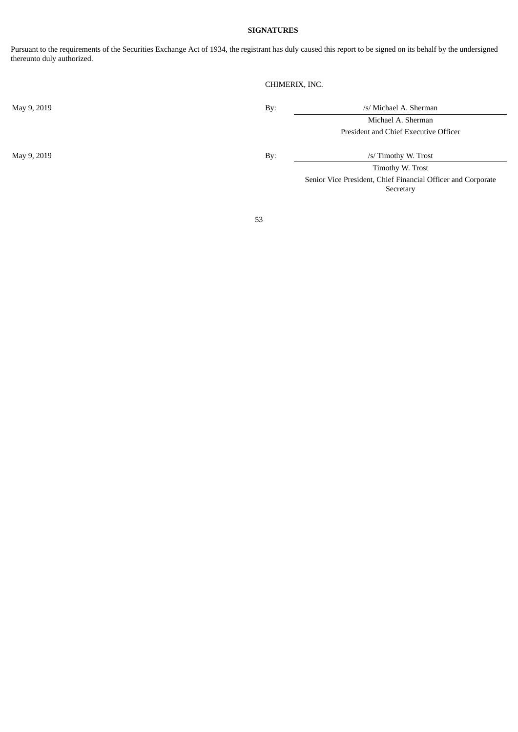**SIGNATURES**

Pursuant to the requirements of the Securities Exchange Act of 1934, the registrant has duly caused this report to be signed on its behalf by the undersigned thereunto duly authorized.

CHIMERIX, INC.

| | | |
|---|---|---|
| May 9, 2019 | By: | /s/ Michael A. Sherman |
| | | Michael A. Sherman |
| | | President and Chief Executive Officer |
| May 9, 2019 | By: | /s/ Timothy W. Trost |
| | | Timothy W. Trost |
| | | Senior Vice President, Chief Financial Officer and Corporate Secretary |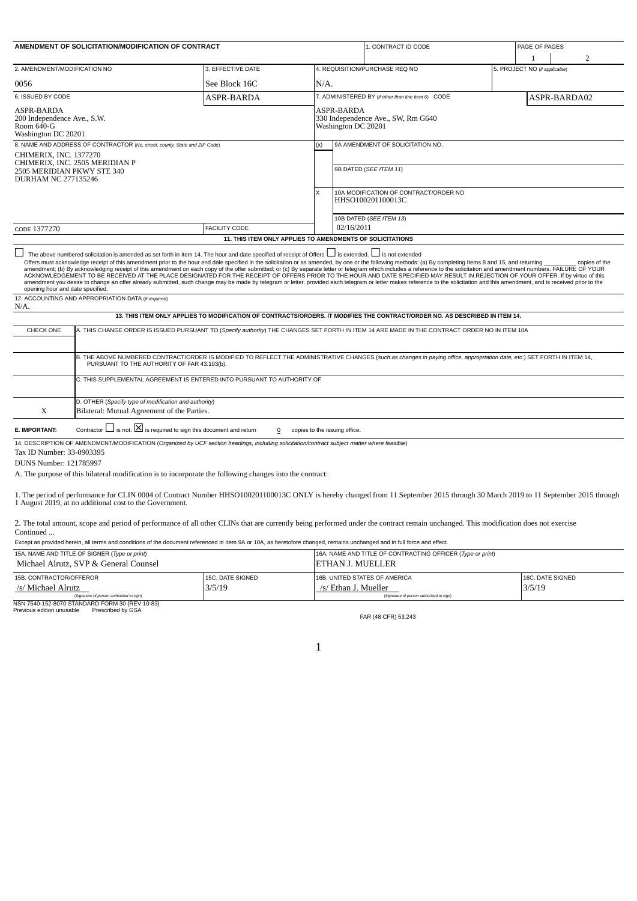**AMENDMENT OF SOLICITATION/MODIFICATION OF CONTRACT**

| 1. CONTRACT ID CODE | PAGE OF PAGES |
|---|---|
| | 1 / 2 |

| 2. AMENDMENT/MODIFICATION NO | 3. EFFECTIVE DATE | 4. REQUISITION/PURCHASE REQ NO | 5. PROJECT NO (if applicable) |
|---|---|---|---|
| 0056 | See Block 16C | N/A. | |

| 6. ISSUED BY CODE | ASPR-BARDA | 7. ADMINISTERED BY (if other than line item 6) CODE | ASPR-BARDA02 |
|---|---|---|---|
| ASPR-BARDA<br>200 Independence Ave., S.W.<br>Room 640-G<br>Washington DC 20201 | | ASPR-BARDA<br>330 Independence Ave., SW, Rm G640<br>Washington DC 20201 | |

8. NAME AND ADDRESS OF CONTRACTOR (No, street, county, State and ZIP Code)

CHIMERIX, INC. 1377270
CHIMERIX, INC. 2505 MERIDIAN P
2505 MERIDIAN PKWY STE 340
DURHAM NC 277135246

| (x) | |
|---|---|
| | 9A AMENDMENT OF SOLICITATION NO. |
| | 9B DATED (SEE ITEM 11) |
| X | 10A MODIFICATION OF CONTRACT/ORDER NO<br>HHSO100201100013C |
| | 10B DATED (SEE ITEM 13)<br>02/16/2011 |

CODE 1377270 | FACILITY CODE

**11. THIS ITEM ONLY APPLIES TO AMENDMENTS OF SOLICITATIONS**

☐ The above numbered solicitation is amended as set forth in Item 14. The hour and date specified of receipt of Offers ☐ is extended. ☐ is not extended

Offers must acknowledge receipt of this amendment prior to the hour end date specified in the solicitation or as amended, by one or the following methods: (a) By completing Items 8 and 15, and returning _________ copies of the amendment; (b) By acknowledging receipt of this amendment on each copy of the offer submitted; or (c) By separate letter or telegram which includes a reference to the solicitation and amendment numbers. FAILURE OF YOUR ACKNOWLEDGEMENT TO BE RECEIVED AT THE PLACE DESIGNATED FOR THE RECEIPT OF OFFERS PRIOR TO THE HOUR AND DATE SPECIFIED MAY RESULT IN REJECTION OF YOUR OFFER. If by virtue of this amendment you desire to change an offer already submitted, such change may be made by telegram or letter, provided each telegram or letter makes reference to the solicitation and this amendment, and is received prior to the opening hour and date specified.

12. ACCOUNTING AND APPROPRIATION DATA (if required)
N/A.

**13. THIS ITEM ONLY APPLIES TO MODIFICATION OF CONTRACTS/ORDERS. IT MODIFIES THE CONTRACT/ORDER NO. AS DESCRIBED IN ITEM 14.**

| CHECK ONE | |
|---|---|
| | A. THIS CHANGE ORDER IS ISSUED PURSUANT TO (Specify authority) THE CHANGES SET FORTH IN ITEM 14 ARE MADE IN THE CONTRACT ORDER NO IN ITEM 10A |
| | B. THE ABOVE NUMBERED CONTRACT/ORDER IS MODIFIED TO REFLECT THE ADMINISTRATIVE CHANGES (such as changes in paying office, appropriation date, etc.) SET FORTH IN ITEM 14, PURSUANT TO THE AUTHORITY OF FAR 43.103(b). |
| | C. THIS SUPPLEMENTAL AGREEMENT IS ENTERED INTO PURSUANT TO AUTHORITY OF |
| X | D. OTHER (Specify type of modification and authority)<br>Bilateral: Mutual Agreement of the Parties. |

**E. IMPORTANT:** Contractor ☐ is not. ☒ is required to sign this document and return 0 copies to the issuing office.

14. DESCRIPTION OF AMENDMENT/MODIFICATION (Organized by UCF section headings, including solicitation/contract subject matter where feasible)

Tax ID Number: 33-0903395

DUNS Number: 121785997

A. The purpose of this bilateral modification is to incorporate the following changes into the contract:

1. The period of performance for CLIN 0004 of Contract Number HHSO100201100013C ONLY is hereby changed from 11 September 2015 through 30 March 2019 to 11 September 2015 through 1 August 2019, at no additional cost to the Government.

2. The total amount, scope and period of performance of all other CLINs that are currently being performed under the contract remain unchanged. This modification does not exercise

Continued ...

Except as provided herein, all terms and conditions of the document referenced in Item 9A or 10A, as heretofore changed, remains unchanged and in full force and effect.

| 15A. NAME AND TITLE OF SIGNER (Type or print) | | 16A. NAME AND TITLE OF CONTRACTING OFFICER (Type or print) | |
|---|---|---|---|
| Michael Alrutz, SVP & General Counsel | | ETHAN J. MUELLER | |
| 15B. CONTRACTOR/OFFEROR | 15C. DATE SIGNED | 16B. UNITED STATES OF AMERICA | 16C. DATE SIGNED |
| /s/ Michael Alrutz<br>(Signature of person authorized to sign) | 3/5/19 | /s/ Ethan J. Mueller<br>(Signature of person authorized to sign) | 3/5/19 |

NSN 7540-152-8070 STANDARD FORM 30 (REV 10-83)
Previous edition unusable Prescribed by GSA
FAR (48 CFR) 53.243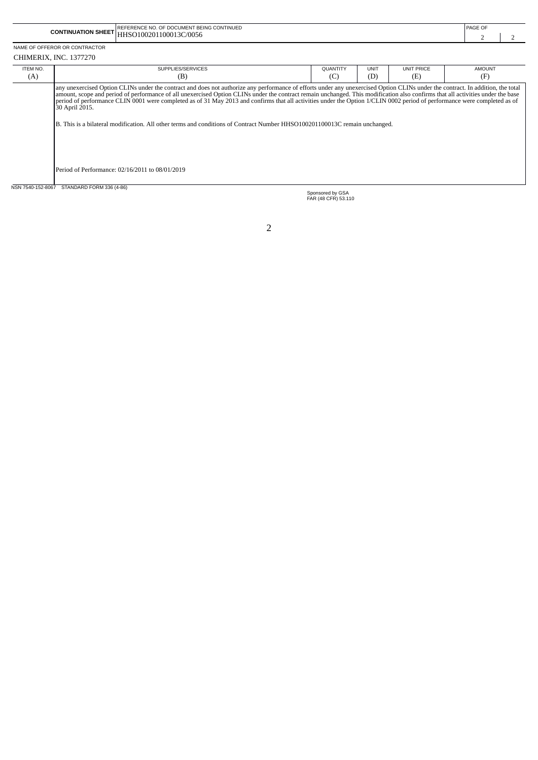**CONTINUATION SHEET**

REFERENCE NO. OF DOCUMENT BEING CONTINUED
HHSO100201100013C/0056

PAGE 2 OF 2

NAME OF OFFEROR OR CONTRACTOR
CHIMERIX, INC. 1377270

| ITEM NO. (A) | SUPPLIES/SERVICES (B) | QUANTITY (C) | UNIT (D) | UNIT PRICE (E) | AMOUNT (F) |
|---|---|---|---|---|---|
| | any unexercised Option CLINs under the contract and does not authorize any performance of efforts under any unexercised Option CLINs under the contract. In addition, the total amount, scope and period of performance of all unexercised Option CLINs under the contract remain unchanged. This modification also confirms that all activities under the base period of performance CLIN 0001 were completed as of 31 May 2013 and confirms that all activities under the Option 1/CLIN 0002 period of performance were completed as of 30 April 2015.<br><br>B. This is a bilateral modification. All other terms and conditions of Contract Number HHSO100201100013C remain unchanged.<br><br>Period of Performance: 02/16/2011 to 08/01/2019 | | | | |

NSN 7540-152-8067 STANDARD FORM 336 (4-86)

Sponsored by GSA
FAR (48 CFR) 53.110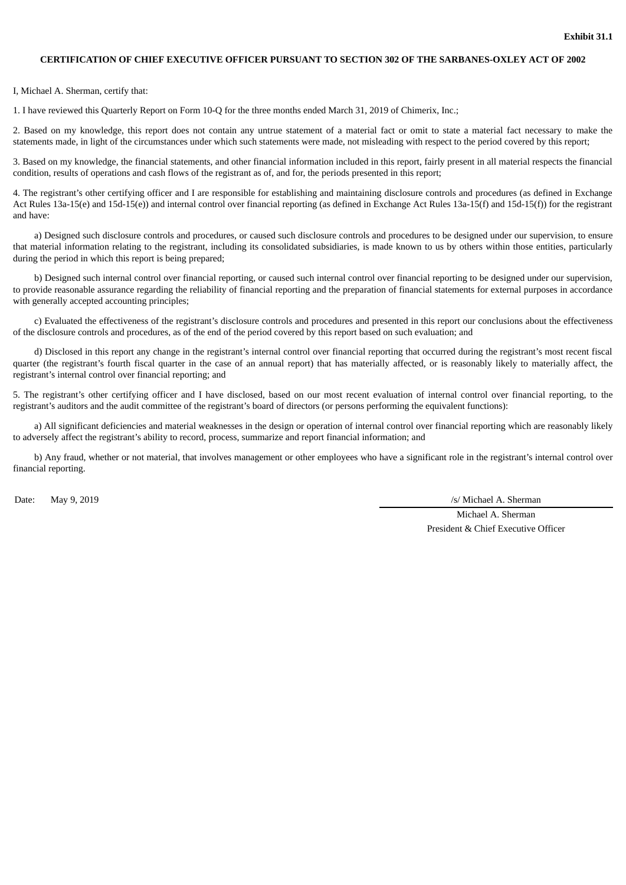**Exhibit 31.1**

**CERTIFICATION OF CHIEF EXECUTIVE OFFICER PURSUANT TO SECTION 302 OF THE SARBANES-OXLEY ACT OF 2002**

I, Michael A. Sherman, certify that:

1. I have reviewed this Quarterly Report on Form 10-Q for the three months ended March 31, 2019 of Chimerix, Inc.;

2. Based on my knowledge, this report does not contain any untrue statement of a material fact or omit to state a material fact necessary to make the statements made, in light of the circumstances under which such statements were made, not misleading with respect to the period covered by this report;

3. Based on my knowledge, the financial statements, and other financial information included in this report, fairly present in all material respects the financial condition, results of operations and cash flows of the registrant as of, and for, the periods presented in this report;

4. The registrant's other certifying officer and I are responsible for establishing and maintaining disclosure controls and procedures (as defined in Exchange Act Rules 13a-15(e) and 15d-15(e)) and internal control over financial reporting (as defined in Exchange Act Rules 13a-15(f) and 15d-15(f)) for the registrant and have:

a) Designed such disclosure controls and procedures, or caused such disclosure controls and procedures to be designed under our supervision, to ensure that material information relating to the registrant, including its consolidated subsidiaries, is made known to us by others within those entities, particularly during the period in which this report is being prepared;

b) Designed such internal control over financial reporting, or caused such internal control over financial reporting to be designed under our supervision, to provide reasonable assurance regarding the reliability of financial reporting and the preparation of financial statements for external purposes in accordance with generally accepted accounting principles;

c) Evaluated the effectiveness of the registrant's disclosure controls and procedures and presented in this report our conclusions about the effectiveness of the disclosure controls and procedures, as of the end of the period covered by this report based on such evaluation; and

d) Disclosed in this report any change in the registrant's internal control over financial reporting that occurred during the registrant's most recent fiscal quarter (the registrant's fourth fiscal quarter in the case of an annual report) that has materially affected, or is reasonably likely to materially affect, the registrant's internal control over financial reporting; and

5. The registrant's other certifying officer and I have disclosed, based on our most recent evaluation of internal control over financial reporting, to the registrant's auditors and the audit committee of the registrant's board of directors (or persons performing the equivalent functions):

a) All significant deficiencies and material weaknesses in the design or operation of internal control over financial reporting which are reasonably likely to adversely affect the registrant's ability to record, process, summarize and report financial information; and

b) Any fraud, whether or not material, that involves management or other employees who have a significant role in the registrant's internal control over financial reporting.

Date: May 9, 2019

/s/ Michael A. Sherman

Michael A. Sherman

President & Chief Executive Officer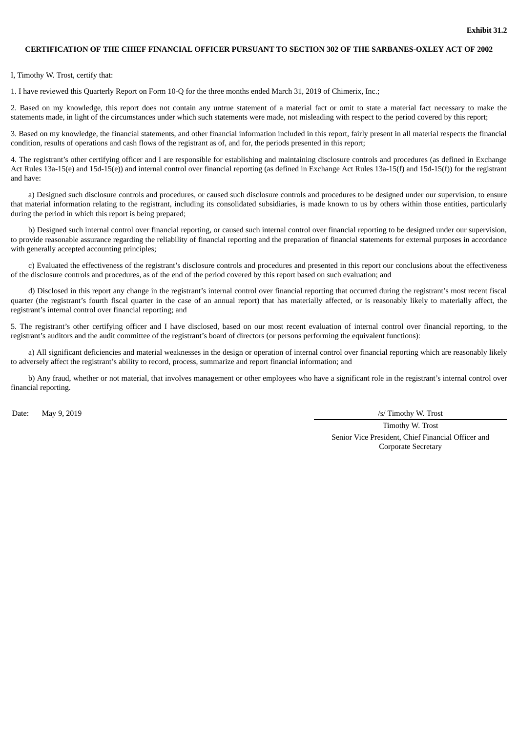**Exhibit 31.2**

**CERTIFICATION OF THE CHIEF FINANCIAL OFFICER PURSUANT TO SECTION 302 OF THE SARBANES-OXLEY ACT OF 2002**

I, Timothy W. Trost, certify that:

1. I have reviewed this Quarterly Report on Form 10-Q for the three months ended March 31, 2019 of Chimerix, Inc.;

2. Based on my knowledge, this report does not contain any untrue statement of a material fact or omit to state a material fact necessary to make the statements made, in light of the circumstances under which such statements were made, not misleading with respect to the period covered by this report;

3. Based on my knowledge, the financial statements, and other financial information included in this report, fairly present in all material respects the financial condition, results of operations and cash flows of the registrant as of, and for, the periods presented in this report;

4. The registrant's other certifying officer and I are responsible for establishing and maintaining disclosure controls and procedures (as defined in Exchange Act Rules 13a-15(e) and 15d-15(e)) and internal control over financial reporting (as defined in Exchange Act Rules 13a-15(f) and 15d-15(f)) for the registrant and have:

a) Designed such disclosure controls and procedures, or caused such disclosure controls and procedures to be designed under our supervision, to ensure that material information relating to the registrant, including its consolidated subsidiaries, is made known to us by others within those entities, particularly during the period in which this report is being prepared;

b) Designed such internal control over financial reporting, or caused such internal control over financial reporting to be designed under our supervision, to provide reasonable assurance regarding the reliability of financial reporting and the preparation of financial statements for external purposes in accordance with generally accepted accounting principles;

c) Evaluated the effectiveness of the registrant's disclosure controls and procedures and presented in this report our conclusions about the effectiveness of the disclosure controls and procedures, as of the end of the period covered by this report based on such evaluation; and

d) Disclosed in this report any change in the registrant's internal control over financial reporting that occurred during the registrant's most recent fiscal quarter (the registrant's fourth fiscal quarter in the case of an annual report) that has materially affected, or is reasonably likely to materially affect, the registrant's internal control over financial reporting; and

5. The registrant's other certifying officer and I have disclosed, based on our most recent evaluation of internal control over financial reporting, to the registrant's auditors and the audit committee of the registrant's board of directors (or persons performing the equivalent functions):

a) All significant deficiencies and material weaknesses in the design or operation of internal control over financial reporting which are reasonably likely to adversely affect the registrant's ability to record, process, summarize and report financial information; and

b) Any fraud, whether or not material, that involves management or other employees who have a significant role in the registrant's internal control over financial reporting.

Date: May 9, 2019

/s/ Timothy W. Trost

Timothy W. Trost
Senior Vice President, Chief Financial Officer and Corporate Secretary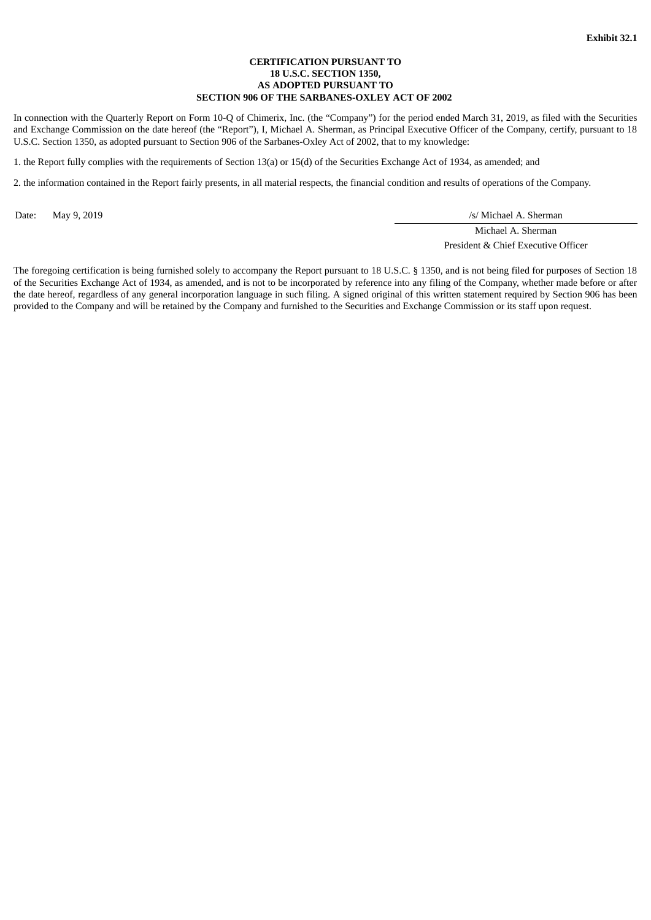**Exhibit 32.1**

**CERTIFICATION PURSUANT TO**
**18 U.S.C. SECTION 1350,**
**AS ADOPTED PURSUANT TO**
**SECTION 906 OF THE SARBANES-OXLEY ACT OF 2002**

In connection with the Quarterly Report on Form 10-Q of Chimerix, Inc. (the "Company") for the period ended March 31, 2019, as filed with the Securities and Exchange Commission on the date hereof (the "Report"), I, Michael A. Sherman, as Principal Executive Officer of the Company, certify, pursuant to 18 U.S.C. Section 1350, as adopted pursuant to Section 906 of the Sarbanes-Oxley Act of 2002, that to my knowledge:

1. the Report fully complies with the requirements of Section 13(a) or 15(d) of the Securities Exchange Act of 1934, as amended; and

2. the information contained in the Report fairly presents, in all material respects, the financial condition and results of operations of the Company.

Date: May 9, 2019

/s/ Michael A. Sherman
Michael A. Sherman
President & Chief Executive Officer

The foregoing certification is being furnished solely to accompany the Report pursuant to 18 U.S.C. § 1350, and is not being filed for purposes of Section 18 of the Securities Exchange Act of 1934, as amended, and is not to be incorporated by reference into any filing of the Company, whether made before or after the date hereof, regardless of any general incorporation language in such filing. A signed original of this written statement required by Section 906 has been provided to the Company and will be retained by the Company and furnished to the Securities and Exchange Commission or its staff upon request.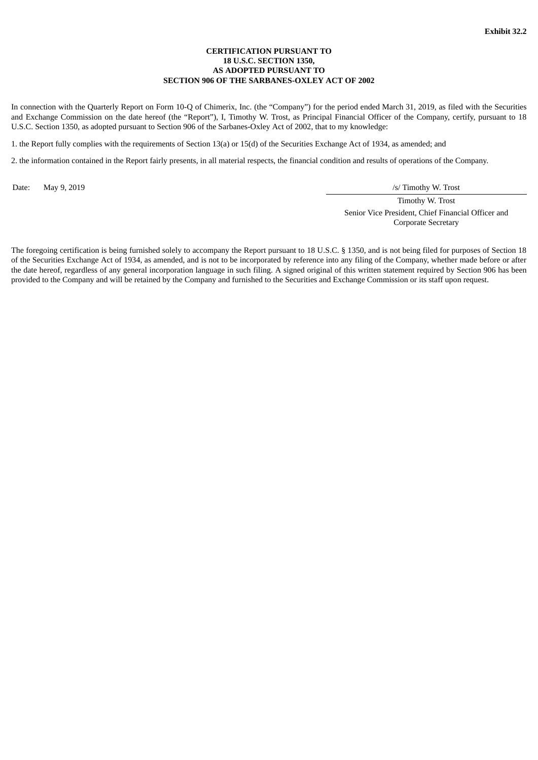**Exhibit 32.2**

**CERTIFICATION PURSUANT TO**
**18 U.S.C. SECTION 1350,**
**AS ADOPTED PURSUANT TO**
**SECTION 906 OF THE SARBANES-OXLEY ACT OF 2002**

In connection with the Quarterly Report on Form 10-Q of Chimerix, Inc. (the "Company") for the period ended March 31, 2019, as filed with the Securities and Exchange Commission on the date hereof (the "Report"), I, Timothy W. Trost, as Principal Financial Officer of the Company, certify, pursuant to 18 U.S.C. Section 1350, as adopted pursuant to Section 906 of the Sarbanes-Oxley Act of 2002, that to my knowledge:

1. the Report fully complies with the requirements of Section 13(a) or 15(d) of the Securities Exchange Act of 1934, as amended; and

2. the information contained in the Report fairly presents, in all material respects, the financial condition and results of operations of the Company.

Date: May 9, 2019

/s/ Timothy W. Trost

Timothy W. Trost
Senior Vice President, Chief Financial Officer and Corporate Secretary

The foregoing certification is being furnished solely to accompany the Report pursuant to 18 U.S.C. § 1350, and is not being filed for purposes of Section 18 of the Securities Exchange Act of 1934, as amended, and is not to be incorporated by reference into any filing of the Company, whether made before or after the date hereof, regardless of any general incorporation language in such filing. A signed original of this written statement required by Section 906 has been provided to the Company and will be retained by the Company and furnished to the Securities and Exchange Commission or its staff upon request.